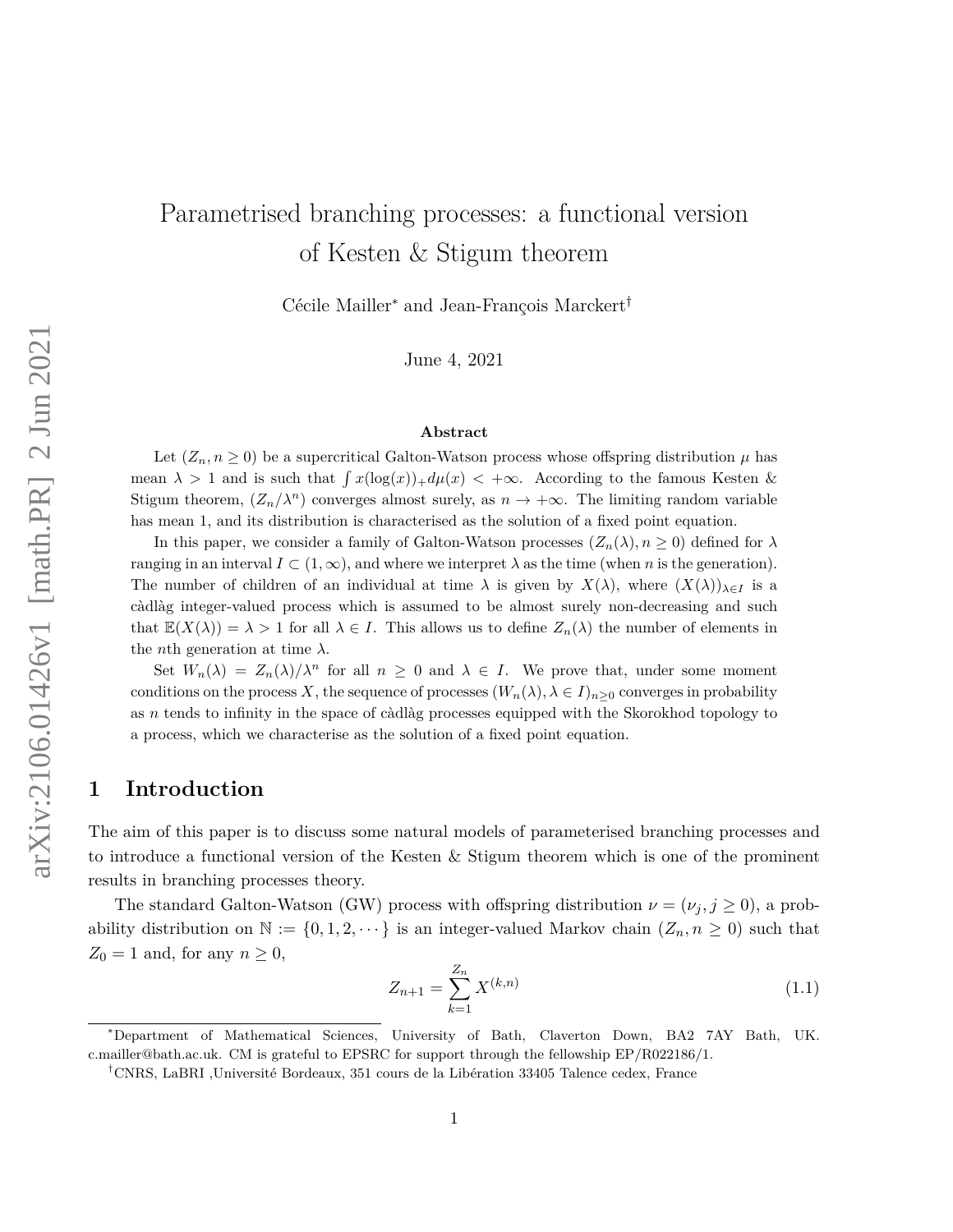# Parametrised branching processes: a functional version of Kesten & Stigum theorem

Cécile Mailler* and Jean-François Marckert†

June 4, 2021

### Abstract

Let $(Z_n, n \geq 0)$ be a supercritical Galton-Watson process whose offspring distribution $\mu$ has mean $\lambda > 1$ and is such that $\int x(\log(x))_+ d\mu(x) < +\infty$. According to the famous Kesten & Stigum theorem, $(Z_n/\lambda^n)$ converges almost surely, as $n \to +\infty$. The limiting random variable has mean 1, and its distribution is characterised as the solution of a fixed point equation.

In this paper, we consider a family of Galton-Watson processes $(Z_n(\lambda), n \geq 0)$ defined for $\lambda$ ranging in an interval $I \subset (1, \infty)$, and where we interpret $\lambda$ as the time (when $n$ is the generation). The number of children of an individual at time $\lambda$ is given by $X(\lambda)$, where $(X(\lambda))_{\lambda \in I}$ is a càdlàg integer-valued process which is assumed to be almost surely non-decreasing and such that $\mathbb{E}(X(\lambda)) = \lambda > 1$ for all $\lambda \in I$. This allows us to define $Z_n(\lambda)$ the number of elements in the $n$th generation at time $\lambda$.

Set $W_n(\lambda) = Z_n(\lambda)/\lambda^n$ for all $n \geq 0$ and $\lambda \in I$. We prove that, under some moment conditions on the process $X$, the sequence of processes $(W_n(\lambda), \lambda \in I)_{n \geq 0}$ converges in probability as $n$ tends to infinity in the space of càdlàg processes equipped with the Skorokhod topology to a process, which we characterise as the solution of a fixed point equation.

## 1 Introduction

The aim of this paper is to discuss some natural models of parameterised branching processes and to introduce a functional version of the Kesten & Stigum theorem which is one of the prominent results in branching processes theory.

The standard Galton-Watson (GW) process with offspring distribution $\nu = (\nu_j, j \geq 0)$, a probability distribution on $\mathbb{N} := \{0, 1, 2, \cdots\}$ is an integer-valued Markov chain $(Z_n, n \geq 0)$ such that $Z_0 = 1$ and, for any $n \geq 0$,

$$Z_{n+1} = \sum_{k=1}^{Z_n} X^{(k,n)} \tag{1.1}$$

*Department of Mathematical Sciences, University of Bath, Claverton Down, BA2 7AY Bath, UK. c.mailler@bath.ac.uk. CM is grateful to EPSRC for support through the fellowship EP/R022186/1.

†CNRS, LaBRI ,Université Bordeaux, 351 cours de la Libération 33405 Talence cedex, France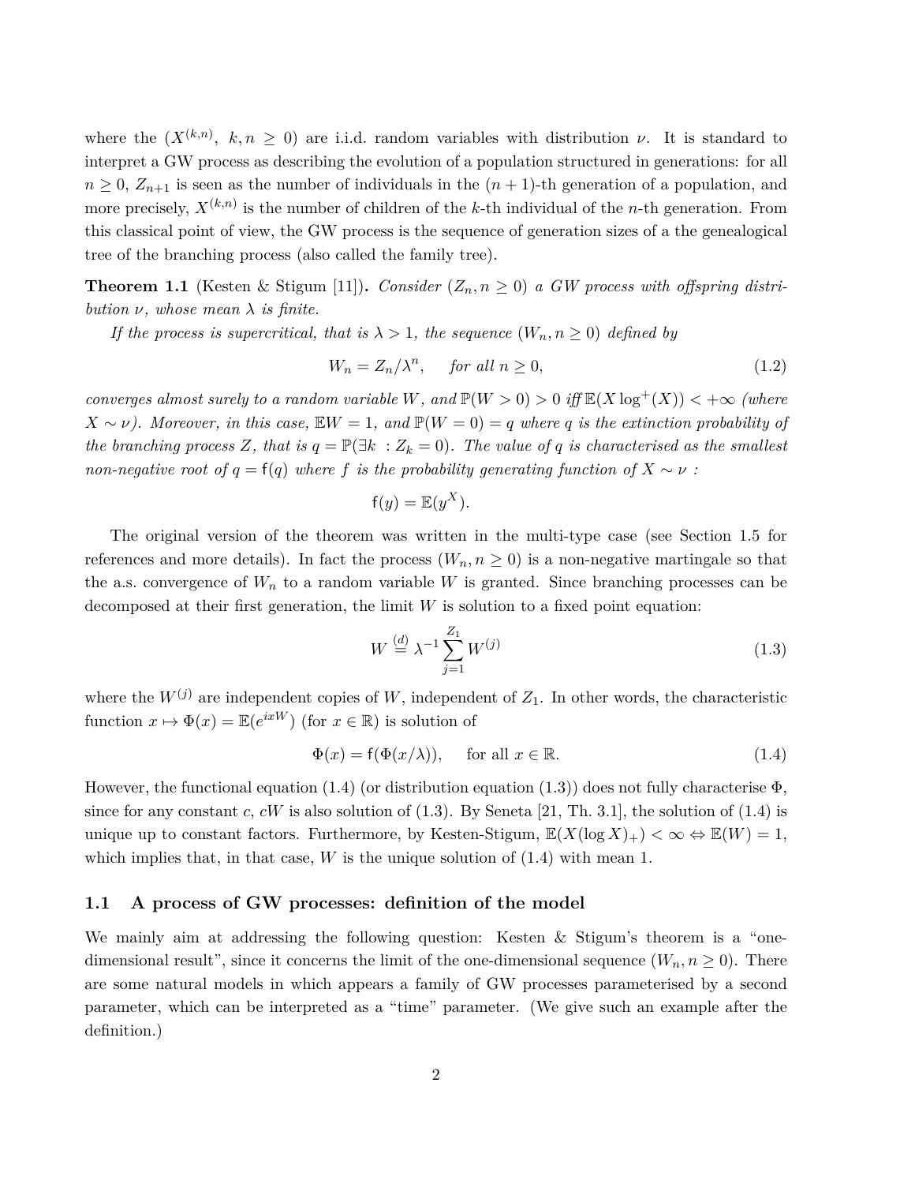where the $(X^{(k,n)},\ k,n \geq 0)$ are i.i.d. random variables with distribution $\nu$. It is standard to interpret a GW process as describing the evolution of a population structured in generations: for all $n \geq 0$, $Z_{n+1}$ is seen as the number of individuals in the $(n+1)$-th generation of a population, and more precisely, $X^{(k,n)}$ is the number of children of the $k$-th individual of the $n$-th generation. From this classical point of view, the GW process is the sequence of generation sizes of a the genealogical tree of the branching process (also called the family tree).

**Theorem 1.1** (Kesten & Stigum [11])**.** *Consider $(Z_n, n \geq 0)$ a GW process with offspring distribution $\nu$, whose mean $\lambda$ is finite.*

*If the process is supercritical, that is $\lambda > 1$, the sequence $(W_n, n \geq 0)$ defined by*

$$W_n = Z_n/\lambda^n, \quad \text{for all } n \geq 0, \tag{1.2}$$

*converges almost surely to a random variable $W$, and $\mathbb{P}(W > 0) > 0$ iff $\mathbb{E}(X \log^+(X)) < +\infty$ (where $X \sim \nu$). Moreover, in this case, $\mathbb{E}W = 1$, and $\mathbb{P}(W = 0) = q$ where $q$ is the extinction probability of the branching process $Z$, that is $q = \mathbb{P}(\exists k\ : Z_k = 0)$. The value of $q$ is characterised as the smallest non-negative root of $q = \mathsf{f}(q)$ where $f$ is the probability generating function of $X \sim \nu$ :*

$$\mathsf{f}(y) = \mathbb{E}(y^X).$$

The original version of the theorem was written in the multi-type case (see Section 1.5 for references and more details). In fact the process $(W_n, n \geq 0)$ is a non-negative martingale so that the a.s. convergence of $W_n$ to a random variable $W$ is granted. Since branching processes can be decomposed at their first generation, the limit $W$ is solution to a fixed point equation:

$$W \overset{(d)}{=} \lambda^{-1} \sum_{j=1}^{Z_1} W^{(j)} \tag{1.3}$$

where the $W^{(j)}$ are independent copies of $W$, independent of $Z_1$. In other words, the characteristic function $x \mapsto \Phi(x) = \mathbb{E}(e^{ixW})$ (for $x \in \mathbb{R}$) is solution of

$$\Phi(x) = \mathsf{f}(\Phi(x/\lambda)), \quad \text{for all } x \in \mathbb{R}. \tag{1.4}$$

However, the functional equation (1.4) (or distribution equation (1.3)) does not fully characterise $\Phi$, since for any constant $c$, $cW$ is also solution of (1.3). By Seneta [21, Th. 3.1], the solution of (1.4) is unique up to constant factors. Furthermore, by Kesten-Stigum, $\mathbb{E}(X(\log X)_+) < \infty \Leftrightarrow \mathbb{E}(W) = 1$, which implies that, in that case, $W$ is the unique solution of (1.4) with mean 1.

### 1.1 A process of GW processes: definition of the model

We mainly aim at addressing the following question: Kesten & Stigum's theorem is a "one-dimensional result", since it concerns the limit of the one-dimensional sequence $(W_n, n \geq 0)$. There are some natural models in which appears a family of GW processes parameterised by a second parameter, which can be interpreted as a "time" parameter. (We give such an example after the definition.)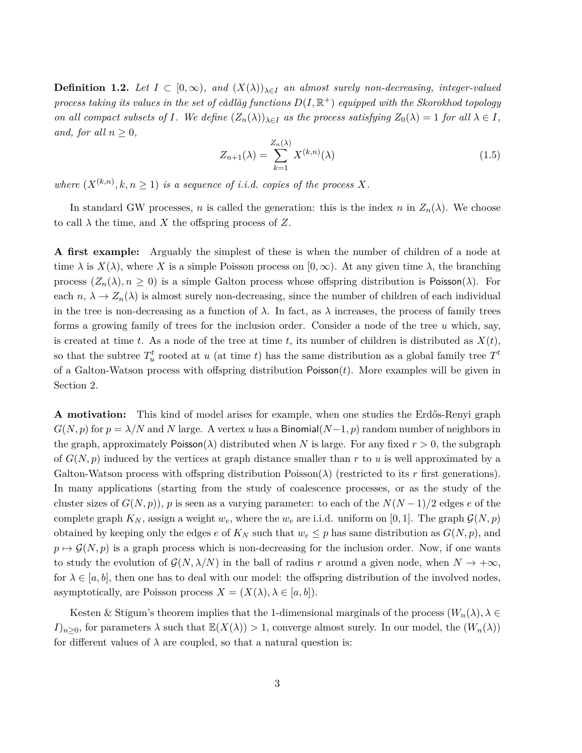**Definition 1.2.** *Let $I \subset [0,\infty)$, and $(X(\lambda))_{\lambda\in I}$ an almost surely non-decreasing, integer-valued process taking its values in the set of càdlàg functions $D(I,\mathbb{R}^+)$ equipped with the Skorokhod topology on all compact subsets of $I$. We define $(Z_n(\lambda))_{\lambda\in I}$ as the process satisfying $Z_0(\lambda) = 1$ for all $\lambda \in I$, and, for all $n \geq 0$,*

$$Z_{n+1}(\lambda) = \sum_{k=1}^{Z_n(\lambda)} X^{(k,n)}(\lambda) \tag{1.5}$$

*where $(X^{(k,n)}, k, n \geq 1)$ is a sequence of i.i.d. copies of the process $X$.*

In standard GW processes, $n$ is called the generation: this is the index $n$ in $Z_n(\lambda)$. We choose to call $\lambda$ the time, and $X$ the offspring process of $Z$.

**A first example:** Arguably the simplest of these is when the number of children of a node at time $\lambda$ is $X(\lambda)$, where $X$ is a simple Poisson process on $[0,\infty)$. At any given time $\lambda$, the branching process $(Z_n(\lambda), n \geq 0)$ is a simple Galton process whose offspring distribution is $\mathsf{Poisson}(\lambda)$. For each $n$, $\lambda \to Z_n(\lambda)$ is almost surely non-decreasing, since the number of children of each individual in the tree is non-decreasing as a function of $\lambda$. In fact, as $\lambda$ increases, the process of family trees forms a growing family of trees for the inclusion order. Consider a node of the tree $u$ which, say, is created at time $t$. As a node of the tree at time $t$, its number of children is distributed as $X(t)$, so that the subtree $T_u^t$ rooted at $u$ (at time $t$) has the same distribution as a global family tree $T^t$ of a Galton-Watson process with offspring distribution $\mathsf{Poisson}(t)$. More examples will be given in Section 2.

**A motivation:** This kind of model arises for example, when one studies the Erdős-Renyi graph $G(N,p)$ for $p = \lambda/N$ and $N$ large. A vertex $u$ has a $\mathsf{Binomial}(N-1,p)$ random number of neighbors in the graph, approximately $\mathsf{Poisson}(\lambda)$ distributed when $N$ is large. For any fixed $r > 0$, the subgraph of $G(N,p)$ induced by the vertices at graph distance smaller than $r$ to $u$ is well approximated by a Galton-Watson process with offspring distribution Poisson($\lambda$) (restricted to its $r$ first generations). In many applications (starting from the study of coalescence processes, or as the study of the cluster sizes of $G(N,p)$), $p$ is seen as a varying parameter: to each of the $N(N-1)/2$ edges $e$ of the complete graph $K_N$, assign a weight $w_e$, where the $w_e$ are i.i.d. uniform on $[0,1]$. The graph $\mathcal{G}(N,p)$ obtained by keeping only the edges $e$ of $K_N$ such that $w_e \leq p$ has same distribution as $G(N,p)$, and $p \mapsto \mathcal{G}(N,p)$ is a graph process which is non-decreasing for the inclusion order. Now, if one wants to study the evolution of $\mathcal{G}(N,\lambda/N)$ in the ball of radius $r$ around a given node, when $N \to +\infty$, for $\lambda \in [a,b]$, then one has to deal with our model: the offspring distribution of the involved nodes, asymptotically, are Poisson process $X = (X(\lambda), \lambda \in [a,b])$.

Kesten & Stigum's theorem implies that the 1-dimensional marginals of the process $(W_n(\lambda), \lambda \in I)_{n\geq 0}$, for parameters $\lambda$ such that $\mathbb{E}(X(\lambda)) > 1$, converge almost surely. In our model, the $(W_n(\lambda))$ for different values of $\lambda$ are coupled, so that a natural question is: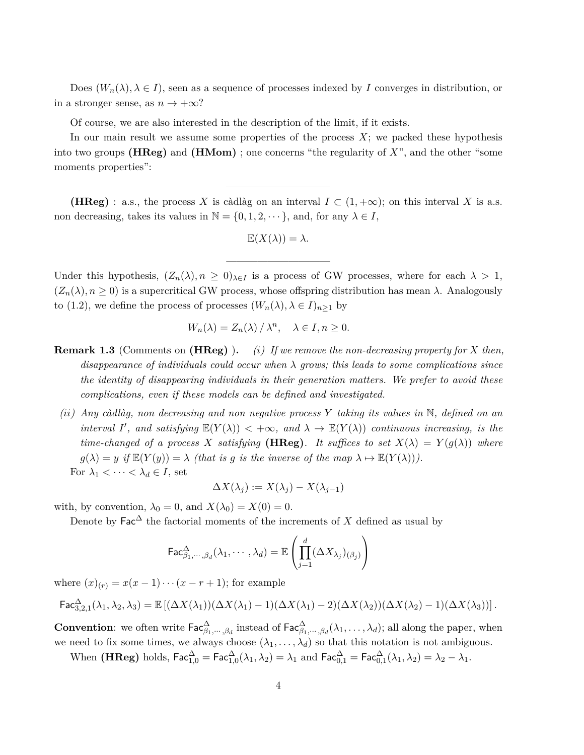Does $(W_n(\lambda), \lambda \in I)$, seen as a sequence of processes indexed by $I$ converges in distribution, or in a stronger sense, as $n \to +\infty$?

Of course, we are also interested in the description of the limit, if it exists.

In our main result we assume some properties of the process $X$; we packed these hypothesis into two groups **(HReg)** and **(HMom)** ; one concerns "the regularity of $X$", and the other "some moments properties":

---

**(HReg)** : a.s., the process $X$ is càdlàg on an interval $I \subset (1, +\infty)$; on this interval $X$ is a.s. non decreasing, takes its values in $\mathbb{N} = \{0, 1, 2, \cdots\}$, and, for any $\lambda \in I$,

$$\mathbb{E}(X(\lambda)) = \lambda.$$

---

Under this hypothesis, $(Z_n(\lambda), n \geq 0)_{\lambda \in I}$ is a process of GW processes, where for each $\lambda > 1$, $(Z_n(\lambda), n \geq 0)$ is a supercritical GW process, whose offspring distribution has mean $\lambda$. Analogously to (1.2), we define the process of processes $(W_n(\lambda), \lambda \in I)_{n \geq 1}$ by

$$W_n(\lambda) = Z_n(\lambda) \,/\, \lambda^n, \quad \lambda \in I, n \geq 0.$$

**Remark 1.3** (Comments on **(HReg)** ). *(i) If we remove the non-decreasing property for $X$ then, disappearance of individuals could occur when $\lambda$ grows; this leads to some complications since the identity of disappearing individuals in their generation matters. We prefer to avoid these complications, even if these models can be defined and investigated.*

*(ii) Any càdlàg, non decreasing and non negative process $Y$ taking its values in $\mathbb{N}$, defined on an interval $I'$, and satisfying $\mathbb{E}(Y(\lambda)) < +\infty$, and $\lambda \to \mathbb{E}(Y(\lambda))$ continuous increasing, is the time-changed of a process $X$ satisfying* **(HReg)**. *It suffices to set $X(\lambda) = Y(g(\lambda))$ where $g(\lambda) = y$ if $\mathbb{E}(Y(y)) = \lambda$ (that is $g$ is the inverse of the map $\lambda \mapsto \mathbb{E}(Y(\lambda))$).*

For $\lambda_1 < \cdots < \lambda_d \in I$, set

$$\Delta X(\lambda_j) := X(\lambda_j) - X(\lambda_{j-1})$$

with, by convention, $\lambda_0 = 0$, and $X(\lambda_0) = X(0) = 0$.

Denote by $\mathsf{Fac}^{\Delta}$ the factorial moments of the increments of $X$ defined as usual by

$$\mathsf{Fac}^{\Delta}_{\beta_1,\cdots,\beta_d}(\lambda_1, \cdots, \lambda_d) = \mathbb{E}\left(\prod_{j=1}^{d} (\Delta X_{\lambda_j})_{(\beta_j)}\right)$$

where $(x)_{(r)} = x(x-1)\cdots(x-r+1)$; for example

$$\mathsf{Fac}^{\Delta}_{3,2,1}(\lambda_1, \lambda_2, \lambda_3) = \mathbb{E}\left[(\Delta X(\lambda_1))(\Delta X(\lambda_1) - 1)(\Delta X(\lambda_1) - 2)(\Delta X(\lambda_2))(\Delta X(\lambda_2) - 1)(\Delta X(\lambda_3))\right].$$

**Convention**: we often write $\mathsf{Fac}^{\Delta}_{\beta_1,\cdots,\beta_d}$ instead of $\mathsf{Fac}^{\Delta}_{\beta_1,\cdots,\beta_d}(\lambda_1, \ldots, \lambda_d)$; all along the paper, when we need to fix some times, we always choose $(\lambda_1, \ldots, \lambda_d)$ so that this notation is not ambiguous.

When **(HReg)** holds, $\mathsf{Fac}^{\Delta}_{1,0} = \mathsf{Fac}^{\Delta}_{1,0}(\lambda_1, \lambda_2) = \lambda_1$ and $\mathsf{Fac}^{\Delta}_{0,1} = \mathsf{Fac}^{\Delta}_{0,1}(\lambda_1, \lambda_2) = \lambda_2 - \lambda_1$.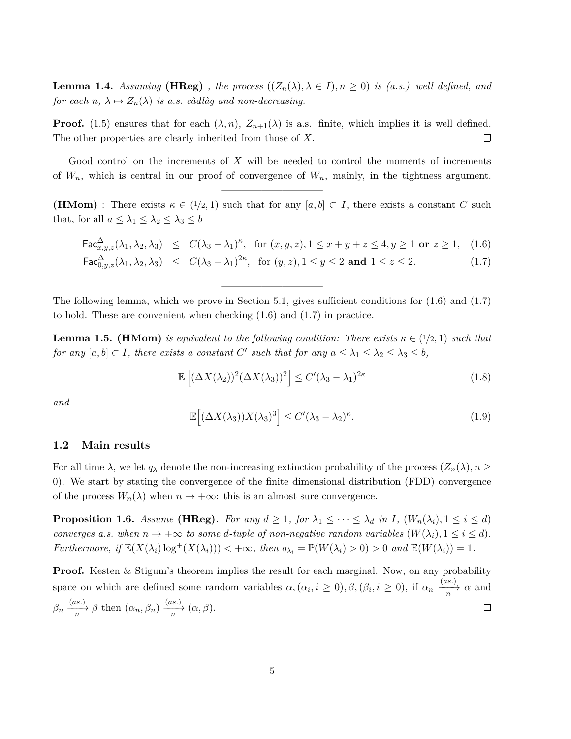**Lemma 1.4.** *Assuming* **(HReg)** *, the process* $((Z_n(\lambda), \lambda \in I), n \geq 0)$ *is (a.s.) well defined, and for each* $n$*,* $\lambda \mapsto Z_n(\lambda)$ *is a.s. càdlàg and non-decreasing.*

**Proof.** (1.5) ensures that for each $(\lambda, n)$, $Z_{n+1}(\lambda)$ is a.s. finite, which implies it is well defined. The other properties are clearly inherited from those of $X$. $\square$

Good control on the increments of $X$ will be needed to control the moments of increments of $W_n$, which is central in our proof of convergence of $W_n$, mainly, in the tightness argument.

---

**(HMom)** : There exists $\kappa \in (1/2, 1)$ such that for any $[a, b] \subset I$, there exists a constant $C$ such that, for all $a \leq \lambda_1 \leq \lambda_2 \leq \lambda_3 \leq b$

$$\mathsf{Fac}^{\Delta}_{x,y,z}(\lambda_1, \lambda_2, \lambda_3) \leq C(\lambda_3 - \lambda_1)^{\kappa}, \quad \text{for } (x, y, z), 1 \leq x + y + z \leq 4, y \geq 1 \textbf{ or } z \geq 1, \tag{1.6}$$

$$\mathsf{Fac}^{\Delta}_{0,y,z}(\lambda_1, \lambda_2, \lambda_3) \leq C(\lambda_3 - \lambda_1)^{2\kappa}, \quad \text{for } (y, z), 1 \leq y \leq 2 \textbf{ and } 1 \leq z \leq 2. \tag{1.7}$$

---

The following lemma, which we prove in Section 5.1, gives sufficient conditions for (1.6) and (1.7) to hold. These are convenient when checking (1.6) and (1.7) in practice.

**Lemma 1.5.** **(HMom)** *is equivalent to the following condition: There exists* $\kappa \in (1/2, 1)$ *such that for any* $[a, b] \subset I$*, there exists a constant* $C'$ *such that for any* $a \leq \lambda_1 \leq \lambda_2 \leq \lambda_3 \leq b$*,*

$$\mathbb{E}\left[(\Delta X(\lambda_2))^2 (\Delta X(\lambda_3))^2\right] \leq C'(\lambda_3 - \lambda_1)^{2\kappa} \tag{1.8}$$

*and*

$$\mathbb{E}\Big[(\Delta X(\lambda_3)) X(\lambda_3)^3\Big] \leq C'(\lambda_3 - \lambda_2)^{\kappa}. \tag{1.9}$$

## 1.2 Main results

For all time $\lambda$, we let $q_\lambda$ denote the non-increasing extinction probability of the process $(Z_n(\lambda), n \geq 0)$. We start by stating the convergence of the finite dimensional distribution (FDD) convergence of the process $W_n(\lambda)$ when $n \to +\infty$: this is an almost sure convergence.

**Proposition 1.6.** *Assume* **(HReg)**. *For any* $d \geq 1$*, for* $\lambda_1 \leq \cdots \leq \lambda_d$ *in* $I$*,* $(W_n(\lambda_i), 1 \leq i \leq d)$ *converges a.s. when* $n \to +\infty$ *to some* $d$*-tuple of non-negative random variables* $(W(\lambda_i), 1 \leq i \leq d)$*. Furthermore, if* $\mathbb{E}(X(\lambda_i) \log^+(X(\lambda_i))) < +\infty$*, then* $q_{\lambda_i} = \mathbb{P}(W(\lambda_i) > 0) > 0$ *and* $\mathbb{E}(W(\lambda_i)) = 1$*.*

**Proof.** Kesten & Stigum's theorem implies the result for each marginal. Now, on any probability space on which are defined some random variables $\alpha, (\alpha_i, i \geq 0), \beta, (\beta_i, i \geq 0)$, if $\alpha_n \xrightarrow[n]{(as.)} \alpha$ and $\beta_n \xrightarrow[n]{(as.)} \beta$ then $(\alpha_n, \beta_n) \xrightarrow[n]{(as.)} (\alpha, \beta)$. $\square$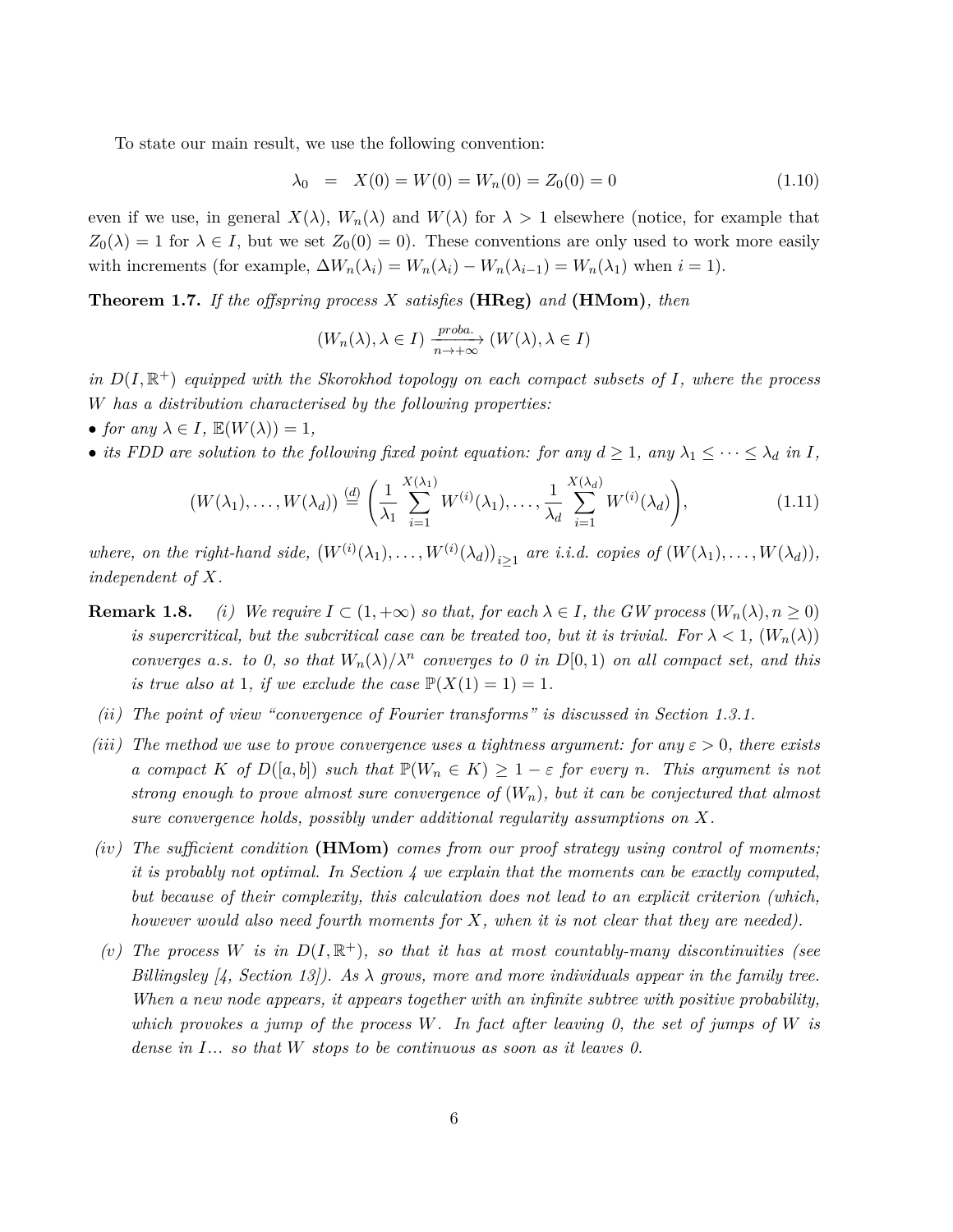To state our main result, we use the following convention:

$$\lambda_0 \quad = \quad X(0) = W(0) = W_n(0) = Z_0(0) = 0 \tag{1.10}$$

even if we use, in general $X(\lambda)$, $W_n(\lambda)$ and $W(\lambda)$ for $\lambda > 1$ elsewhere (notice, for example that $Z_0(\lambda) = 1$ for $\lambda \in I$, but we set $Z_0(0) = 0$). These conventions are only used to work more easily with increments (for example, $\Delta W_n(\lambda_i) = W_n(\lambda_i) - W_n(\lambda_{i-1}) = W_n(\lambda_1)$ when $i = 1$).

**Theorem 1.7.** *If the offspring process $X$ satisfies* **(HReg)** *and* **(HMom)***, then*

$$(W_n(\lambda), \lambda \in I) \xrightarrow[n\to+\infty]{proba.} (W(\lambda), \lambda \in I)$$

*in $D(I, \mathbb{R}^+)$ equipped with the Skorokhod topology on each compact subsets of $I$, where the process $W$ has a distribution characterised by the following properties:*
- *for any $\lambda \in I$, $\mathbb{E}(W(\lambda)) = 1$,*
- *its FDD are solution to the following fixed point equation: for any $d \geq 1$, any $\lambda_1 \leq \cdots \leq \lambda_d$ in $I$,*

$$(W(\lambda_1), \ldots, W(\lambda_d)) \overset{(d)}{=} \left( \frac{1}{\lambda_1} \sum_{i=1}^{X(\lambda_1)} W^{(i)}(\lambda_1), \ldots, \frac{1}{\lambda_d} \sum_{i=1}^{X(\lambda_d)} W^{(i)}(\lambda_d) \right), \tag{1.11}$$

*where, on the right-hand side, $\left(W^{(i)}(\lambda_1), \ldots, W^{(i)}(\lambda_d)\right)_{i\geq 1}$ are i.i.d. copies of $(W(\lambda_1), \ldots, W(\lambda_d))$, independent of $X$.*

**Remark 1.8.**
*(i) We require $I \subset (1, +\infty)$ so that, for each $\lambda \in I$, the GW process $(W_n(\lambda), n \geq 0)$ is supercritical, but the subcritical case can be treated too, but it is trivial. For $\lambda < 1$, $(W_n(\lambda))$ converges a.s. to 0, so that $W_n(\lambda)/\lambda^n$ converges to 0 in $D[0, 1)$ on all compact set, and this is true also at 1, if we exclude the case $\mathbb{P}(X(1) = 1) = 1$.*

*(ii) The point of view "convergence of Fourier transforms" is discussed in Section 1.3.1.*

*(iii) The method we use to prove convergence uses a tightness argument: for any $\varepsilon > 0$, there exists a compact $K$ of $D([a, b])$ such that $\mathbb{P}(W_n \in K) \geq 1 - \varepsilon$ for every $n$. This argument is not strong enough to prove almost sure convergence of $(W_n)$, but it can be conjectured that almost sure convergence holds, possibly under additional regularity assumptions on $X$.*

*(iv) The sufficient condition* **(HMom)** *comes from our proof strategy using control of moments; it is probably not optimal. In Section 4 we explain that the moments can be exactly computed, but because of their complexity, this calculation does not lead to an explicit criterion (which, however would also need fourth moments for $X$, when it is not clear that they are needed).*

*(v) The process $W$ is in $D(I, \mathbb{R}^+)$, so that it has at most countably-many discontinuities (see Billingsley [4, Section 13]). As $\lambda$ grows, more and more individuals appear in the family tree. When a new node appears, it appears together with an infinite subtree with positive probability, which provokes a jump of the process $W$. In fact after leaving 0, the set of jumps of $W$ is dense in $I$... so that $W$ stops to be continuous as soon as it leaves 0.*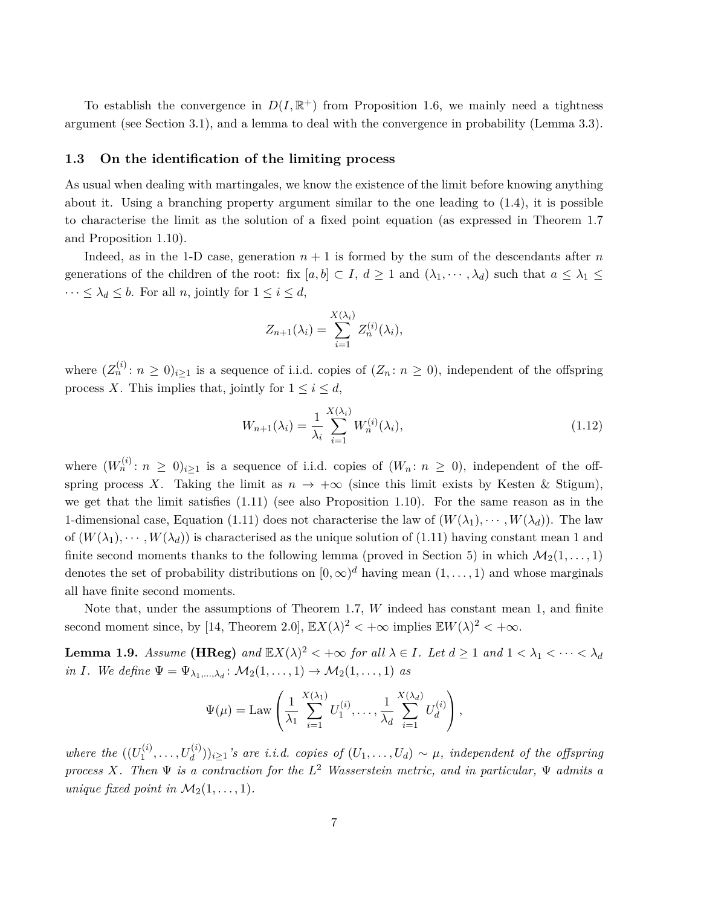To establish the convergence in $D(I, \mathbb{R}^+)$ from Proposition 1.6, we mainly need a tightness argument (see Section 3.1), and a lemma to deal with the convergence in probability (Lemma 3.3).

### 1.3 On the identification of the limiting process

As usual when dealing with martingales, we know the existence of the limit before knowing anything about it. Using a branching property argument similar to the one leading to (1.4), it is possible to characterise the limit as the solution of a fixed point equation (as expressed in Theorem 1.7 and Proposition 1.10).

Indeed, as in the 1-D case, generation $n+1$ is formed by the sum of the descendants after $n$ generations of the children of the root: fix $[a,b] \subset I$, $d \geq 1$ and $(\lambda_1, \cdots, \lambda_d)$ such that $a \leq \lambda_1 \leq \cdots \leq \lambda_d \leq b$. For all $n$, jointly for $1 \leq i \leq d$,

$$Z_{n+1}(\lambda_i) = \sum_{i=1}^{X(\lambda_i)} Z_n^{(i)}(\lambda_i),$$

where $(Z_n^{(i)} \colon n \geq 0)_{i \geq 1}$ is a sequence of i.i.d. copies of $(Z_n \colon n \geq 0)$, independent of the offspring process $X$. This implies that, jointly for $1 \leq i \leq d$,

$$W_{n+1}(\lambda_i) = \frac{1}{\lambda_i} \sum_{i=1}^{X(\lambda_i)} W_n^{(i)}(\lambda_i), \tag{1.12}$$

where $(W_n^{(i)} \colon n \geq 0)_{i \geq 1}$ is a sequence of i.i.d. copies of $(W_n \colon n \geq 0)$, independent of the offspring process $X$. Taking the limit as $n \to +\infty$ (since this limit exists by Kesten & Stigum), we get that the limit satisfies (1.11) (see also Proposition 1.10). For the same reason as in the 1-dimensional case, Equation (1.11) does not characterise the law of $(W(\lambda_1), \cdots, W(\lambda_d))$. The law of $(W(\lambda_1), \cdots, W(\lambda_d))$ is characterised as the unique solution of (1.11) having constant mean 1 and finite second moments thanks to the following lemma (proved in Section 5) in which $\mathcal{M}_2(1, \ldots, 1)$ denotes the set of probability distributions on $[0, \infty)^d$ having mean $(1, \ldots, 1)$ and whose marginals all have finite second moments.

Note that, under the assumptions of Theorem 1.7, $W$ indeed has constant mean 1, and finite second moment since, by [14, Theorem 2.0], $\mathbb{E}X(\lambda)^2 < +\infty$ implies $\mathbb{E}W(\lambda)^2 < +\infty$.

**Lemma 1.9.** *Assume* **(HReg)** *and* $\mathbb{E}X(\lambda)^2 < +\infty$ *for all* $\lambda \in I$. *Let* $d \geq 1$ *and* $1 < \lambda_1 < \cdots < \lambda_d$ *in* $I$. *We define* $\Psi = \Psi_{\lambda_1, \ldots, \lambda_d} \colon \mathcal{M}_2(1, \ldots, 1) \to \mathcal{M}_2(1, \ldots, 1)$ *as*

$$\Psi(\mu) = \operatorname{Law}\left( \frac{1}{\lambda_1} \sum_{i=1}^{X(\lambda_1)} U_1^{(i)}, \ldots, \frac{1}{\lambda_d} \sum_{i=1}^{X(\lambda_d)} U_d^{(i)} \right),$$

*where the* $((U_1^{(i)}, \ldots, U_d^{(i)}))_{i \geq 1}$*'s are i.i.d. copies of* $(U_1, \ldots, U_d) \sim \mu$, *independent of the offspring process* $X$. *Then* $\Psi$ *is a contraction for the* $L^2$ *Wasserstein metric, and in particular,* $\Psi$ *admits a unique fixed point in* $\mathcal{M}_2(1, \ldots, 1)$.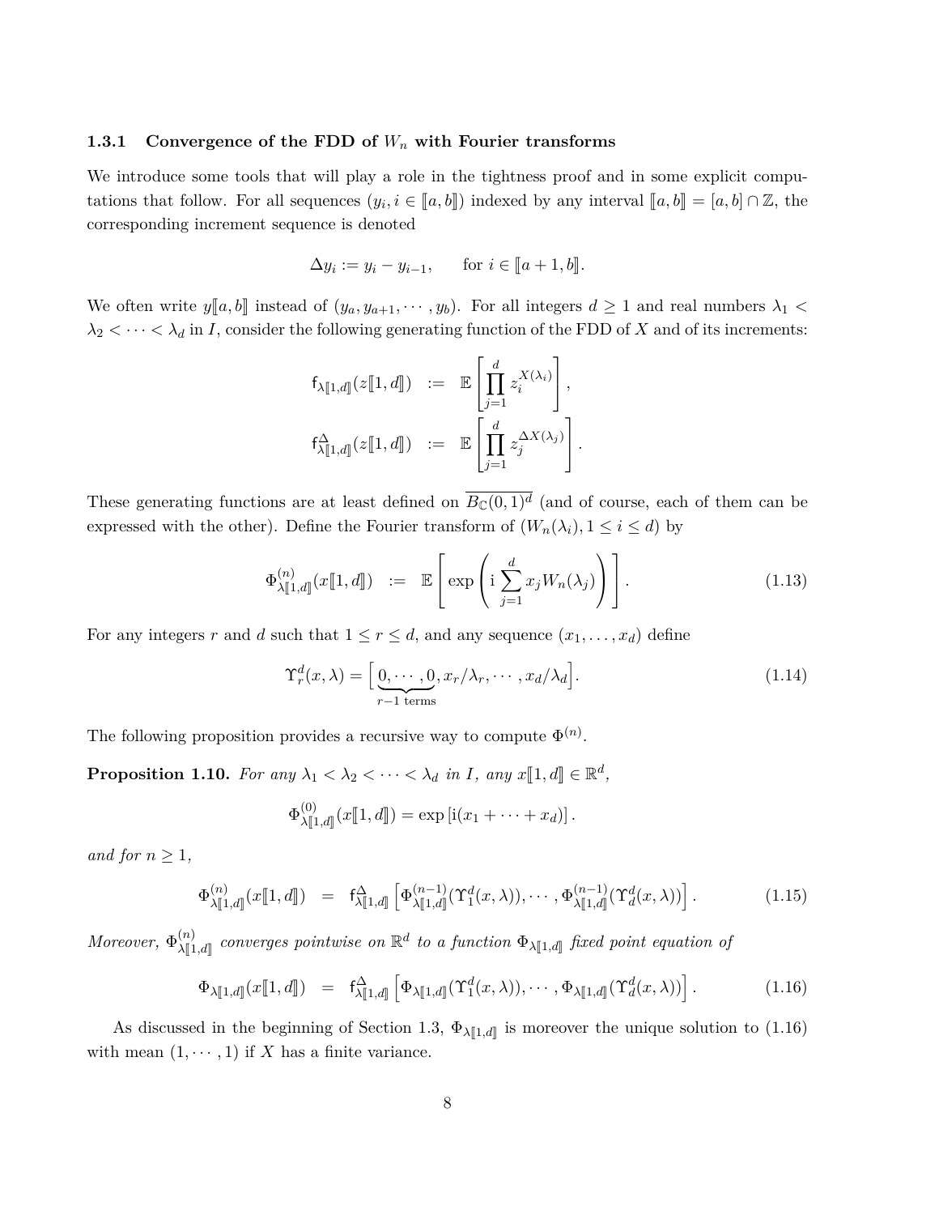### 1.3.1 Convergence of the FDD of $W_n$ with Fourier transforms

We introduce some tools that will play a role in the tightness proof and in some explicit computations that follow. For all sequences $(y_i, i \in [\![a,b]\!])$ indexed by any interval $[\![a,b]\!] = [a,b] \cap \mathbb{Z}$, the corresponding increment sequence is denoted

$$\Delta y_i := y_i - y_{i-1}, \qquad \text{for } i \in [\![a+1,b]\!].$$

We often write $y[\![a,b]\!]$ instead of $(y_a, y_{a+1}, \cdots, y_b)$. For all integers $d \geq 1$ and real numbers $\lambda_1 < \lambda_2 < \cdots < \lambda_d$ in $I$, consider the following generating function of the FDD of $X$ and of its increments:

$$\begin{aligned}
\mathsf{f}_{\lambda[\![1,d]\!]}(z[\![1,d]\!]) &:= \mathbb{E}\left[\prod_{j=1}^{d} z_i^{X(\lambda_i)}\right],\\
\mathsf{f}^{\Delta}_{\lambda[\![1,d]\!]}(z[\![1,d]\!]) &:= \mathbb{E}\left[\prod_{j=1}^{d} z_j^{\Delta X(\lambda_j)}\right].
\end{aligned}$$

These generating functions are at least defined on $\overline{B_{\mathbb{C}}(0,1)^d}$ (and of course, each of them can be expressed with the other). Define the Fourier transform of $(W_n(\lambda_i), 1 \leq i \leq d)$ by

$$\Phi^{(n)}_{\lambda[\![1,d]\!]}(x[\![1,d]\!]) := \mathbb{E}\left[\exp\left(\mathrm{i}\sum_{j=1}^{d} x_j W_n(\lambda_j)\right)\right]. \tag{1.13}$$

For any integers $r$ and $d$ such that $1 \leq r \leq d$, and any sequence $(x_1, \ldots, x_d)$ define

$$\Upsilon^d_r(x,\lambda) = \Big[\underbrace{0,\cdots,0}_{r-1 \text{ terms}}, x_r/\lambda_r, \cdots, x_d/\lambda_d\Big]. \tag{1.14}$$

The following proposition provides a recursive way to compute $\Phi^{(n)}$.

**Proposition 1.10.** *For any $\lambda_1 < \lambda_2 < \cdots < \lambda_d$ in $I$, any $x[\![1,d]\!] \in \mathbb{R}^d$,*

$$\Phi^{(0)}_{\lambda[\![1,d]\!]}(x[\![1,d]\!]) = \exp\left[\mathrm{i}(x_1 + \cdots + x_d)\right].$$

*and for $n \geq 1$,*

$$\Phi^{(n)}_{\lambda[\![1,d]\!]}(x[\![1,d]\!]) = \mathsf{f}^{\Delta}_{\lambda[\![1,d]\!]}\left[\Phi^{(n-1)}_{\lambda[\![1,d]\!]}(\Upsilon^d_1(x,\lambda)), \cdots, \Phi^{(n-1)}_{\lambda[\![1,d]\!]}(\Upsilon^d_d(x,\lambda))\right]. \tag{1.15}$$

*Moreover, $\Phi^{(n)}_{\lambda[\![1,d]\!]}$ converges pointwise on $\mathbb{R}^d$ to a function $\Phi_{\lambda[\![1,d]\!]}$ fixed point equation of*

$$\Phi_{\lambda[\![1,d]\!]}(x[\![1,d]\!]) = \mathsf{f}^{\Delta}_{\lambda[\![1,d]\!]}\left[\Phi_{\lambda[\![1,d]\!]}(\Upsilon^d_1(x,\lambda)), \cdots, \Phi_{\lambda[\![1,d]\!]}(\Upsilon^d_d(x,\lambda))\right]. \tag{1.16}$$

As discussed in the beginning of Section 1.3, $\Phi_{\lambda[\![1,d]\!]}$ is moreover the unique solution to (1.16) with mean $(1,\cdots,1)$ if $X$ has a finite variance.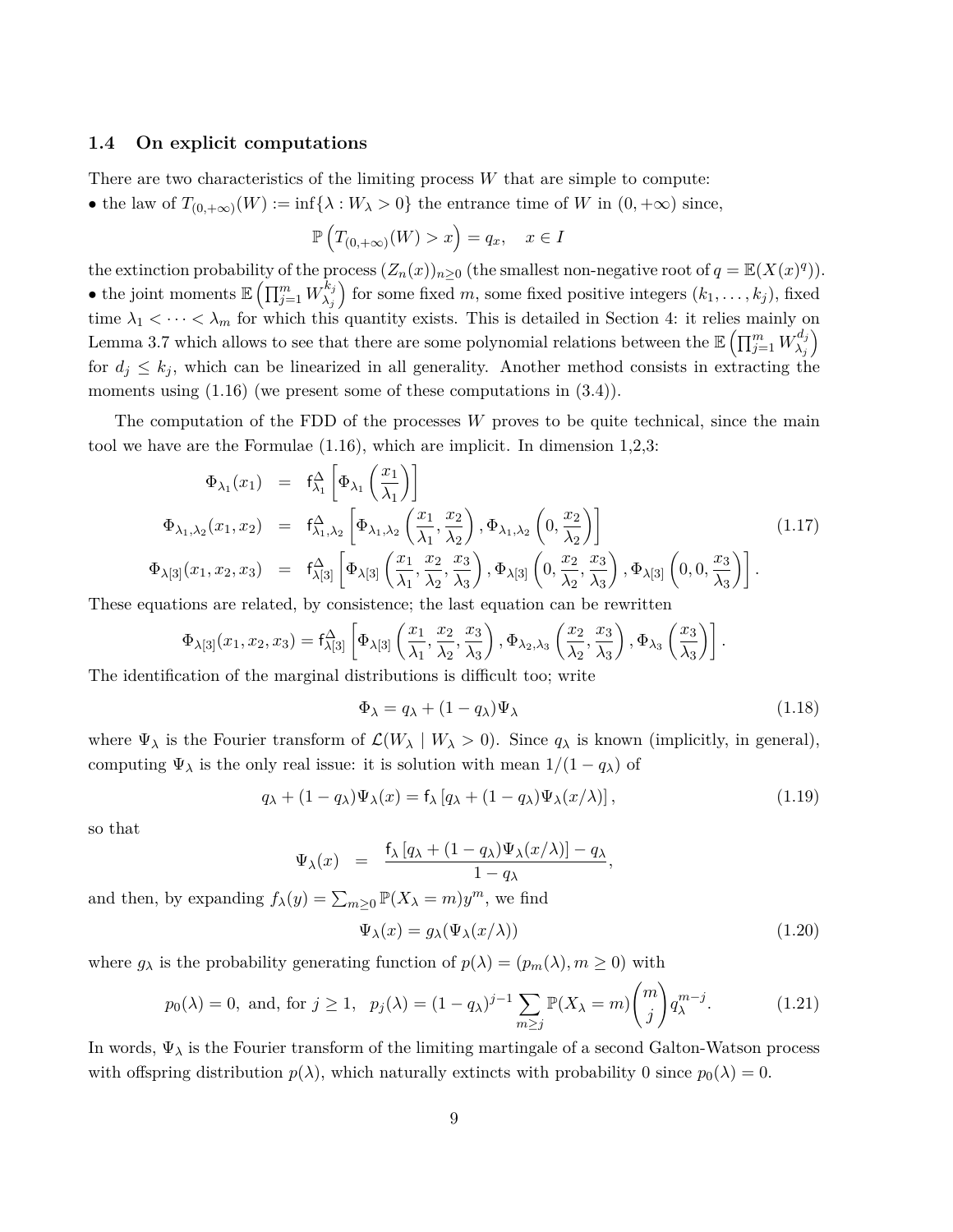### 1.4 On explicit computations

There are two characteristics of the limiting process $W$ that are simple to compute:

• the law of $T_{(0,+\infty)}(W) := \inf\{\lambda : W_\lambda > 0\}$ the entrance time of $W$ in $(0,+\infty)$ since,

$$\mathbb{P}\left(T_{(0,+\infty)}(W) > x\right) = q_x, \quad x \in I$$

the extinction probability of the process $(Z_n(x))_{n\geq 0}$ (the smallest non-negative root of $q = \mathbb{E}(X(x)^q)$).

• the joint moments $\mathbb{E}\left(\prod_{j=1}^m W_{\lambda_j}^{k_j}\right)$ for some fixed $m$, some fixed positive integers $(k_1, \ldots, k_j)$, fixed time $\lambda_1 < \cdots < \lambda_m$ for which this quantity exists. This is detailed in Section 4: it relies mainly on Lemma 3.7 which allows to see that there are some polynomial relations between the $\mathbb{E}\left(\prod_{j=1}^m W_{\lambda_j}^{d_j}\right)$ for $d_j \leq k_j$, which can be linearized in all generality. Another method consists in extracting the moments using (1.16) (we present some of these computations in (3.4)).

The computation of the FDD of the processes $W$ proves to be quite technical, since the main tool we have are the Formulae (1.16), which are implicit. In dimension 1,2,3:

$$\begin{aligned}
\Phi_{\lambda_1}(x_1) &= \mathsf{f}^{\Delta}_{\lambda_1}\left[\Phi_{\lambda_1}\left(\frac{x_1}{\lambda_1}\right)\right] \\
\Phi_{\lambda_1,\lambda_2}(x_1,x_2) &= \mathsf{f}^{\Delta}_{\lambda_1,\lambda_2}\left[\Phi_{\lambda_1,\lambda_2}\left(\frac{x_1}{\lambda_1},\frac{x_2}{\lambda_2}\right), \Phi_{\lambda_1,\lambda_2}\left(0,\frac{x_2}{\lambda_2}\right)\right] \qquad (1.17)\\
\Phi_{\lambda[3]}(x_1,x_2,x_3) &= \mathsf{f}^{\Delta}_{\lambda[3]}\left[\Phi_{\lambda[3]}\left(\frac{x_1}{\lambda_1},\frac{x_2}{\lambda_2},\frac{x_3}{\lambda_3}\right), \Phi_{\lambda[3]}\left(0,\frac{x_2}{\lambda_2},\frac{x_3}{\lambda_3}\right), \Phi_{\lambda[3]}\left(0,0,\frac{x_3}{\lambda_3}\right)\right].
\end{aligned}$$

These equations are related, by consistence; the last equation can be rewritten

$$\Phi_{\lambda[3]}(x_1,x_2,x_3) = \mathsf{f}^{\Delta}_{\lambda[3]}\left[\Phi_{\lambda[3]}\left(\frac{x_1}{\lambda_1},\frac{x_2}{\lambda_2},\frac{x_3}{\lambda_3}\right), \Phi_{\lambda_2,\lambda_3}\left(\frac{x_2}{\lambda_2},\frac{x_3}{\lambda_3}\right), \Phi_{\lambda_3}\left(\frac{x_3}{\lambda_3}\right)\right].$$

The identification of the marginal distributions is difficult too; write

$$\Phi_\lambda = q_\lambda + (1-q_\lambda)\Psi_\lambda \qquad (1.18)$$

where $\Psi_\lambda$ is the Fourier transform of $\mathcal{L}(W_\lambda \mid W_\lambda > 0)$. Since $q_\lambda$ is known (implicitly, in general), computing $\Psi_\lambda$ is the only real issue: it is solution with mean $1/(1-q_\lambda)$ of

$$q_\lambda + (1-q_\lambda)\Psi_\lambda(x) = \mathsf{f}_\lambda\left[q_\lambda + (1-q_\lambda)\Psi_\lambda(x/\lambda)\right], \qquad (1.19)$$

so that

$$\Psi_\lambda(x) = \frac{\mathsf{f}_\lambda\left[q_\lambda + (1-q_\lambda)\Psi_\lambda(x/\lambda)\right] - q_\lambda}{1-q_\lambda},$$

and then, by expanding $f_\lambda(y) = \sum_{m\geq 0}\mathbb{P}(X_\lambda = m)y^m$, we find

$$\Psi_\lambda(x) = g_\lambda(\Psi_\lambda(x/\lambda)) \qquad (1.20)$$

where $g_\lambda$ is the probability generating function of $p(\lambda) = (p_m(\lambda), m \geq 0)$ with

$$p_0(\lambda) = 0, \text{ and, for } j \geq 1, \quad p_j(\lambda) = (1-q_\lambda)^{j-1}\sum_{m\geq j}\mathbb{P}(X_\lambda = m)\binom{m}{j}q_\lambda^{m-j}. \qquad (1.21)$$

In words, $\Psi_\lambda$ is the Fourier transform of the limiting martingale of a second Galton-Watson process with offspring distribution $p(\lambda)$, which naturally extincts with probability 0 since $p_0(\lambda) = 0$.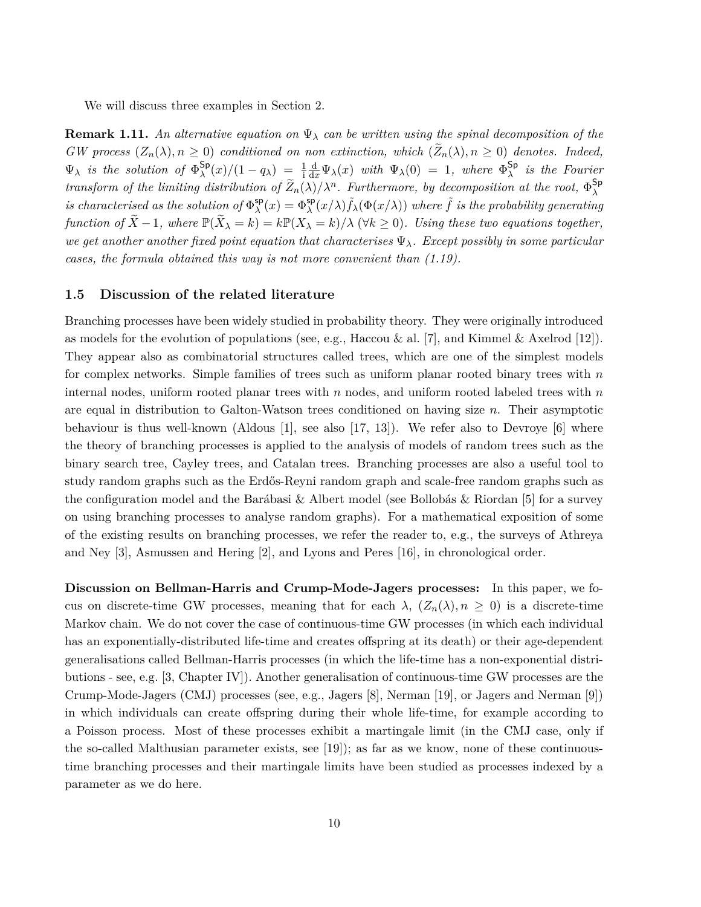We will discuss three examples in Section 2.

**Remark 1.11.** *An alternative equation on $\Psi_\lambda$ can be written using the spinal decomposition of the GW process $(Z_n(\lambda), n \geq 0)$ conditioned on non extinction, which $(\widetilde{Z}_n(\lambda), n \geq 0)$ denotes. Indeed, $\Psi_\lambda$ is the solution of $\Phi^{\mathsf{Sp}}_\lambda(x)/(1-q_\lambda) = \frac{1}{\mathrm{i}}\frac{\mathrm{d}}{\mathrm{d}x}\Psi_\lambda(x)$ with $\Psi_\lambda(0) = 1$, where $\Phi^{\mathsf{Sp}}_\lambda$ is the Fourier transform of the limiting distribution of $\widetilde{Z}_n(\lambda)/\lambda^n$. Furthermore, by decomposition at the root, $\Phi^{\mathsf{Sp}}_\lambda$ is characterised as the solution of $\Phi^{\mathsf{sp}}_\lambda(x) = \Phi^{\mathsf{sp}}_\lambda(x/\lambda)\tilde{f}_\lambda(\Phi(x/\lambda))$ where $\tilde{f}$ is the probability generating function of $\widetilde{X} - 1$, where $\mathbb{P}(\widetilde{X}_\lambda = k) = k\mathbb{P}(X_\lambda = k)/\lambda$ $(\forall k \geq 0)$. Using these two equations together, we get another another fixed point equation that characterises $\Psi_\lambda$. Except possibly in some particular cases, the formula obtained this way is not more convenient than (1.19).*

### 1.5 Discussion of the related literature

Branching processes have been widely studied in probability theory. They were originally introduced as models for the evolution of populations (see, e.g., Haccou & al. [7], and Kimmel & Axelrod [12]). They appear also as combinatorial structures called trees, which are one of the simplest models for complex networks. Simple families of trees such as uniform planar rooted binary trees with $n$ internal nodes, uniform rooted planar trees with $n$ nodes, and uniform rooted labeled trees with $n$ are equal in distribution to Galton-Watson trees conditioned on having size $n$. Their asymptotic behaviour is thus well-known (Aldous [1], see also [17, 13]). We refer also to Devroye [6] where the theory of branching processes is applied to the analysis of models of random trees such as the binary search tree, Cayley trees, and Catalan trees. Branching processes are also a useful tool to study random graphs such as the Erdős-Reyni random graph and scale-free random graphs such as the configuration model and the Barábasi & Albert model (see Bollobás & Riordan [5] for a survey on using branching processes to analyse random graphs). For a mathematical exposition of some of the existing results on branching processes, we refer the reader to, e.g., the surveys of Athreya and Ney [3], Asmussen and Hering [2], and Lyons and Peres [16], in chronological order.

**Discussion on Bellman-Harris and Crump-Mode-Jagers processes:** In this paper, we focus on discrete-time GW processes, meaning that for each $\lambda$, $(Z_n(\lambda), n \geq 0)$ is a discrete-time Markov chain. We do not cover the case of continuous-time GW processes (in which each individual has an exponentially-distributed life-time and creates offspring at its death) or their age-dependent generalisations called Bellman-Harris processes (in which the life-time has a non-exponential distributions - see, e.g. [3, Chapter IV]). Another generalisation of continuous-time GW processes are the Crump-Mode-Jagers (CMJ) processes (see, e.g., Jagers [8], Nerman [19], or Jagers and Nerman [9]) in which individuals can create offspring during their whole life-time, for example according to a Poisson process. Most of these processes exhibit a martingale limit (in the CMJ case, only if the so-called Malthusian parameter exists, see [19]); as far as we know, none of these continuous-time branching processes and their martingale limits have been studied as processes indexed by a parameter as we do here.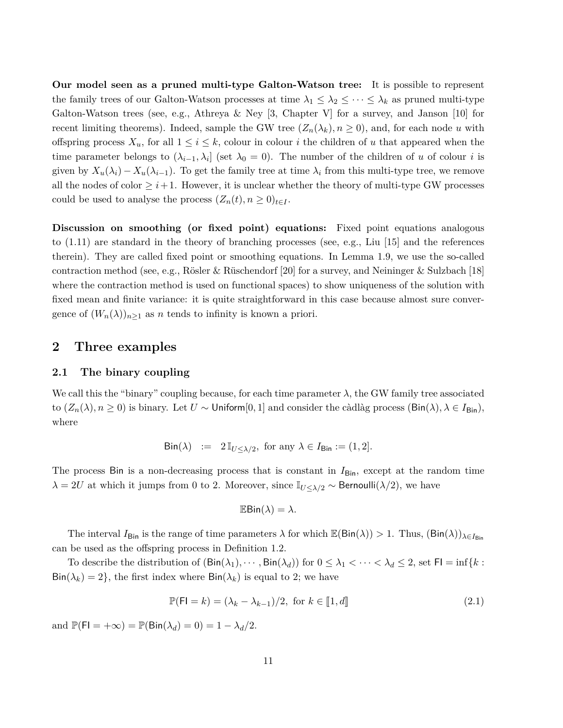**Our model seen as a pruned multi-type Galton-Watson tree:** It is possible to represent the family trees of our Galton-Watson processes at time $\lambda_1 \leq \lambda_2 \leq \cdots \leq \lambda_k$ as pruned multi-type Galton-Watson trees (see, e.g., Athreya & Ney [3, Chapter V] for a survey, and Janson [10] for recent limiting theorems). Indeed, sample the GW tree $(Z_n(\lambda_k), n \geq 0)$, and, for each node $u$ with offspring process $X_u$, for all $1 \leq i \leq k$, colour in colour $i$ the children of $u$ that appeared when the time parameter belongs to $(\lambda_{i-1}, \lambda_i]$ (set $\lambda_0 = 0$). The number of the children of $u$ of colour $i$ is given by $X_u(\lambda_i) - X_u(\lambda_{i-1})$. To get the family tree at time $\lambda_i$ from this multi-type tree, we remove all the nodes of color $\geq i+1$. However, it is unclear whether the theory of multi-type GW processes could be used to analyse the process $(Z_n(t), n \geq 0)_{t \in I}$.

**Discussion on smoothing (or fixed point) equations:** Fixed point equations analogous to (1.11) are standard in the theory of branching processes (see, e.g., Liu [15] and the references therein). They are called fixed point or smoothing equations. In Lemma 1.9, we use the so-called contraction method (see, e.g., Rösler & Rüschendorf [20] for a survey, and Neininger & Sulzbach [18] where the contraction method is used on functional spaces) to show uniqueness of the solution with fixed mean and finite variance: it is quite straightforward in this case because almost sure convergence of $(W_n(\lambda))_{n \geq 1}$ as $n$ tends to infinity is known a priori.

## 2 Three examples

### 2.1 The binary coupling

We call this the "binary" coupling because, for each time parameter $\lambda$, the GW family tree associated to $(Z_n(\lambda), n \geq 0)$ is binary. Let $U \sim \mathsf{Uniform}[0,1]$ and consider the càdlàg process $(\mathsf{Bin}(\lambda), \lambda \in I_{\mathsf{Bin}})$, where

$$\mathsf{Bin}(\lambda) \quad := \quad 2\,\mathbb{I}_{U \leq \lambda/2}, \text{ for any } \lambda \in I_{\mathsf{Bin}} := (1, 2].$$

The process $\mathsf{Bin}$ is a non-decreasing process that is constant in $I_{\mathsf{Bin}}$, except at the random time $\lambda = 2U$ at which it jumps from 0 to 2. Moreover, since $\mathbb{I}_{U \leq \lambda/2} \sim \mathsf{Bernoulli}(\lambda/2)$, we have

$$\mathbb{E}\mathsf{Bin}(\lambda) = \lambda.$$

The interval $I_{\mathsf{Bin}}$ is the range of time parameters $\lambda$ for which $\mathbb{E}(\mathsf{Bin}(\lambda)) > 1$. Thus, $(\mathsf{Bin}(\lambda))_{\lambda \in I_{\mathsf{Bin}}}$ can be used as the offspring process in Definition 1.2.

To describe the distribution of $(\mathsf{Bin}(\lambda_1), \cdots, \mathsf{Bin}(\lambda_d))$ for $0 \leq \lambda_1 < \cdots < \lambda_d \leq 2$, set $\mathsf{FI} = \inf\{k : \mathsf{Bin}(\lambda_k) = 2\}$, the first index where $\mathsf{Bin}(\lambda_k)$ is equal to 2; we have

$$\mathbb{P}(\mathsf{FI} = k) = (\lambda_k - \lambda_{k-1})/2, \text{ for } k \in [\![1, d]\!] \tag{2.1}$$

and $\mathbb{P}(\mathsf{FI} = +\infty) = \mathbb{P}(\mathsf{Bin}(\lambda_d) = 0) = 1 - \lambda_d/2$.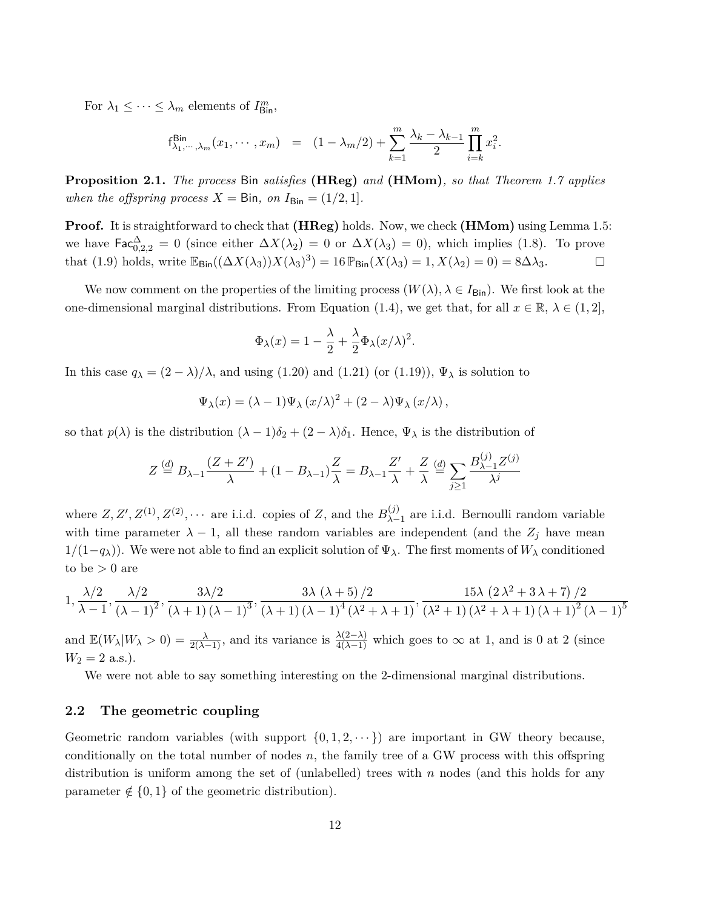For $\lambda_1 \leq \cdots \leq \lambda_m$ elements of $I^m_{\mathsf{Bin}}$,

$$\mathsf{f}^{\mathsf{Bin}}_{\lambda_1,\cdots,\lambda_m}(x_1,\cdots,x_m) \;\;=\;\; (1-\lambda_m/2) + \sum_{k=1}^{m} \frac{\lambda_k - \lambda_{k-1}}{2} \prod_{i=k}^{m} x_i^2.$$

**Proposition 2.1.** *The process* $\mathsf{Bin}$ *satisfies* **(HReg)** *and* **(HMom)***, so that Theorem 1.7 applies when the offspring process* $X = \mathsf{Bin}$*, on* $I_{\mathsf{Bin}} = (1/2, 1]$.

**Proof.** It is straightforward to check that **(HReg)** holds. Now, we check **(HMom)** using Lemma 1.5: we have $\mathsf{Fac}^{\Delta}_{0,2,2} = 0$ (since either $\Delta X(\lambda_2) = 0$ or $\Delta X(\lambda_3) = 0$), which implies (1.8). To prove that (1.9) holds, write $\mathbb{E}_{\mathsf{Bin}}((\Delta X(\lambda_3))X(\lambda_3)^3) = 16\,\mathbb{P}_{\mathsf{Bin}}(X(\lambda_3) = 1, X(\lambda_2) = 0) = 8\Delta\lambda_3$. $\square$

We now comment on the properties of the limiting process $(W(\lambda), \lambda \in I_{\mathsf{Bin}})$. We first look at the one-dimensional marginal distributions. From Equation (1.4), we get that, for all $x \in \mathbb{R}$, $\lambda \in (1, 2]$,

$$\Phi_\lambda(x) = 1 - \frac{\lambda}{2} + \frac{\lambda}{2}\Phi_\lambda(x/\lambda)^2.$$

In this case $q_\lambda = (2-\lambda)/\lambda$, and using (1.20) and (1.21) (or (1.19)), $\Psi_\lambda$ is solution to

$$\Psi_\lambda(x) = (\lambda - 1)\Psi_\lambda\left(x/\lambda\right)^2 + (2-\lambda)\Psi_\lambda\left(x/\lambda\right),$$

so that $p(\lambda)$ is the distribution $(\lambda-1)\delta_2 + (2-\lambda)\delta_1$. Hence, $\Psi_\lambda$ is the distribution of

$$Z \overset{(d)}{=} B_{\lambda-1}\frac{(Z+Z')}{\lambda} + (1-B_{\lambda-1})\frac{Z}{\lambda} = B_{\lambda-1}\frac{Z'}{\lambda} + \frac{Z}{\lambda} \overset{(d)}{=} \sum_{j\geq 1} \frac{B^{(j)}_{\lambda-1} Z^{(j)}}{\lambda^j}$$

where $Z, Z', Z^{(1)}, Z^{(2)}, \cdots$ are i.i.d. copies of $Z$, and the $B^{(j)}_{\lambda-1}$ are i.i.d. Bernoulli random variable with time parameter $\lambda - 1$, all these random variables are independent (and the $Z_j$ have mean $1/(1-q_\lambda)$). We were not able to find an explicit solution of $\Psi_\lambda$. The first moments of $W_\lambda$ conditioned to be $> 0$ are

$$1, \frac{\lambda/2}{\lambda-1}, \frac{\lambda/2}{(\lambda-1)^2}, \frac{3\lambda/2}{(\lambda+1)(\lambda-1)^3}, \frac{3\lambda\,(\lambda+5)/2}{(\lambda+1)(\lambda-1)^4(\lambda^2+\lambda+1)}, \frac{15\lambda\left(2\lambda^2+3\lambda+7\right)/2}{(\lambda^2+1)(\lambda^2+\lambda+1)(\lambda+1)^2(\lambda-1)^5}$$

and $\mathbb{E}(W_\lambda | W_\lambda > 0) = \frac{\lambda}{2(\lambda-1)}$, and its variance is $\frac{\lambda(2-\lambda)}{4(\lambda-1)}$ which goes to $\infty$ at 1, and is 0 at 2 (since $W_2 = 2$ a.s.).

We were not able to say something interesting on the 2-dimensional marginal distributions.

### 2.2 The geometric coupling

Geometric random variables (with support $\{0, 1, 2, \cdots\}$) are important in GW theory because, conditionally on the total number of nodes $n$, the family tree of a GW process with this offspring distribution is uniform among the set of (unlabelled) trees with $n$ nodes (and this holds for any parameter $\notin \{0, 1\}$ of the geometric distribution).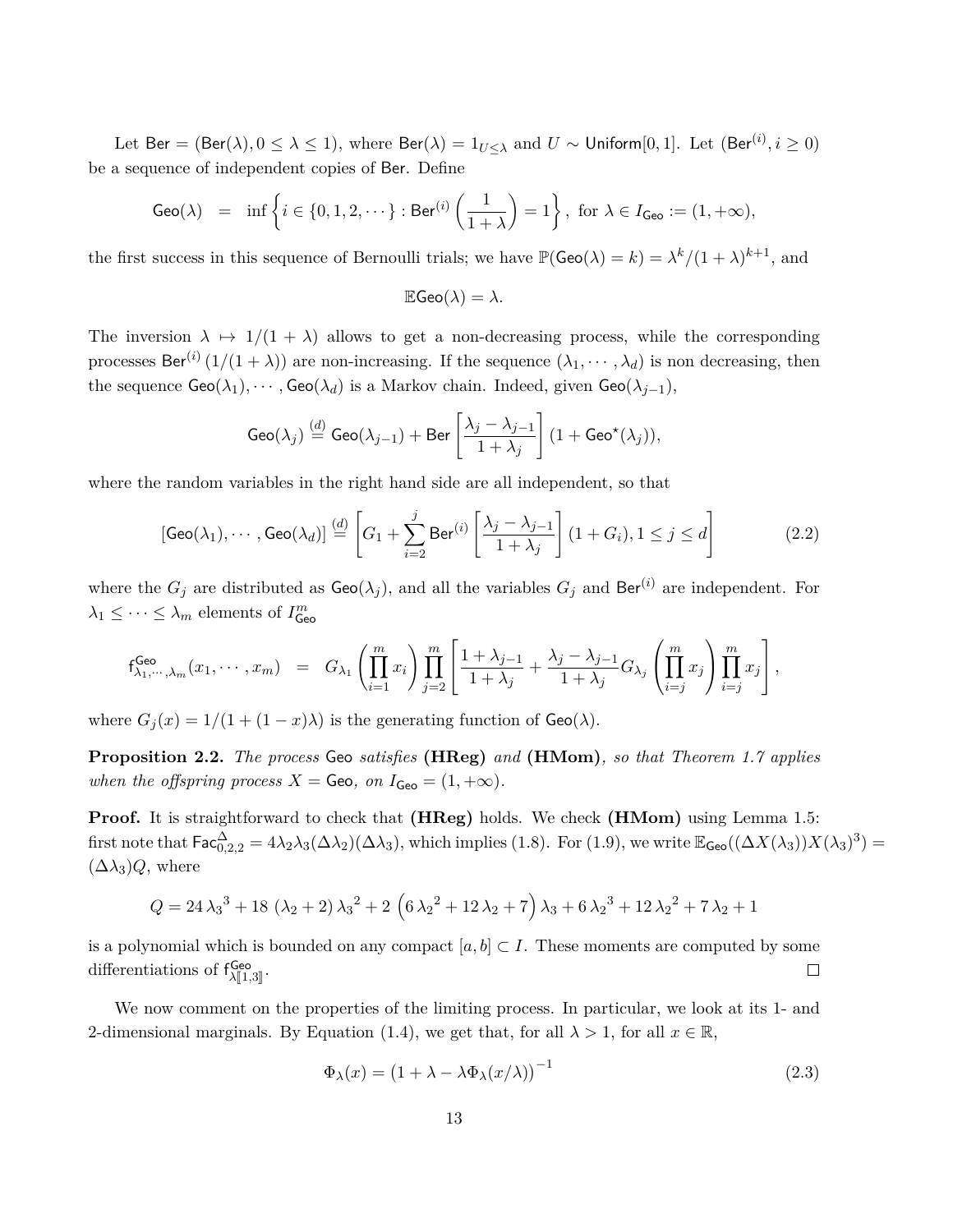Let $\mathsf{Ber} = (\mathsf{Ber}(\lambda), 0 \le \lambda \le 1)$, where $\mathsf{Ber}(\lambda) = 1_{U \le \lambda}$ and $U \sim \mathsf{Uniform}[0,1]$. Let $(\mathsf{Ber}^{(i)}, i \ge 0)$ be a sequence of independent copies of $\mathsf{Ber}$. Define

$$\mathsf{Geo}(\lambda) \;\; = \;\; \inf\left\{ i \in \{0,1,2,\cdots\} : \mathsf{Ber}^{(i)}\left(\frac{1}{1+\lambda}\right) = 1 \right\}, \text{ for } \lambda \in I_{\mathsf{Geo}} := (1, +\infty),$$

the first success in this sequence of Bernoulli trials; we have $\mathbb{P}(\mathsf{Geo}(\lambda) = k) = \lambda^k/(1+\lambda)^{k+1}$, and

$$\mathbb{E}\mathsf{Geo}(\lambda) = \lambda.$$

The inversion $\lambda \mapsto 1/(1+\lambda)$ allows to get a non-decreasing process, while the corresponding processes $\mathsf{Ber}^{(i)}\left(1/(1+\lambda)\right)$ are non-increasing. If the sequence $(\lambda_1, \cdots, \lambda_d)$ is non decreasing, then the sequence $\mathsf{Geo}(\lambda_1), \cdots, \mathsf{Geo}(\lambda_d)$ is a Markov chain. Indeed, given $\mathsf{Geo}(\lambda_{j-1})$,

$$\mathsf{Geo}(\lambda_j) \overset{(d)}{=} \mathsf{Geo}(\lambda_{j-1}) + \mathsf{Ber}\left[\frac{\lambda_j - \lambda_{j-1}}{1+\lambda_j}\right](1 + \mathsf{Geo}^\star(\lambda_j)),$$

where the random variables in the right hand side are all independent, so that

$$[\mathsf{Geo}(\lambda_1), \cdots, \mathsf{Geo}(\lambda_d)] \overset{(d)}{=} \left[ G_1 + \sum_{i=2}^{j} \mathsf{Ber}^{(i)}\left[\frac{\lambda_j - \lambda_{j-1}}{1+\lambda_j}\right](1+G_i), 1 \le j \le d \right] \tag{2.2}$$

where the $G_j$ are distributed as $\mathsf{Geo}(\lambda_j)$, and all the variables $G_j$ and $\mathsf{Ber}^{(i)}$ are independent. For $\lambda_1 \le \cdots \le \lambda_m$ elements of $I_{\mathsf{Geo}}^m$

$$\mathsf{f}^{\mathsf{Geo}}_{\lambda_1,\cdots,\lambda_m}(x_1,\cdots,x_m) \;\; = \;\; G_{\lambda_1}\left(\prod_{i=1}^m x_i\right) \prod_{j=2}^m \left[ \frac{1+\lambda_{j-1}}{1+\lambda_j} + \frac{\lambda_j - \lambda_{j-1}}{1+\lambda_j} G_{\lambda_j}\left(\prod_{i=j}^m x_j\right) \prod_{i=j}^m x_j \right],$$

where $G_j(x) = 1/(1+(1-x)\lambda)$ is the generating function of $\mathsf{Geo}(\lambda)$.

**Proposition 2.2.** *The process* $\mathsf{Geo}$ *satisfies* **(HReg)** *and* **(HMom)***, so that Theorem 1.7 applies when the offspring process* $X = \mathsf{Geo}$*, on* $I_{\mathsf{Geo}} = (1, +\infty)$*.*

**Proof.** It is straightforward to check that **(HReg)** holds. We check **(HMom)** using Lemma 1.5: first note that $\mathsf{Fac}^{\Delta}_{0,2,2} = 4\lambda_2\lambda_3(\Delta\lambda_2)(\Delta\lambda_3)$, which implies (1.8). For (1.9), we write $\mathbb{E}_{\mathsf{Geo}}((\Delta X(\lambda_3))X(\lambda_3)^3) = (\Delta\lambda_3)Q$, where

$$Q = 24\,{\lambda_3}^3 + 18\,(\lambda_2+2)\,{\lambda_3}^2 + 2\left(6\,{\lambda_2}^2 + 12\,\lambda_2 + 7\right)\lambda_3 + 6\,{\lambda_2}^3 + 12\,{\lambda_2}^2 + 7\,\lambda_2 + 1$$

is a polynomial which is bounded on any compact $[a,b] \subset I$. These moments are computed by some differentiations of $\mathsf{f}^{\mathsf{Geo}}_{\lambda[\![1,3]\!]}$. $\square$

We now comment on the properties of the limiting process. In particular, we look at its 1- and 2-dimensional marginals. By Equation (1.4), we get that, for all $\lambda > 1$, for all $x \in \mathbb{R}$,

$$\Phi_\lambda(x) = \left(1 + \lambda - \lambda\Phi_\lambda(x/\lambda)\right)^{-1} \tag{2.3}$$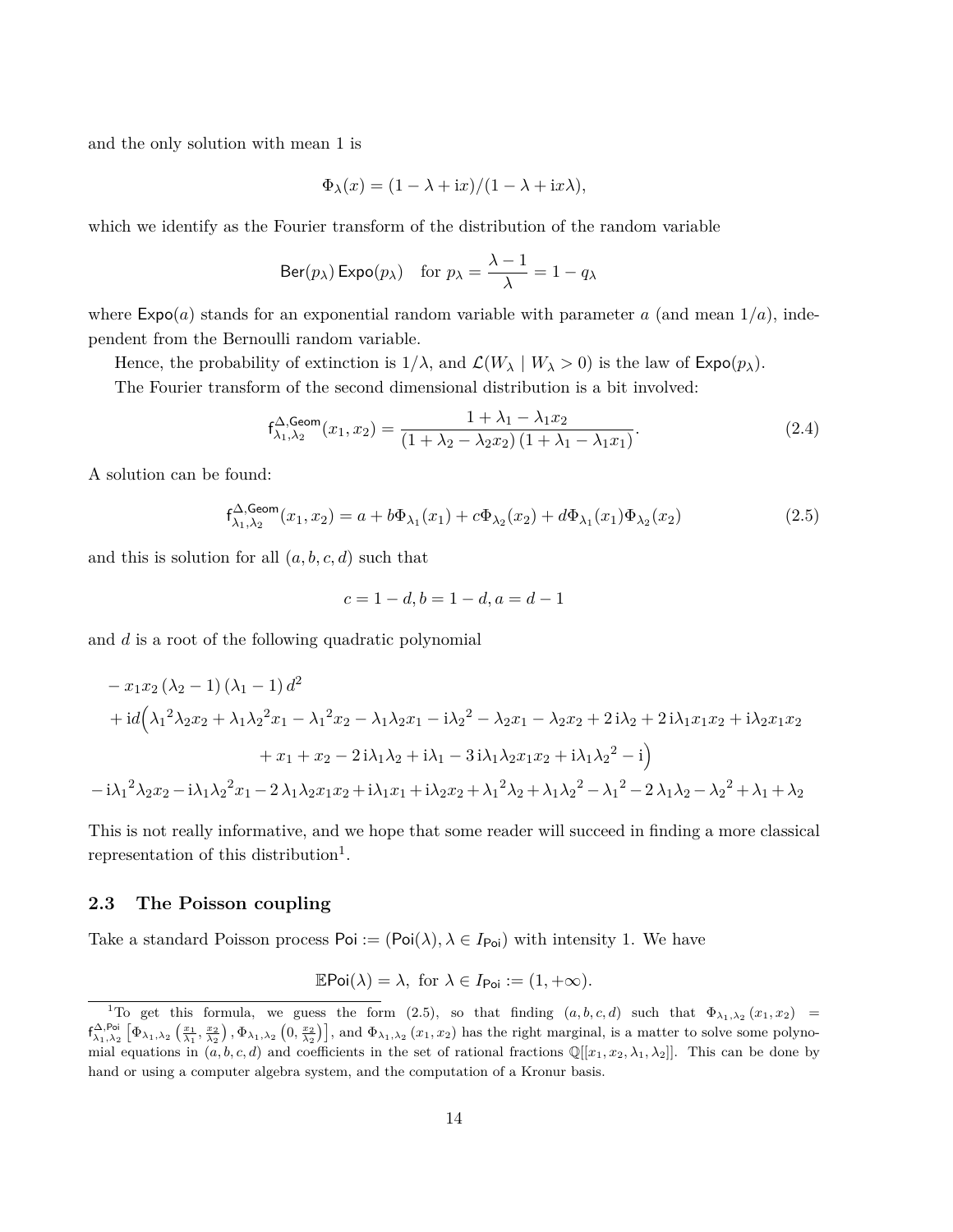and the only solution with mean 1 is

$$\Phi_\lambda(x) = (1-\lambda+\mathrm{i}x)/(1-\lambda+\mathrm{i}x\lambda),$$

which we identify as the Fourier transform of the distribution of the random variable

$$\mathsf{Ber}(p_\lambda)\,\mathsf{Expo}(p_\lambda) \quad \text{for } p_\lambda = \frac{\lambda-1}{\lambda} = 1-q_\lambda$$

where $\mathsf{Expo}(a)$ stands for an exponential random variable with parameter $a$ (and mean $1/a$), independent from the Bernoulli random variable.

Hence, the probability of extinction is $1/\lambda$, and $\mathcal{L}(W_\lambda \mid W_\lambda > 0)$ is the law of $\mathsf{Expo}(p_\lambda)$.

The Fourier transform of the second dimensional distribution is a bit involved:

$$\mathsf{f}^{\Delta,\mathsf{Geom}}_{\lambda_1,\lambda_2}(x_1,x_2) = \frac{1+\lambda_1-\lambda_1 x_2}{(1+\lambda_2-\lambda_2 x_2)\,(1+\lambda_1-\lambda_1 x_1)}. \tag{2.4}$$

A solution can be found:

$$\mathsf{f}^{\Delta,\mathsf{Geom}}_{\lambda_1,\lambda_2}(x_1,x_2) = a + b\Phi_{\lambda_1}(x_1) + c\Phi_{\lambda_2}(x_2) + d\Phi_{\lambda_1}(x_1)\Phi_{\lambda_2}(x_2) \tag{2.5}$$

and this is solution for all $(a,b,c,d)$ such that

$$c = 1-d, b = 1-d, a = d-1$$

and $d$ is a root of the following quadratic polynomial

$$\begin{aligned}
&-x_1x_2\,(\lambda_2-1)\,(\lambda_1-1)\,d^2 \\
&+\mathrm{i}d\Big({\lambda_1}^2\lambda_2x_2+\lambda_1{\lambda_2}^2x_1-{\lambda_1}^2x_2-\lambda_1\lambda_2x_1-\mathrm{i}{\lambda_2}^2-\lambda_2x_1-\lambda_2x_2+2\,\mathrm{i}\lambda_2+2\,\mathrm{i}\lambda_1x_1x_2+\mathrm{i}\lambda_2x_1x_2 \\
&\qquad +x_1+x_2-2\,\mathrm{i}\lambda_1\lambda_2+\mathrm{i}\lambda_1-3\,\mathrm{i}\lambda_1\lambda_2x_1x_2+\mathrm{i}\lambda_1{\lambda_2}^2-\mathrm{i}\Big) \\
&-\mathrm{i}{\lambda_1}^2\lambda_2x_2-\mathrm{i}\lambda_1{\lambda_2}^2x_1-2\,\lambda_1\lambda_2x_1x_2+\mathrm{i}\lambda_1x_1+\mathrm{i}\lambda_2x_2+{\lambda_1}^2\lambda_2+\lambda_1{\lambda_2}^2-{\lambda_1}^2-2\,\lambda_1\lambda_2-{\lambda_2}^2+\lambda_1+\lambda_2
\end{aligned}$$

This is not really informative, and we hope that some reader will succeed in finding a more classical representation of this distribution[1].

### 2.3 The Poisson coupling

Take a standard Poisson process $\mathsf{Poi} := (\mathsf{Poi}(\lambda), \lambda \in I_{\mathsf{Poi}})$ with intensity 1. We have

$$\mathbb{E}\mathsf{Poi}(\lambda) = \lambda, \text{ for } \lambda \in I_{\mathsf{Poi}} := (1,+\infty).$$

[1] To get this formula, we guess the form (2.5), so that finding $(a,b,c,d)$ such that $\Phi_{\lambda_1,\lambda_2}(x_1,x_2) = \mathsf{f}^{\Delta,\mathsf{Poi}}_{\lambda_1,\lambda_2}\left[\Phi_{\lambda_1,\lambda_2}\left(\frac{x_1}{\lambda_1},\frac{x_2}{\lambda_2}\right),\Phi_{\lambda_1,\lambda_2}\left(0,\frac{x_2}{\lambda_2}\right)\right]$, and $\Phi_{\lambda_1,\lambda_2}(x_1,x_2)$ has the right marginal, is a matter to solve some polynomial equations in $(a,b,c,d)$ and coefficients in the set of rational fractions $\mathbb{Q}[[x_1,x_2,\lambda_1,\lambda_2]]$. This can be done by hand or using a computer algebra system, and the computation of a Kronur basis.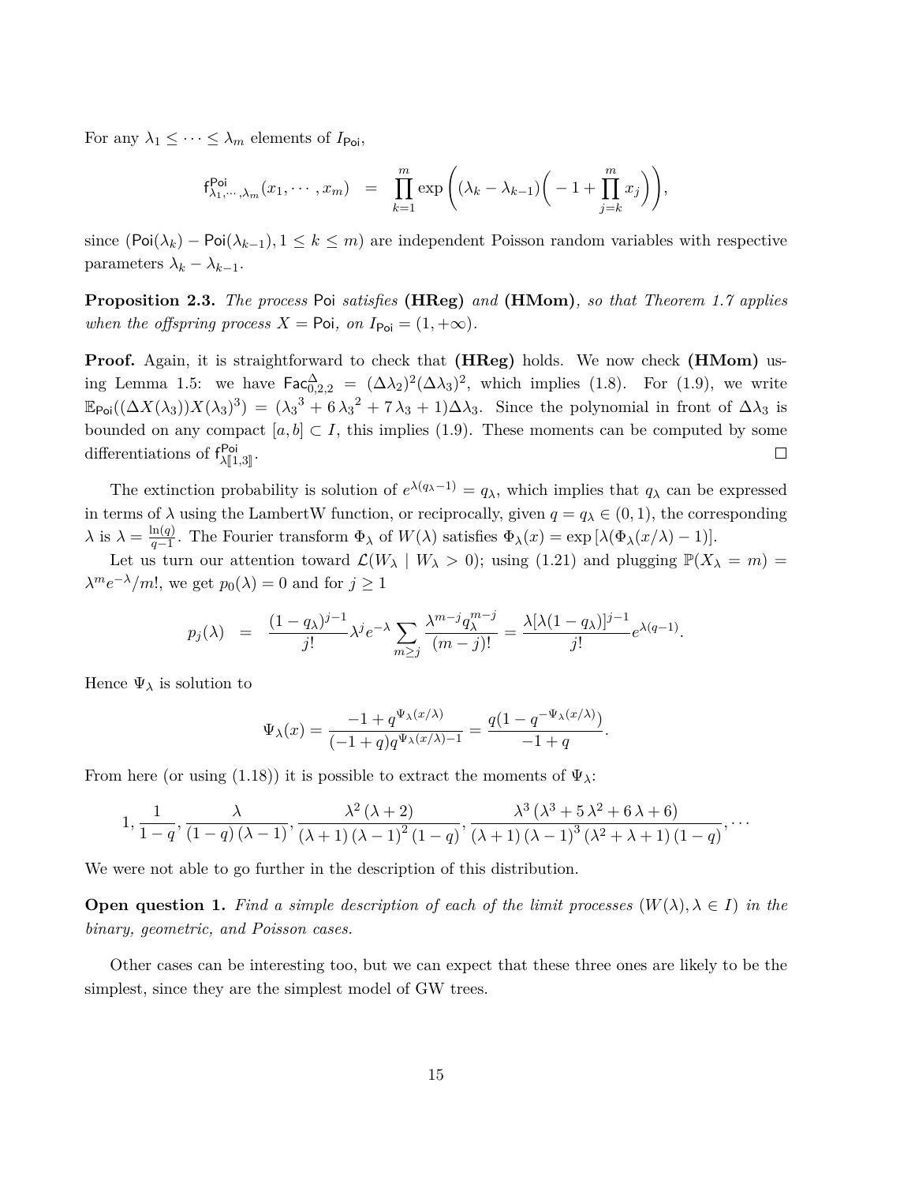For any $\lambda_1 \leq \cdots \leq \lambda_m$ elements of $I_{\mathsf{Poi}}$,

$$\mathsf{f}^{\mathsf{Poi}}_{\lambda_1,\cdots,\lambda_m}(x_1,\cdots,x_m) \;=\; \prod_{k=1}^{m} \exp\left((\lambda_k - \lambda_{k-1})\Big(-1 + \prod_{j=k}^{m} x_j\Big)\right),$$

since $(\mathsf{Poi}(\lambda_k) - \mathsf{Poi}(\lambda_{k-1}), 1 \leq k \leq m)$ are independent Poisson random variables with respective parameters $\lambda_k - \lambda_{k-1}$.

**Proposition 2.3.** *The process* $\mathsf{Poi}$ *satisfies* **(HReg)** *and* **(HMom)***, so that Theorem 1.7 applies when the offspring process* $X = \mathsf{Poi}$*, on* $I_{\mathsf{Poi}} = (1, +\infty)$*.*

**Proof.** Again, it is straightforward to check that **(HReg)** holds. We now check **(HMom)** using Lemma 1.5: we have $\mathsf{Fac}^{\Delta}_{0,2,2} = (\Delta\lambda_2)^2(\Delta\lambda_3)^2$, which implies (1.8). For (1.9), we write $\mathbb{E}_{\mathsf{Poi}}((\Delta X(\lambda_3))X(\lambda_3)^3) = ({\lambda_3}^3 + 6\,{\lambda_3}^2 + 7\,\lambda_3 + 1)\Delta\lambda_3$. Since the polynomial in front of $\Delta\lambda_3$ is bounded on any compact $[a,b] \subset I$, this implies (1.9). These moments can be computed by some differentiations of $\mathsf{f}^{\mathsf{Poi}}_{\lambda[\![1,3]\!]}$. $\square$

The extinction probability is solution of $e^{\lambda(q_\lambda - 1)} = q_\lambda$, which implies that $q_\lambda$ can be expressed in terms of $\lambda$ using the LambertW function, or reciprocally, given $q = q_\lambda \in (0,1)$, the corresponding $\lambda$ is $\lambda = \frac{\ln(q)}{q-1}$. The Fourier transform $\Phi_\lambda$ of $W(\lambda)$ satisfies $\Phi_\lambda(x) = \exp\left[\lambda(\Phi_\lambda(x/\lambda) - 1)\right]$.

Let us turn our attention toward $\mathcal{L}(W_\lambda \mid W_\lambda > 0)$; using (1.21) and plugging $\mathbb{P}(X_\lambda = m) = \lambda^m e^{-\lambda}/m!$, we get $p_0(\lambda) = 0$ and for $j \geq 1$

$$p_j(\lambda) \;=\; \frac{(1-q_\lambda)^{j-1}}{j!}\lambda^j e^{-\lambda} \sum_{m \geq j} \frac{\lambda^{m-j} q_\lambda^{m-j}}{(m-j)!} = \frac{\lambda[\lambda(1-q_\lambda)]^{j-1}}{j!} e^{\lambda(q-1)}.$$

Hence $\Psi_\lambda$ is solution to

$$\Psi_\lambda(x) = \frac{-1 + q^{\Psi_\lambda(x/\lambda)}}{(-1+q)q^{\Psi_\lambda(x/\lambda) - 1}} = \frac{q(1 - q^{-\Psi_\lambda(x/\lambda)})}{-1+q}.$$

From here (or using (1.18)) it is possible to extract the moments of $\Psi_\lambda$:

$$1, \frac{1}{1-q}, \frac{\lambda}{(1-q)(\lambda-1)}, \frac{\lambda^2(\lambda+2)}{(\lambda+1)(\lambda-1)^2(1-q)}, \frac{\lambda^3(\lambda^3 + 5\,\lambda^2 + 6\,\lambda + 6)}{(\lambda+1)(\lambda-1)^3(\lambda^2+\lambda+1)(1-q)}, \cdots$$

We were not able to go further in the description of this distribution.

**Open question 1.** *Find a simple description of each of the limit processes* $(W(\lambda), \lambda \in I)$ *in the binary, geometric, and Poisson cases.*

Other cases can be interesting too, but we can expect that these three ones are likely to be the simplest, since they are the simplest model of GW trees.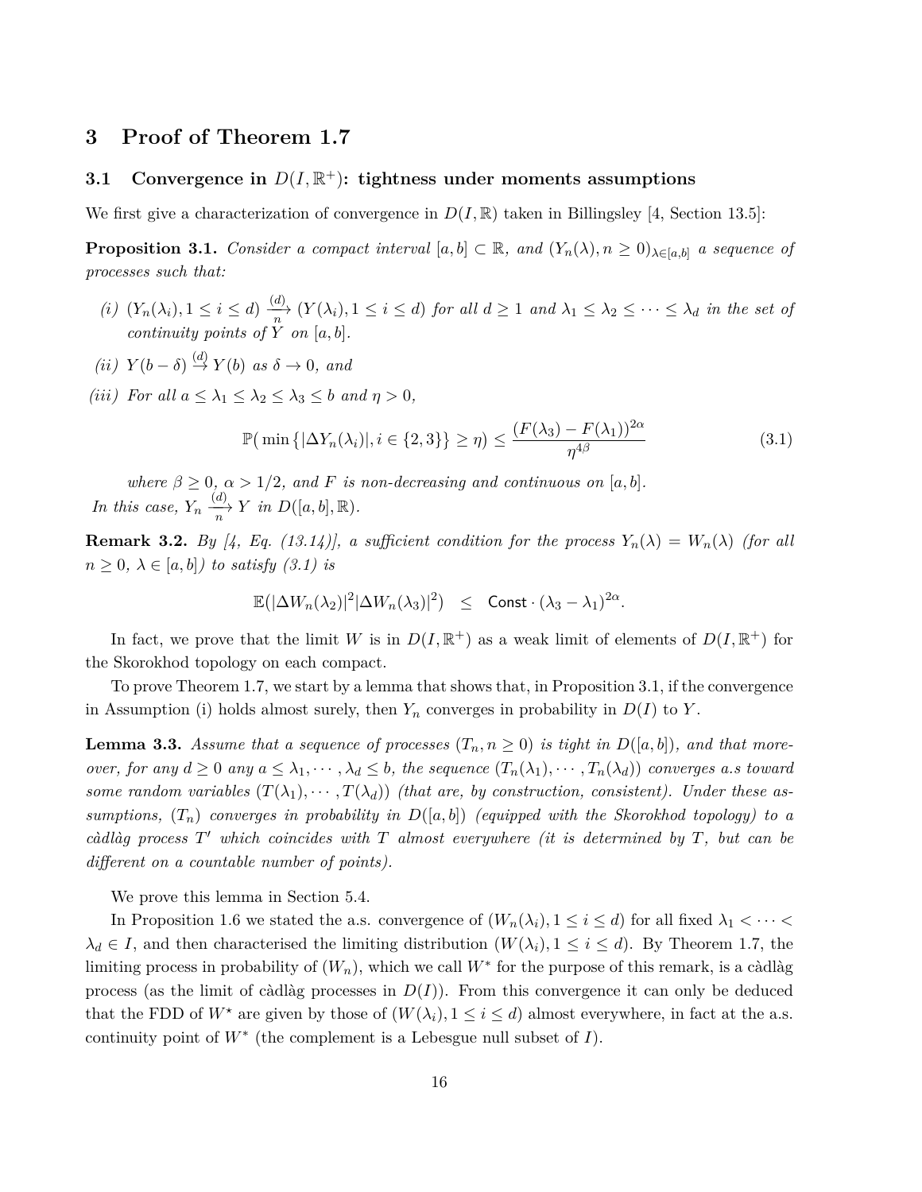# 3 Proof of Theorem 1.7

## 3.1 Convergence in $D(I, \mathbb{R}^+)$: tightness under moments assumptions

We first give a characterization of convergence in $D(I, \mathbb{R})$ taken in Billingsley [4, Section 13.5]:

**Proposition 3.1.** *Consider a compact interval $[a, b] \subset \mathbb{R}$, and $(Y_n(\lambda), n \geq 0)_{\lambda \in [a,b]}$ a sequence of processes such that:*

*(i) $(Y_n(\lambda_i), 1 \leq i \leq d) \xrightarrow[n]{(d)} (Y(\lambda_i), 1 \leq i \leq d)$ for all $d \geq 1$ and $\lambda_1 \leq \lambda_2 \leq \cdots \leq \lambda_d$ in the set of continuity points of $Y$ on $[a, b]$.*

*(ii) $Y(b - \delta) \xrightarrow{(d)} Y(b)$ as $\delta \to 0$, and*

*(iii) For all $a \leq \lambda_1 \leq \lambda_2 \leq \lambda_3 \leq b$ and $\eta > 0$,*

$$\mathbb{P}\big(\min\{|\Delta Y_n(\lambda_i)|, i \in \{2, 3\}\} \geq \eta\big) \leq \frac{(F(\lambda_3) - F(\lambda_1))^{2\alpha}}{\eta^{4\beta}} \tag{3.1}$$

*where $\beta \geq 0$, $\alpha > 1/2$, and $F$ is non-decreasing and continuous on $[a, b]$.*

*In this case, $Y_n \xrightarrow[n]{(d)} Y$ in $D([a, b], \mathbb{R})$.*

**Remark 3.2.** *By [4, Eq. (13.14)], a sufficient condition for the process $Y_n(\lambda) = W_n(\lambda)$ (for all $n \geq 0$, $\lambda \in [a, b]$) to satisfy (3.1) is*

$$\mathbb{E}(|\Delta W_n(\lambda_2)|^2 |\Delta W_n(\lambda_3)|^2) \quad \leq \quad \mathsf{Const} \cdot (\lambda_3 - \lambda_1)^{2\alpha}.$$

In fact, we prove that the limit $W$ is in $D(I, \mathbb{R}^+)$ as a weak limit of elements of $D(I, \mathbb{R}^+)$ for the Skorokhod topology on each compact.

To prove Theorem 1.7, we start by a lemma that shows that, in Proposition 3.1, if the convergence in Assumption (i) holds almost surely, then $Y_n$ converges in probability in $D(I)$ to $Y$.

**Lemma 3.3.** *Assume that a sequence of processes $(T_n, n \geq 0)$ is tight in $D([a, b])$, and that moreover, for any $d \geq 0$ any $a \leq \lambda_1, \cdots, \lambda_d \leq b$, the sequence $(T_n(\lambda_1), \cdots, T_n(\lambda_d))$ converges a.s toward some random variables $(T(\lambda_1), \cdots, T(\lambda_d))$ (that are, by construction, consistent). Under these assumptions, $(T_n)$ converges in probability in $D([a, b])$ (equipped with the Skorokhod topology) to a càdlàg process $T'$ which coincides with $T$ almost everywhere (it is determined by $T$, but can be different on a countable number of points).*

We prove this lemma in Section 5.4.

In Proposition 1.6 we stated the a.s. convergence of $(W_n(\lambda_i), 1 \leq i \leq d)$ for all fixed $\lambda_1 < \cdots < \lambda_d \in I$, and then characterised the limiting distribution $(W(\lambda_i), 1 \leq i \leq d)$. By Theorem 1.7, the limiting process in probability of $(W_n)$, which we call $W^*$ for the purpose of this remark, is a càdlàg process (as the limit of càdlàg processes in $D(I)$). From this convergence it can only be deduced that the FDD of $W^\star$ are given by those of $(W(\lambda_i), 1 \leq i \leq d)$ almost everywhere, in fact at the a.s. continuity point of $W^*$ (the complement is a Lebesgue null subset of $I$).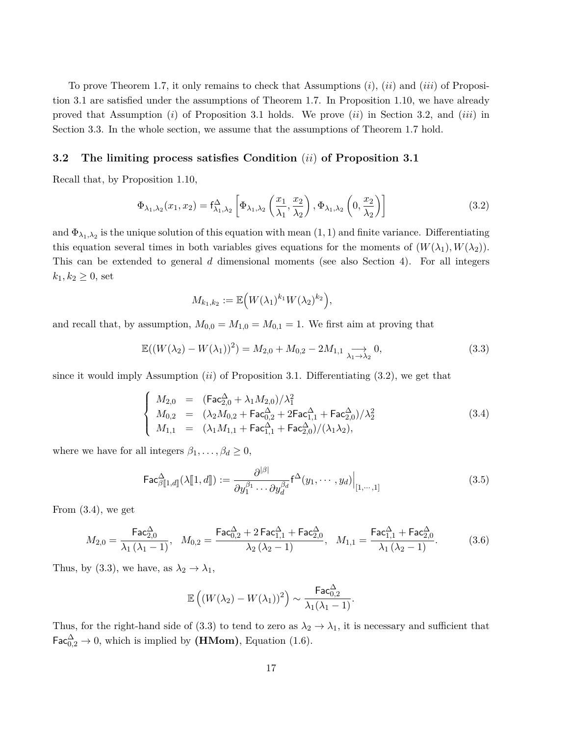To prove Theorem 1.7, it only remains to check that Assumptions $(i)$, $(ii)$ and $(iii)$ of Proposition 3.1 are satisfied under the assumptions of Theorem 1.7. In Proposition 1.10, we have already proved that Assumption $(i)$ of Proposition 3.1 holds. We prove $(ii)$ in Section 3.2, and $(iii)$ in Section 3.3. In the whole section, we assume that the assumptions of Theorem 1.7 hold.

## 3.2 The limiting process satisfies Condition $(ii)$ of Proposition 3.1

Recall that, by Proposition 1.10,

$$\Phi_{\lambda_1,\lambda_2}(x_1,x_2) = \mathsf{f}^{\Delta}_{\lambda_1,\lambda_2}\left[\Phi_{\lambda_1,\lambda_2}\left(\frac{x_1}{\lambda_1},\frac{x_2}{\lambda_2}\right), \Phi_{\lambda_1,\lambda_2}\left(0,\frac{x_2}{\lambda_2}\right)\right] \tag{3.2}$$

and $\Phi_{\lambda_1,\lambda_2}$ is the unique solution of this equation with mean $(1,1)$ and finite variance. Differentiating this equation several times in both variables gives equations for the moments of $(W(\lambda_1),W(\lambda_2))$. This can be extended to general $d$ dimensional moments (see also Section 4). For all integers $k_1,k_2 \geq 0$, set

$$M_{k_1,k_2} := \mathbb{E}\Big(W(\lambda_1)^{k_1} W(\lambda_2)^{k_2}\Big),$$

and recall that, by assumption, $M_{0,0} = M_{1,0} = M_{0,1} = 1$. We first aim at proving that

$$\mathbb{E}((W(\lambda_2) - W(\lambda_1))^2) = M_{2,0} + M_{0,2} - 2M_{1,1} \underset{\lambda_1 \to \lambda_2}{\longrightarrow} 0, \tag{3.3}$$

since it would imply Assumption $(ii)$ of Proposition 3.1. Differentiating (3.2), we get that

$$\begin{cases} M_{2,0} &= (\mathsf{Fac}^{\Delta}_{2,0} + \lambda_1 M_{2,0})/\lambda_1^2 \\ M_{0,2} &= (\lambda_2 M_{0,2} + \mathsf{Fac}^{\Delta}_{0,2} + 2\mathsf{Fac}^{\Delta}_{1,1} + \mathsf{Fac}^{\Delta}_{2,0})/\lambda_2^2 \\ M_{1,1} &= (\lambda_1 M_{1,1} + \mathsf{Fac}^{\Delta}_{1,1} + \mathsf{Fac}^{\Delta}_{2,0})/(\lambda_1\lambda_2), \end{cases} \tag{3.4}$$

where we have for all integers $\beta_1,\ldots,\beta_d \geq 0$,

$$\mathsf{Fac}^{\Delta}_{\beta[\![1,d]\!]}(\lambda[\![1,d]\!]) := \frac{\partial^{|\beta|}}{\partial y_1^{\beta_1}\cdots\partial y_d^{\beta_d}} \mathsf{f}^{\Delta}(y_1,\cdots,y_d)\Big|_{[1,\cdots,1]} \tag{3.5}$$

From (3.4), we get

$$M_{2,0} = \frac{\mathsf{Fac}^{\Delta}_{2,0}}{\lambda_1(\lambda_1 - 1)}, \quad M_{0,2} = \frac{\mathsf{Fac}^{\Delta}_{0,2} + 2\,\mathsf{Fac}^{\Delta}_{1,1} + \mathsf{Fac}^{\Delta}_{2,0}}{\lambda_2(\lambda_2 - 1)}, \quad M_{1,1} = \frac{\mathsf{Fac}^{\Delta}_{1,1} + \mathsf{Fac}^{\Delta}_{2,0}}{\lambda_1(\lambda_2 - 1)}. \tag{3.6}$$

Thus, by (3.3), we have, as $\lambda_2 \to \lambda_1$,

$$\mathbb{E}\left((W(\lambda_2) - W(\lambda_1))^2\right) \sim \frac{\mathsf{Fac}^{\Delta}_{0,2}}{\lambda_1(\lambda_1 - 1)}.$$

Thus, for the right-hand side of (3.3) to tend to zero as $\lambda_2 \to \lambda_1$, it is necessary and sufficient that $\mathsf{Fac}^{\Delta}_{0,2} \to 0$, which is implied by **(HMom)**, Equation (1.6).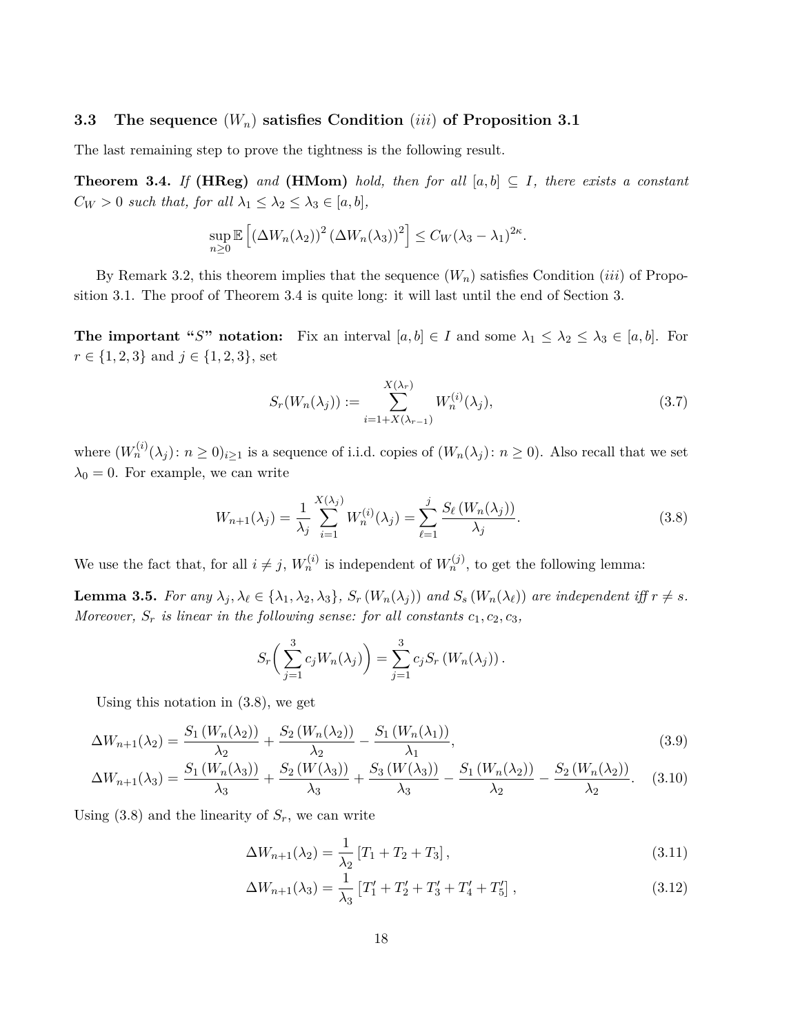### 3.3 The sequence $(W_n)$ satisfies Condition $(iii)$ of Proposition 3.1

The last remaining step to prove the tightness is the following result.

**Theorem 3.4.** *If* **(HReg)** *and* **(HMom)** *hold, then for all* $[a,b] \subseteq I$*, there exists a constant* $C_W > 0$ *such that, for all* $\lambda_1 \leq \lambda_2 \leq \lambda_3 \in [a,b]$*,*

$$\sup_{n\geq 0} \mathbb{E}\left[ \left(\Delta W_n(\lambda_2)\right)^2 \left(\Delta W_n(\lambda_3)\right)^2 \right] \leq C_W(\lambda_3 - \lambda_1)^{2\kappa}.$$

By Remark 3.2, this theorem implies that the sequence $(W_n)$ satisfies Condition $(iii)$ of Proposition 3.1. The proof of Theorem 3.4 is quite long: it will last until the end of Section 3.

**The important "$S$" notation:** Fix an interval $[a,b] \in I$ and some $\lambda_1 \leq \lambda_2 \leq \lambda_3 \in [a,b]$. For $r \in \{1,2,3\}$ and $j \in \{1,2,3\}$, set

$$S_r(W_n(\lambda_j)) := \sum_{i=1+X(\lambda_{r-1})}^{X(\lambda_r)} W_n^{(i)}(\lambda_j), \tag{3.7}$$

where $(W_n^{(i)}(\lambda_j)\colon n \geq 0)_{i\geq 1}$ is a sequence of i.i.d. copies of $(W_n(\lambda_j)\colon n \geq 0)$. Also recall that we set $\lambda_0 = 0$. For example, we can write

$$W_{n+1}(\lambda_j) = \frac{1}{\lambda_j} \sum_{i=1}^{X(\lambda_j)} W_n^{(i)}(\lambda_j) = \sum_{\ell=1}^{j} \frac{S_\ell\left(W_n(\lambda_j)\right)}{\lambda_j}. \tag{3.8}$$

We use the fact that, for all $i \neq j$, $W_n^{(i)}$ is independent of $W_n^{(j)}$, to get the following lemma:

**Lemma 3.5.** *For any* $\lambda_j, \lambda_\ell \in \{\lambda_1, \lambda_2, \lambda_3\}$*,* $S_r\left(W_n(\lambda_j)\right)$ *and* $S_s\left(W_n(\lambda_\ell)\right)$ *are independent iff* $r \neq s$*. Moreover,* $S_r$ *is linear in the following sense: for all constants* $c_1, c_2, c_3$*,*

$$S_r\Big(\sum_{j=1}^{3} c_j W_n(\lambda_j)\Big) = \sum_{j=1}^{3} c_j S_r\left(W_n(\lambda_j)\right).$$

Using this notation in (3.8), we get

$$\Delta W_{n+1}(\lambda_2) = \frac{S_1\left(W_n(\lambda_2)\right)}{\lambda_2} + \frac{S_2\left(W_n(\lambda_2)\right)}{\lambda_2} - \frac{S_1\left(W_n(\lambda_1)\right)}{\lambda_1}, \tag{3.9}$$

$$\Delta W_{n+1}(\lambda_3) = \frac{S_1\left(W_n(\lambda_3)\right)}{\lambda_3} + \frac{S_2\left(W(\lambda_3)\right)}{\lambda_3} + \frac{S_3\left(W(\lambda_3)\right)}{\lambda_3} - \frac{S_1\left(W_n(\lambda_2)\right)}{\lambda_2} - \frac{S_2\left(W_n(\lambda_2)\right)}{\lambda_2}. \tag{3.10}$$

Using (3.8) and the linearity of $S_r$, we can write

$$\Delta W_{n+1}(\lambda_2) = \frac{1}{\lambda_2}\left[T_1 + T_2 + T_3\right], \tag{3.11}$$

$$\Delta W_{n+1}(\lambda_3) = \frac{1}{\lambda_3}\left[T_1' + T_2' + T_3' + T_4' + T_5'\right], \tag{3.12}$$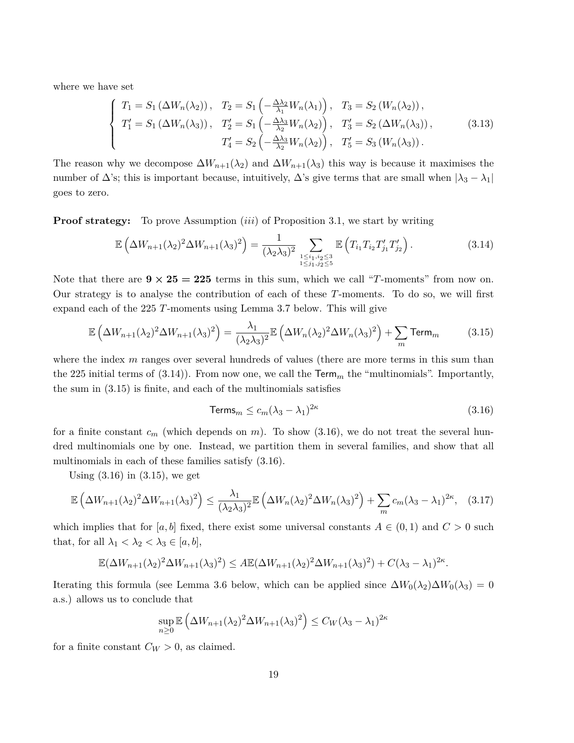where we have set

$$
\begin{cases}
T_1 = S_1\left(\Delta W_n(\lambda_2)\right), \quad T_2 = S_1\left(-\frac{\Delta\lambda_2}{\lambda_1} W_n(\lambda_1)\right), \quad T_3 = S_2\left(W_n(\lambda_2)\right), \\
T_1' = S_1\left(\Delta W_n(\lambda_3)\right), \quad T_2' = S_1\left(-\frac{\Delta\lambda_3}{\lambda_2} W_n(\lambda_2)\right), \quad T_3' = S_2\left(\Delta W_n(\lambda_3)\right), \\
\qquad\qquad\qquad\qquad\qquad T_4' = S_2\left(-\frac{\Delta\lambda_3}{\lambda_2} W_n(\lambda_2)\right), \quad T_5' = S_3\left(W_n(\lambda_3)\right).
\end{cases}
\tag{3.13}
$$

The reason why we decompose $\Delta W_{n+1}(\lambda_2)$ and $\Delta W_{n+1}(\lambda_3)$ this way is because it maximises the number of $\Delta$'s; this is important because, intuitively, $\Delta$'s give terms that are small when $|\lambda_3 - \lambda_1|$ goes to zero.

**Proof strategy:** To prove Assumption $(iii)$ of Proposition 3.1, we start by writing

$$
\mathbb{E}\left(\Delta W_{n+1}(\lambda_2)^2 \Delta W_{n+1}(\lambda_3)^2\right) = \frac{1}{(\lambda_2\lambda_3)^2} \sum_{\substack{1\le i_1,i_2\le 3\\ 1\le j_1,j_2\le 5}} \mathbb{E}\left(T_{i_1} T_{i_2} T'_{j_1} T'_{j_2}\right). \tag{3.14}
$$

Note that there are $\mathbf{9\times 25 = 225}$ terms in this sum, which we call "$T$-moments" from now on. Our strategy is to analyse the contribution of each of these $T$-moments. To do so, we will first expand each of the 225 $T$-moments using Lemma 3.7 below. This will give

$$
\mathbb{E}\left(\Delta W_{n+1}(\lambda_2)^2 \Delta W_{n+1}(\lambda_3)^2\right) = \frac{\lambda_1}{(\lambda_2\lambda_3)^2} \mathbb{E}\left(\Delta W_n(\lambda_2)^2 \Delta W_n(\lambda_3)^2\right) + \sum_m \mathsf{Term}_m \tag{3.15}
$$

where the index $m$ ranges over several hundreds of values (there are more terms in this sum than the 225 initial terms of (3.14)). From now one, we call the $\mathsf{Term}_m$ the "multinomials". Importantly, the sum in (3.15) is finite, and each of the multinomials satisfies

$$
\mathsf{Terms}_m \le c_m(\lambda_3 - \lambda_1)^{2\kappa} \tag{3.16}
$$

for a finite constant $c_m$ (which depends on $m$). To show (3.16), we do not treat the several hundred multinomials one by one. Instead, we partition them in several families, and show that all multinomials in each of these families satisfy (3.16).

Using (3.16) in (3.15), we get

$$
\mathbb{E}\left(\Delta W_{n+1}(\lambda_2)^2 \Delta W_{n+1}(\lambda_3)^2\right) \le \frac{\lambda_1}{(\lambda_2\lambda_3)^2} \mathbb{E}\left(\Delta W_n(\lambda_2)^2 \Delta W_n(\lambda_3)^2\right) + \sum_m c_m(\lambda_3 - \lambda_1)^{2\kappa}, \tag{3.17}
$$

which implies that for $[a,b]$ fixed, there exist some universal constants $A \in (0,1)$ and $C > 0$ such that, for all $\lambda_1 < \lambda_2 < \lambda_3 \in [a,b]$,

$$
\mathbb{E}(\Delta W_{n+1}(\lambda_2)^2 \Delta W_{n+1}(\lambda_3)^2) \le A\mathbb{E}(\Delta W_{n+1}(\lambda_2)^2 \Delta W_{n+1}(\lambda_3)^2) + C(\lambda_3 - \lambda_1)^{2\kappa}.
$$

Iterating this formula (see Lemma 3.6 below, which can be applied since $\Delta W_0(\lambda_2)\Delta W_0(\lambda_3) = 0$ a.s.) allows us to conclude that

$$
\sup_{n\ge 0} \mathbb{E}\left(\Delta W_{n+1}(\lambda_2)^2 \Delta W_{n+1}(\lambda_3)^2\right) \le C_W(\lambda_3 - \lambda_1)^{2\kappa}
$$

for a finite constant $C_W > 0$, as claimed.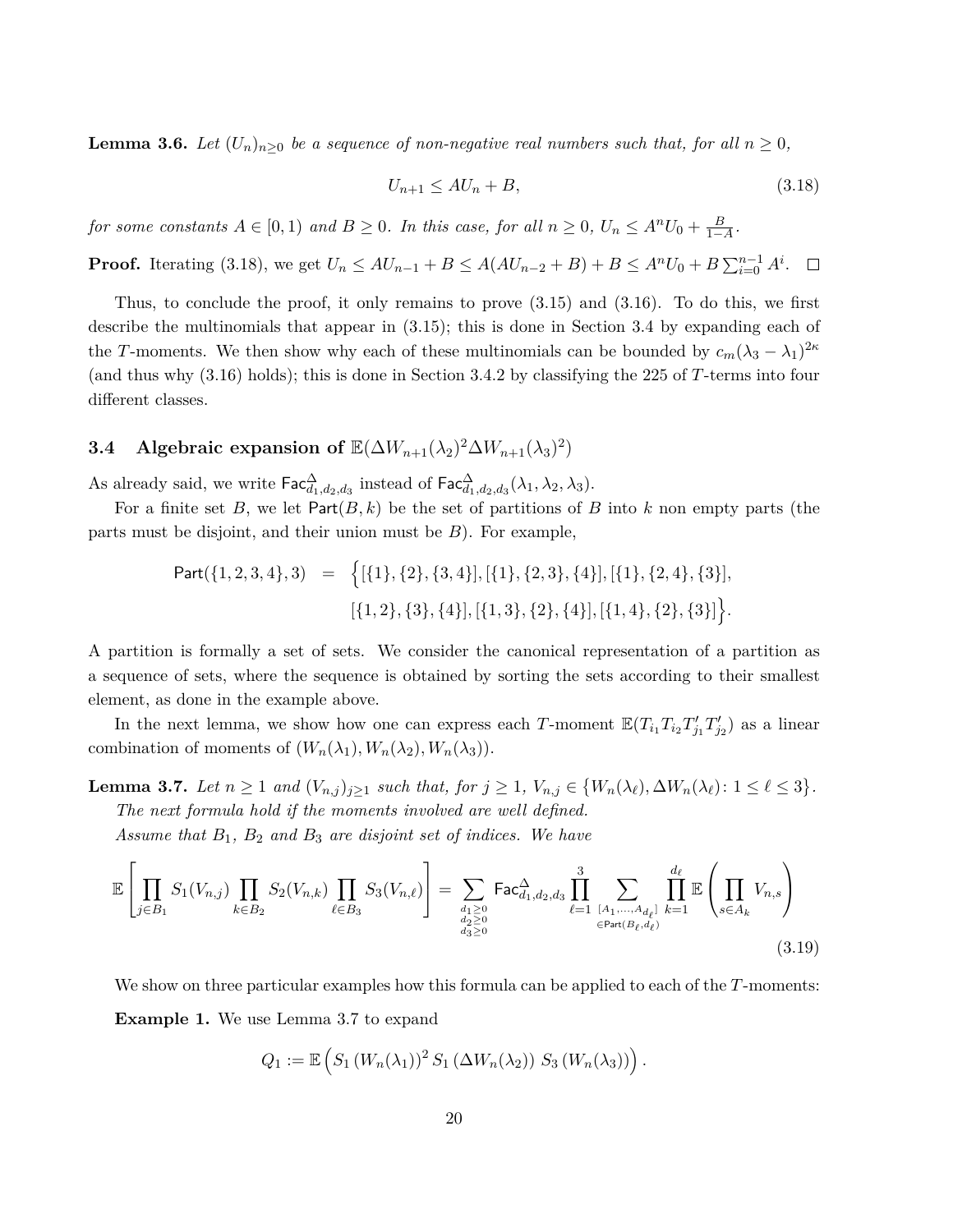**Lemma 3.6.** *Let $(U_n)_{n\geq 0}$ be a sequence of non-negative real numbers such that, for all $n \geq 0$,*

$$U_{n+1} \leq AU_n + B, \tag{3.18}$$

*for some constants $A \in [0,1)$ and $B \geq 0$. In this case, for all $n \geq 0$, $U_n \leq A^n U_0 + \frac{B}{1-A}$.*

**Proof.** Iterating (3.18), we get $U_n \leq AU_{n-1} + B \leq A(AU_{n-2} + B) + B \leq A^n U_0 + B\sum_{i=0}^{n-1} A^i$. $\square$

Thus, to conclude the proof, it only remains to prove (3.15) and (3.16). To do this, we first describe the multinomials that appear in (3.15); this is done in Section 3.4 by expanding each of the $T$-moments. We then show why each of these multinomials can be bounded by $c_m(\lambda_3 - \lambda_1)^{2\kappa}$ (and thus why (3.16) holds); this is done in Section 3.4.2 by classifying the 225 of $T$-terms into four different classes.

### 3.4 Algebraic expansion of $\mathbb{E}(\Delta W_{n+1}(\lambda_2)^2 \Delta W_{n+1}(\lambda_3)^2)$

As already said, we write $\mathsf{Fac}^{\Delta}_{d_1,d_2,d_3}$ instead of $\mathsf{Fac}^{\Delta}_{d_1,d_2,d_3}(\lambda_1,\lambda_2,\lambda_3)$.

For a finite set $B$, we let $\mathsf{Part}(B,k)$ be the set of partitions of $B$ into $k$ non empty parts (the parts must be disjoint, and their union must be $B$). For example,

$$\begin{aligned}\mathsf{Part}(\{1,2,3,4\},3) \;=\; &\Big\{[\{1\},\{2\},\{3,4\}],[\{1\},\{2,3\},\{4\}],[\{1\},\{2,4\},\{3\}],\\ &[\{1,2\},\{3\},\{4\}],[\{1,3\},\{2\},\{4\}],[\{1,4\},\{2\},\{3\}]\Big\}.\end{aligned}$$

A partition is formally a set of sets. We consider the canonical representation of a partition as a sequence of sets, where the sequence is obtained by sorting the sets according to their smallest element, as done in the example above.

In the next lemma, we show how one can express each $T$-moment $\mathbb{E}(T_{i_1}T_{i_2}T'_{j_1}T'_{j_2})$ as a linear combination of moments of $(W_n(\lambda_1), W_n(\lambda_2), W_n(\lambda_3))$.

**Lemma 3.7.** *Let $n \geq 1$ and $(V_{n,j})_{j\geq 1}$ such that, for $j \geq 1$, $V_{n,j} \in \{W_n(\lambda_\ell), \Delta W_n(\lambda_\ell) \colon 1 \leq \ell \leq 3\}$. The next formula hold if the moments involved are well defined.*

*Assume that $B_1$, $B_2$ and $B_3$ are disjoint set of indices. We have*

$$\mathbb{E}\left[\prod_{j\in B_1} S_1(V_{n,j}) \prod_{k\in B_2} S_2(V_{n,k}) \prod_{\ell\in B_3} S_3(V_{n,\ell})\right] = \sum_{\substack{d_1\geq 0\\ d_2\geq 0\\ d_3\geq 0}} \mathsf{Fac}^{\Delta}_{d_1,d_2,d_3} \prod_{\ell=1}^{3} \sum_{\substack{[A_1,\ldots,A_{d_\ell}]\\ \in \mathsf{Part}(B_\ell,d_\ell)}} \prod_{k=1}^{d_\ell} \mathbb{E}\left(\prod_{s\in A_k} V_{n,s}\right) \tag{3.19}$$

We show on three particular examples how this formula can be applied to each of the $T$-moments:

**Example 1.** We use Lemma 3.7 to expand

$$Q_1 := \mathbb{E}\Big(S_1\left(W_n(\lambda_1)\right)^2 S_1\left(\Delta W_n(\lambda_2)\right) S_3\left(W_n(\lambda_3)\right)\Big).$$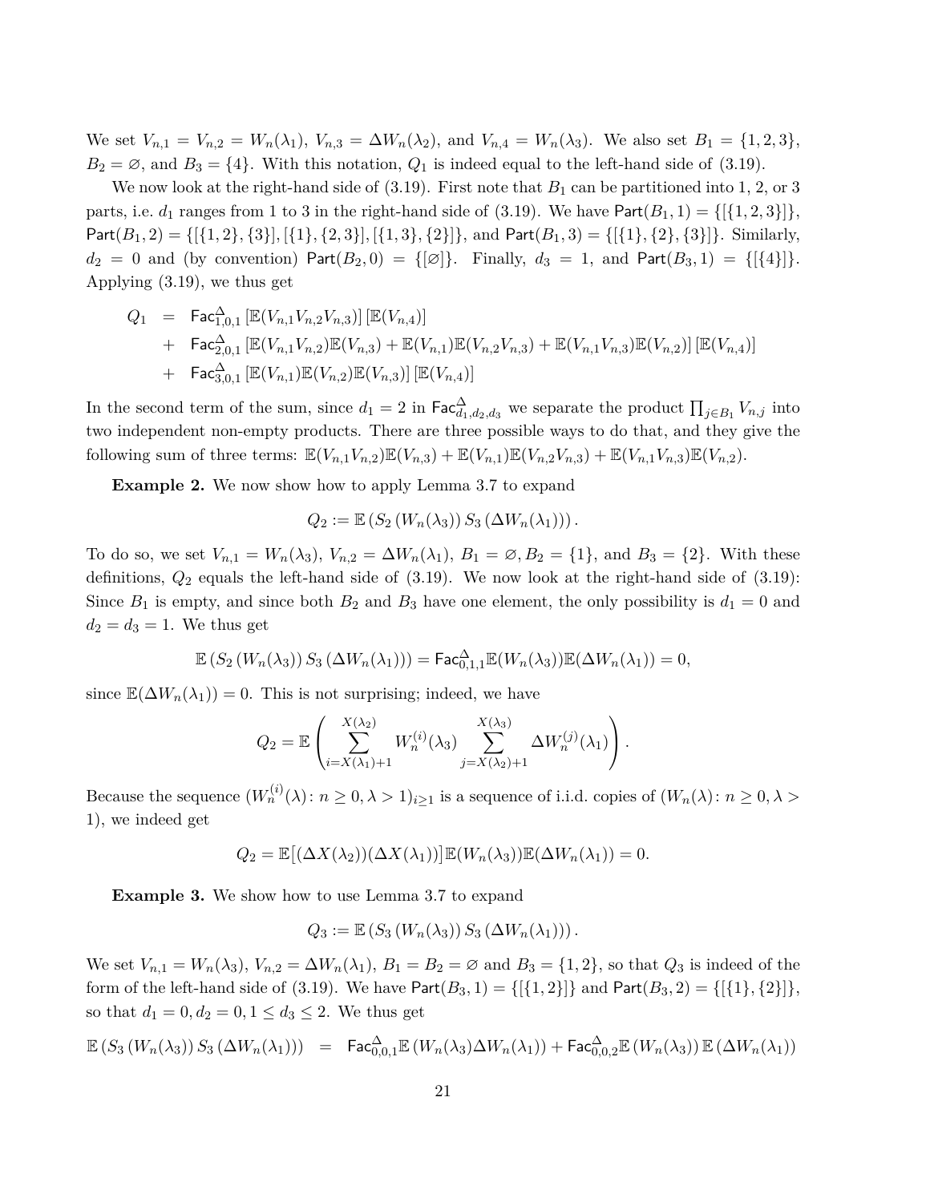We set $V_{n,1} = V_{n,2} = W_n(\lambda_1)$, $V_{n,3} = \Delta W_n(\lambda_2)$, and $V_{n,4} = W_n(\lambda_3)$. We also set $B_1 = \{1,2,3\}$, $B_2 = \varnothing$, and $B_3 = \{4\}$. With this notation, $Q_1$ is indeed equal to the left-hand side of (3.19).

We now look at the right-hand side of (3.19). First note that $B_1$ can be partitioned into 1, 2, or 3 parts, i.e. $d_1$ ranges from 1 to 3 in the right-hand side of (3.19). We have $\mathsf{Part}(B_1,1) = \{[\{1,2,3\}]\}$, $\mathsf{Part}(B_1,2) = \{[\{1,2\},\{3\}],[\{1\},\{2,3\}],[\{1,3\},\{2\}]\}$, and $\mathsf{Part}(B_1,3) = \{[\{1\},\{2\},\{3\}]\}$. Similarly, $d_2 = 0$ and (by convention) $\mathsf{Part}(B_2,0) = \{[\varnothing]\}$. Finally, $d_3 = 1$, and $\mathsf{Part}(B_3,1) = \{[\{4\}]\}$. Applying (3.19), we thus get

$$
\begin{aligned}
Q_1 &= \mathsf{Fac}^{\Delta}_{1,0,1}\left[\mathbb{E}(V_{n,1}V_{n,2}V_{n,3})\right]\left[\mathbb{E}(V_{n,4})\right] \\
&+ \mathsf{Fac}^{\Delta}_{2,0,1}\left[\mathbb{E}(V_{n,1}V_{n,2})\mathbb{E}(V_{n,3}) + \mathbb{E}(V_{n,1})\mathbb{E}(V_{n,2}V_{n,3}) + \mathbb{E}(V_{n,1}V_{n,3})\mathbb{E}(V_{n,2})\right]\left[\mathbb{E}(V_{n,4})\right] \\
&+ \mathsf{Fac}^{\Delta}_{3,0,1}\left[\mathbb{E}(V_{n,1})\mathbb{E}(V_{n,2})\mathbb{E}(V_{n,3})\right]\left[\mathbb{E}(V_{n,4})\right]
\end{aligned}
$$

In the second term of the sum, since $d_1 = 2$ in $\mathsf{Fac}^{\Delta}_{d_1,d_2,d_3}$ we separate the product $\prod_{j\in B_1} V_{n,j}$ into two independent non-empty products. There are three possible ways to do that, and they give the following sum of three terms: $\mathbb{E}(V_{n,1}V_{n,2})\mathbb{E}(V_{n,3}) + \mathbb{E}(V_{n,1})\mathbb{E}(V_{n,2}V_{n,3}) + \mathbb{E}(V_{n,1}V_{n,3})\mathbb{E}(V_{n,2})$.

**Example 2.** We now show how to apply Lemma 3.7 to expand

$$
Q_2 := \mathbb{E}\left(S_2\left(W_n(\lambda_3)\right)S_3\left(\Delta W_n(\lambda_1)\right)\right).
$$

To do so, we set $V_{n,1} = W_n(\lambda_3)$, $V_{n,2} = \Delta W_n(\lambda_1)$, $B_1 = \varnothing, B_2 = \{1\}$, and $B_3 = \{2\}$. With these definitions, $Q_2$ equals the left-hand side of (3.19). We now look at the right-hand side of (3.19): Since $B_1$ is empty, and since both $B_2$ and $B_3$ have one element, the only possibility is $d_1 = 0$ and $d_2 = d_3 = 1$. We thus get

$$
\mathbb{E}\left(S_2\left(W_n(\lambda_3)\right)S_3\left(\Delta W_n(\lambda_1)\right)\right) = \mathsf{Fac}^{\Delta}_{0,1,1}\mathbb{E}(W_n(\lambda_3))\mathbb{E}(\Delta W_n(\lambda_1)) = 0,
$$

since $\mathbb{E}(\Delta W_n(\lambda_1)) = 0$. This is not surprising; indeed, we have

$$
Q_2 = \mathbb{E}\left(\sum_{i=X(\lambda_1)+1}^{X(\lambda_2)} W_n^{(i)}(\lambda_3)\sum_{j=X(\lambda_2)+1}^{X(\lambda_3)} \Delta W_n^{(j)}(\lambda_1)\right).
$$

Because the sequence $(W_n^{(i)}(\lambda)\colon n \geq 0, \lambda > 1)_{i\geq 1}$ is a sequence of i.i.d. copies of $(W_n(\lambda)\colon n \geq 0, \lambda > 1)$, we indeed get

$$
Q_2 = \mathbb{E}\big[(\Delta X(\lambda_2))(\Delta X(\lambda_1))\big]\mathbb{E}(W_n(\lambda_3))\mathbb{E}(\Delta W_n(\lambda_1)) = 0.
$$

**Example 3.** We show how to use Lemma 3.7 to expand

$$
Q_3 := \mathbb{E}\left(S_3\left(W_n(\lambda_3)\right)S_3\left(\Delta W_n(\lambda_1)\right)\right).
$$

We set $V_{n,1} = W_n(\lambda_3)$, $V_{n,2} = \Delta W_n(\lambda_1)$, $B_1 = B_2 = \varnothing$ and $B_3 = \{1,2\}$, so that $Q_3$ is indeed of the form of the left-hand side of (3.19). We have $\mathsf{Part}(B_3,1) = \{[\{1,2\}]\}$ and $\mathsf{Part}(B_3,2) = \{[\{1\},\{2\}]\}$, so that $d_1 = 0, d_2 = 0, 1 \leq d_3 \leq 2$. We thus get

$$
\mathbb{E}\left(S_3\left(W_n(\lambda_3)\right)S_3\left(\Delta W_n(\lambda_1)\right)\right) = \mathsf{Fac}^{\Delta}_{0,0,1}\mathbb{E}\left(W_n(\lambda_3)\Delta W_n(\lambda_1)\right) + \mathsf{Fac}^{\Delta}_{0,0,2}\mathbb{E}\left(W_n(\lambda_3)\right)\mathbb{E}\left(\Delta W_n(\lambda_1)\right)
$$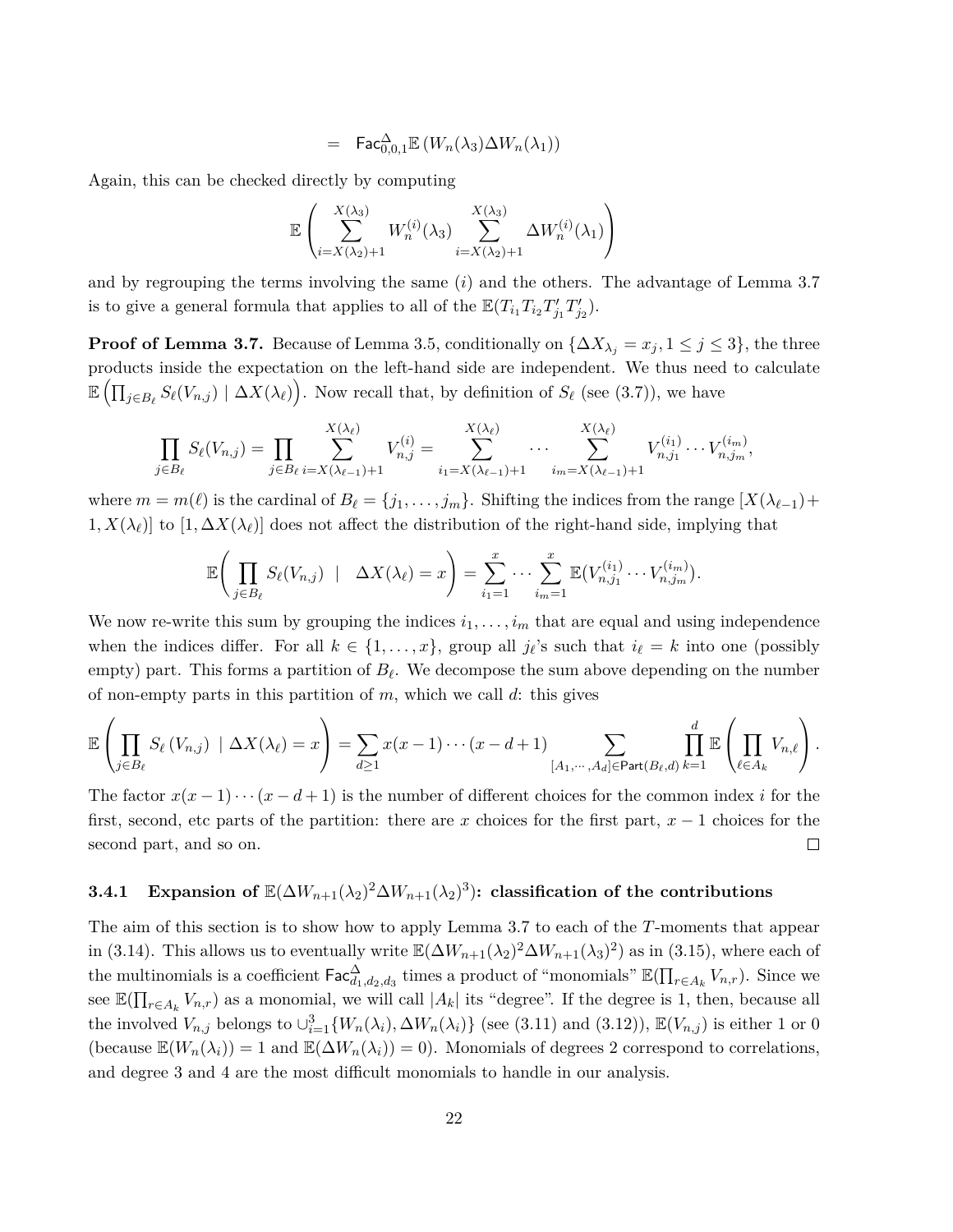$$= \quad \mathsf{Fac}^{\Delta}_{0,0,1}\mathbb{E}\left(W_n(\lambda_3)\Delta W_n(\lambda_1)\right)$$

Again, this can be checked directly by computing

$$\mathbb{E}\left(\sum_{i=X(\lambda_2)+1}^{X(\lambda_3)} W_n^{(i)}(\lambda_3) \sum_{i=X(\lambda_2)+1}^{X(\lambda_3)} \Delta W_n^{(i)}(\lambda_1)\right)$$

and by regrouping the terms involving the same $(i)$ and the others. The advantage of Lemma 3.7 is to give a general formula that applies to all of the $\mathbb{E}(T_{i_1}T_{i_2}T'_{j_1}T'_{j_2})$.

**Proof of Lemma 3.7.** Because of Lemma 3.5, conditionally on $\{\Delta X_{\lambda_j} = x_j, 1 \leq j \leq 3\}$, the three products inside the expectation on the left-hand side are independent. We thus need to calculate $\mathbb{E}\left(\prod_{j\in B_\ell} S_\ell(V_{n,j}) \mid \Delta X(\lambda_\ell)\right)$. Now recall that, by definition of $S_\ell$ (see (3.7)), we have

$$\prod_{j\in B_\ell} S_\ell(V_{n,j}) = \prod_{j\in B_\ell} \sum_{i=X(\lambda_{\ell-1})+1}^{X(\lambda_\ell)} V_{n,j}^{(i)} = \sum_{i_1=X(\lambda_{\ell-1})+1}^{X(\lambda_\ell)} \cdots \sum_{i_m=X(\lambda_{\ell-1})+1}^{X(\lambda_\ell)} V_{n,j_1}^{(i_1)} \cdots V_{n,j_m}^{(i_m)},$$

where $m = m(\ell)$ is the cardinal of $B_\ell = \{j_1, \ldots, j_m\}$. Shifting the indices from the range $[X(\lambda_{\ell-1})+1, X(\lambda_\ell)]$ to $[1, \Delta X(\lambda_\ell)]$ does not affect the distribution of the right-hand side, implying that

$$\mathbb{E}\left(\prod_{j\in B_\ell} S_\ell(V_{n,j}) \;\middle|\; \Delta X(\lambda_\ell) = x\right) = \sum_{i_1=1}^{x} \cdots \sum_{i_m=1}^{x} \mathbb{E}(V_{n,j_1}^{(i_1)} \cdots V_{n,j_m}^{(i_m)}).$$

We now re-write this sum by grouping the indices $i_1, \ldots, i_m$ that are equal and using independence when the indices differ. For all $k \in \{1, \ldots, x\}$, group all $j_\ell$'s such that $i_\ell = k$ into one (possibly empty) part. This forms a partition of $B_\ell$. We decompose the sum above depending on the number of non-empty parts in this partition of $m$, which we call $d$: this gives

$$\mathbb{E}\left(\prod_{j\in B_\ell} S_\ell\left(V_{n,j}\right) \mid \Delta X(\lambda_\ell) = x\right) = \sum_{d\geq 1} x(x-1)\cdots(x-d+1) \sum_{[A_1,\cdots,A_d]\in \mathsf{Part}(B_\ell,d)} \prod_{k=1}^{d} \mathbb{E}\left(\prod_{\ell\in A_k} V_{n,\ell}\right).$$

The factor $x(x-1)\cdots(x-d+1)$ is the number of different choices for the common index $i$ for the first, second, etc parts of the partition: there are $x$ choices for the first part, $x-1$ choices for the second part, and so on. □

### 3.4.1 Expansion of $\mathbb{E}(\Delta W_{n+1}(\lambda_2)^2 \Delta W_{n+1}(\lambda_2)^3)$: classification of the contributions

The aim of this section is to show how to apply Lemma 3.7 to each of the $T$-moments that appear in (3.14). This allows us to eventually write $\mathbb{E}(\Delta W_{n+1}(\lambda_2)^2 \Delta W_{n+1}(\lambda_3)^2)$ as in (3.15), where each of the multinomials is a coefficient $\mathsf{Fac}^{\Delta}_{d_1,d_2,d_3}$ times a product of "monomials" $\mathbb{E}(\prod_{r\in A_k} V_{n,r})$. Since we see $\mathbb{E}(\prod_{r\in A_k} V_{n,r})$ as a monomial, we will call $|A_k|$ its "degree". If the degree is 1, then, because all the involved $V_{n,j}$ belongs to $\cup_{i=1}^{3}\{W_n(\lambda_i), \Delta W_n(\lambda_i)\}$ (see (3.11) and (3.12)), $\mathbb{E}(V_{n,j})$ is either 1 or 0 (because $\mathbb{E}(W_n(\lambda_i)) = 1$ and $\mathbb{E}(\Delta W_n(\lambda_i)) = 0$). Monomials of degrees 2 correspond to correlations, and degree 3 and 4 are the most difficult monomials to handle in our analysis.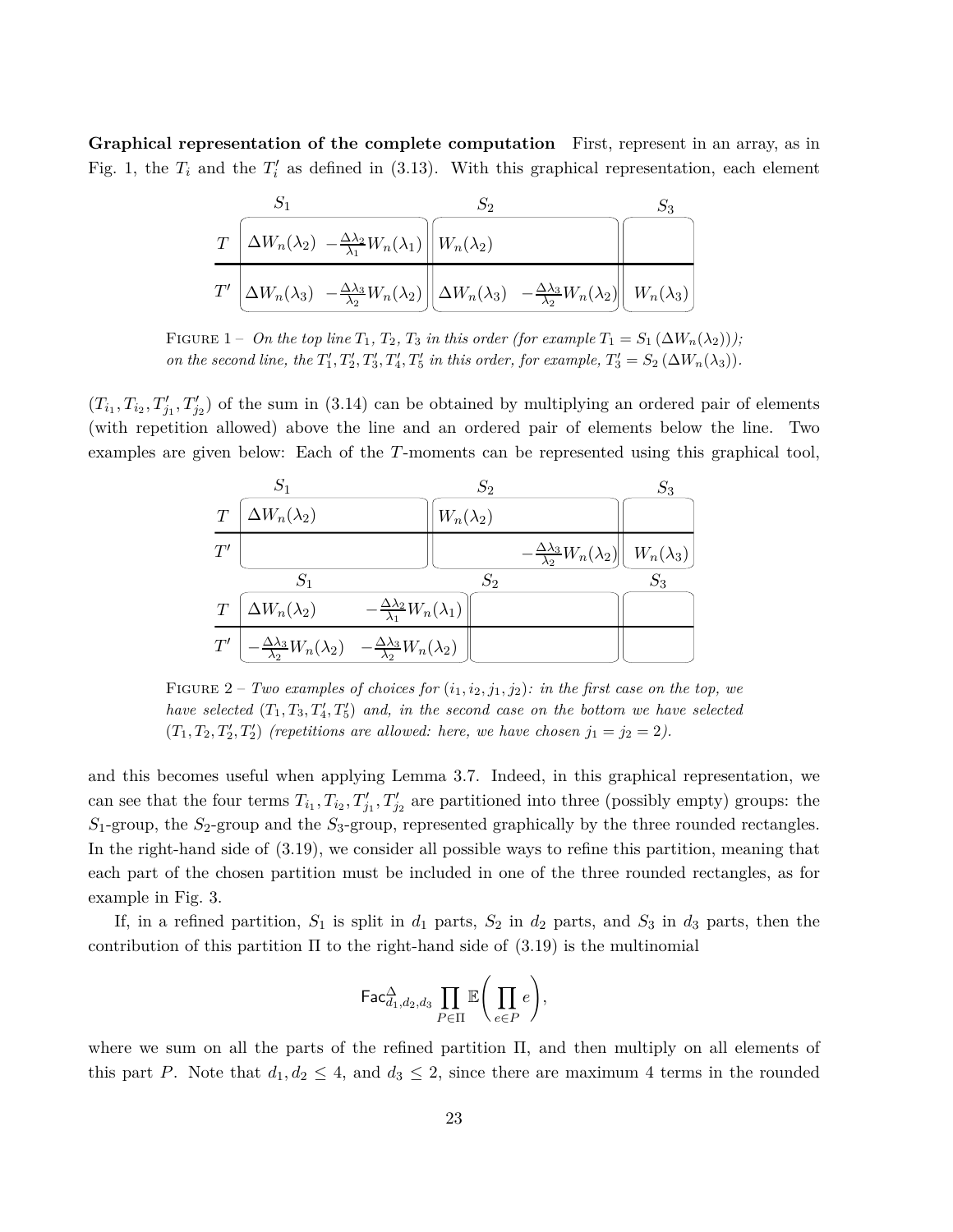**Graphical representation of the complete computation** First, represent in an array, as in Fig. 1, the $T_i$ and the $T'_i$ as defined in (3.13). With this graphical representation, each element

| | $S_1$ | | $S_2$ | | $S_3$ |
|---|---|---|---|---|---|
| $T$ | $\Delta W_n(\lambda_2)$ | $-\frac{\Delta\lambda_2}{\lambda_1}W_n(\lambda_1)$ | $W_n(\lambda_2)$ | | |
| $T'$ | $\Delta W_n(\lambda_3)$ | $-\frac{\Delta\lambda_3}{\lambda_2}W_n(\lambda_2)$ | $\Delta W_n(\lambda_3)$ | $-\frac{\Delta\lambda_3}{\lambda_2}W_n(\lambda_2)$ | $W_n(\lambda_3)$ |

FIGURE 1 – *On the top line $T_1$, $T_2$, $T_3$ in this order (for example $T_1 = S_1(\Delta W_n(\lambda_2))$); on the second line, the $T'_1, T'_2, T'_3, T'_4, T'_5$ in this order, for example, $T'_3 = S_2(\Delta W_n(\lambda_3))$.*

$(T_{i_1}, T_{i_2}, T'_{j_1}, T'_{j_2})$ of the sum in (3.14) can be obtained by multiplying an ordered pair of elements (with repetition allowed) above the line and an ordered pair of elements below the line. Two examples are given below: Each of the $T$-moments can be represented using this graphical tool,

| | $S_1$ | | $S_2$ | | $S_3$ |
|---|---|---|---|---|---|
| $T$ | $\Delta W_n(\lambda_2)$ | | $W_n(\lambda_2)$ | | |
| $T'$ | | | | $-\frac{\Delta\lambda_3}{\lambda_2}W_n(\lambda_2)$ | $W_n(\lambda_3)$ |

| | $S_1$ | | $S_2$ | | $S_3$ |
|---|---|---|---|---|---|
| $T$ | $\Delta W_n(\lambda_2)$ | $-\frac{\Delta\lambda_2}{\lambda_1}W_n(\lambda_1)$ | | | |
| $T'$ | $-\frac{\Delta\lambda_3}{\lambda_2}W_n(\lambda_2)$ | $-\frac{\Delta\lambda_3}{\lambda_2}W_n(\lambda_2)$ | | | |

FIGURE 2 – *Two examples of choices for $(i_1, i_2, j_1, j_2)$: in the first case on the top, we have selected $(T_1, T_3, T'_4, T'_5)$ and, in the second case on the bottom we have selected $(T_1, T_2, T'_2, T'_2)$ (repetitions are allowed: here, we have chosen $j_1 = j_2 = 2$).*

and this becomes useful when applying Lemma 3.7. Indeed, in this graphical representation, we can see that the four terms $T_{i_1}, T_{i_2}, T'_{j_1}, T'_{j_2}$ are partitioned into three (possibly empty) groups: the $S_1$-group, the $S_2$-group and the $S_3$-group, represented graphically by the three rounded rectangles. In the right-hand side of (3.19), we consider all possible ways to refine this partition, meaning that each part of the chosen partition must be included in one of the three rounded rectangles, as for example in Fig. 3.

If, in a refined partition, $S_1$ is split in $d_1$ parts, $S_2$ in $d_2$ parts, and $S_3$ in $d_3$ parts, then the contribution of this partition $\Pi$ to the right-hand side of (3.19) is the multinomial

$$\mathsf{Fac}^{\Delta}_{d_1,d_2,d_3} \prod_{P\in\Pi} \mathbb{E}\left(\prod_{e\in P} e\right),$$

where we sum on all the parts of the refined partition $\Pi$, and then multiply on all elements of this part $P$. Note that $d_1, d_2 \leq 4$, and $d_3 \leq 2$, since there are maximum 4 terms in the rounded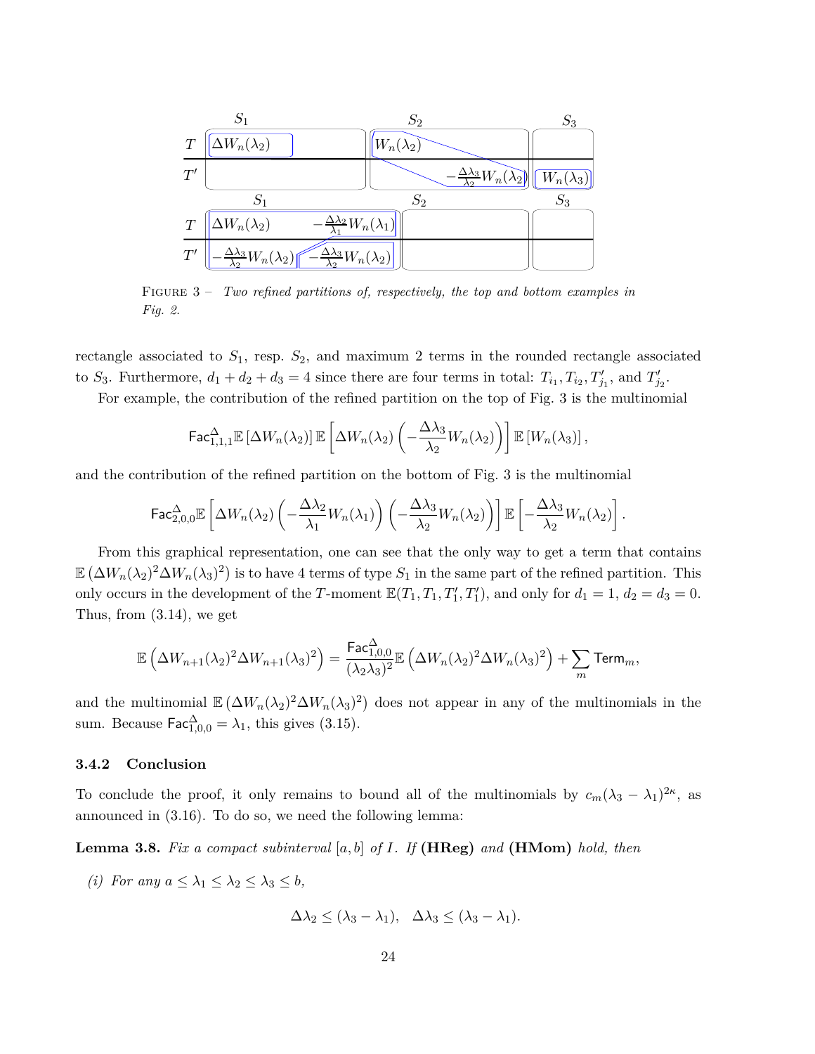FIGURE 3 – *Two refined partitions of, respectively, the top and bottom examples in Fig. 2.*

rectangle associated to $S_1$, resp. $S_2$, and maximum 2 terms in the rounded rectangle associated to $S_3$. Furthermore, $d_1 + d_2 + d_3 = 4$ since there are four terms in total: $T_{i_1}, T_{i_2}, T'_{j_1}$, and $T'_{j_2}$.

For example, the contribution of the refined partition on the top of Fig. 3 is the multinomial

$$\mathsf{Fac}^{\Delta}_{1,1,1}\mathbb{E}\left[\Delta W_n(\lambda_2)\right]\mathbb{E}\left[\Delta W_n(\lambda_2)\left(-\frac{\Delta\lambda_3}{\lambda_2}W_n(\lambda_2)\right)\right]\mathbb{E}\left[W_n(\lambda_3)\right],$$

and the contribution of the refined partition on the bottom of Fig. 3 is the multinomial

$$\mathsf{Fac}^{\Delta}_{2,0,0}\mathbb{E}\left[\Delta W_n(\lambda_2)\left(-\frac{\Delta\lambda_2}{\lambda_1}W_n(\lambda_1)\right)\left(-\frac{\Delta\lambda_3}{\lambda_2}W_n(\lambda_2)\right)\right]\mathbb{E}\left[-\frac{\Delta\lambda_3}{\lambda_2}W_n(\lambda_2)\right].$$

From this graphical representation, one can see that the only way to get a term that contains $\mathbb{E}\left(\Delta W_n(\lambda_2)^2\Delta W_n(\lambda_3)^2\right)$ is to have 4 terms of type $S_1$ in the same part of the refined partition. This only occurs in the development of the $T$-moment $\mathbb{E}(T_1, T_1, T'_1, T'_1)$, and only for $d_1 = 1$, $d_2 = d_3 = 0$. Thus, from (3.14), we get

$$\mathbb{E}\left(\Delta W_{n+1}(\lambda_2)^2\Delta W_{n+1}(\lambda_3)^2\right) = \frac{\mathsf{Fac}^{\Delta}_{1,0,0}}{(\lambda_2\lambda_3)^2}\mathbb{E}\left(\Delta W_n(\lambda_2)^2\Delta W_n(\lambda_3)^2\right) + \sum_m \mathsf{Term}_m,$$

and the multinomial $\mathbb{E}\left(\Delta W_n(\lambda_2)^2\Delta W_n(\lambda_3)^2\right)$ does not appear in any of the multinomials in the sum. Because $\mathsf{Fac}^{\Delta}_{1,0,0} = \lambda_1$, this gives (3.15).

### 3.4.2 Conclusion

To conclude the proof, it only remains to bound all of the multinomials by $c_m(\lambda_3 - \lambda_1)^{2\kappa}$, as announced in (3.16). To do so, we need the following lemma:

**Lemma 3.8.** *Fix a compact subinterval $[a, b]$ of $I$. If* **(HReg)** *and* **(HMom)** *hold, then*

*(i) For any $a \le \lambda_1 \le \lambda_2 \le \lambda_3 \le b$,*

$$\Delta\lambda_2 \le (\lambda_3 - \lambda_1), \quad \Delta\lambda_3 \le (\lambda_3 - \lambda_1).$$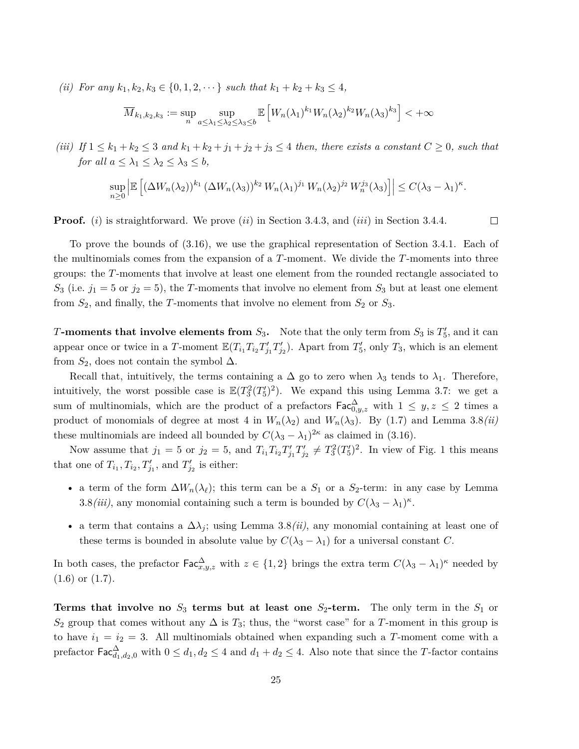*(ii) For any $k_1, k_2, k_3 \in \{0, 1, 2, \cdots\}$ such that $k_1 + k_2 + k_3 \le 4$,*

$$\overline{M}_{k_1,k_2,k_3} := \sup_n \sup_{a \le \lambda_1 \le \lambda_2 \le \lambda_3 \le b} \mathbb{E}\left[W_n(\lambda_1)^{k_1} W_n(\lambda_2)^{k_2} W_n(\lambda_3)^{k_3}\right] < +\infty$$

*(iii) If $1 \le k_1 + k_2 \le 3$ and $k_1 + k_2 + j_1 + j_2 + j_3 \le 4$ then, there exists a constant $C \ge 0$, such that for all $a \le \lambda_1 \le \lambda_2 \le \lambda_3 \le b$,*

$$\sup_{n \ge 0} \left| \mathbb{E}\left[ (\Delta W_n(\lambda_2))^{k_1} \, (\Delta W_n(\lambda_3))^{k_2} \, W_n(\lambda_1)^{j_1} \, W_n(\lambda_2)^{j_2} \, W_n^{j_3}(\lambda_3) \right] \right| \le C(\lambda_3 - \lambda_1)^{\kappa}.$$

**Proof.** $(i)$ is straightforward. We prove $(ii)$ in Section 3.4.3, and $(iii)$ in Section 3.4.4. □

To prove the bounds of (3.16), we use the graphical representation of Section 3.4.1. Each of the multinomials comes from the expansion of a $T$-moment. We divide the $T$-moments into three groups: the $T$-moments that involve at least one element from the rounded rectangle associated to $S_3$ (i.e. $j_1 = 5$ or $j_2 = 5$), the $T$-moments that involve no element from $S_3$ but at least one element from $S_2$, and finally, the $T$-moments that involve no element from $S_2$ or $S_3$.

**$T$-moments that involve elements from $S_3$.** Note that the only term from $S_3$ is $T'_5$, and it can appear once or twice in a $T$-moment $\mathbb{E}(T_{i_1} T_{i_2} T'_{j_1} T'_{j_2})$. Apart from $T'_5$, only $T_3$, which is an element from $S_2$, does not contain the symbol $\Delta$.

Recall that, intuitively, the terms containing a $\Delta$ go to zero when $\lambda_3$ tends to $\lambda_1$. Therefore, intuitively, the worst possible case is $\mathbb{E}(T_3^2 (T'_5)^2)$. We expand this using Lemma 3.7: we get a sum of multinomials, which are the product of a prefactors $\mathsf{Fac}^{\Delta}_{0,y,z}$ with $1 \le y, z \le 2$ times a product of monomials of degree at most 4 in $W_n(\lambda_2)$ and $W_n(\lambda_3)$. By (1.7) and Lemma 3.8*(ii)* these multinomials are indeed all bounded by $C(\lambda_3 - \lambda_1)^{2\kappa}$ as claimed in (3.16).

Now assume that $j_1 = 5$ or $j_2 = 5$, and $T_{i_1} T_{i_2} T'_{j_1} T'_{j_2} \ne T_3^2 (T'_5)^2$. In view of Fig. 1 this means that one of $T_{i_1}, T_{i_2}, T'_{j_1}$, and $T'_{j_2}$ is either:

- a term of the form $\Delta W_n(\lambda_\ell)$; this term can be a $S_1$ or a $S_2$-term: in any case by Lemma 3.8*(iii)*, any monomial containing such a term is bounded by $C(\lambda_3 - \lambda_1)^{\kappa}$.
- a term that contains a $\Delta \lambda_j$; using Lemma 3.8*(ii)*, any monomial containing at least one of these terms is bounded in absolute value by $C(\lambda_3 - \lambda_1)$ for a universal constant $C$.

In both cases, the prefactor $\mathsf{Fac}^{\Delta}_{x,y,z}$ with $z \in \{1, 2\}$ brings the extra term $C(\lambda_3 - \lambda_1)^{\kappa}$ needed by (1.6) or (1.7).

**Terms that involve no $S_3$ terms but at least one $S_2$-term.** The only term in the $S_1$ or $S_2$ group that comes without any $\Delta$ is $T_3$; thus, the "worst case" for a $T$-moment in this group is to have $i_1 = i_2 = 3$. All multinomials obtained when expanding such a $T$-moment come with a prefactor $\mathsf{Fac}^{\Delta}_{d_1,d_2,0}$ with $0 \le d_1, d_2 \le 4$ and $d_1 + d_2 \le 4$. Also note that since the $T$-factor contains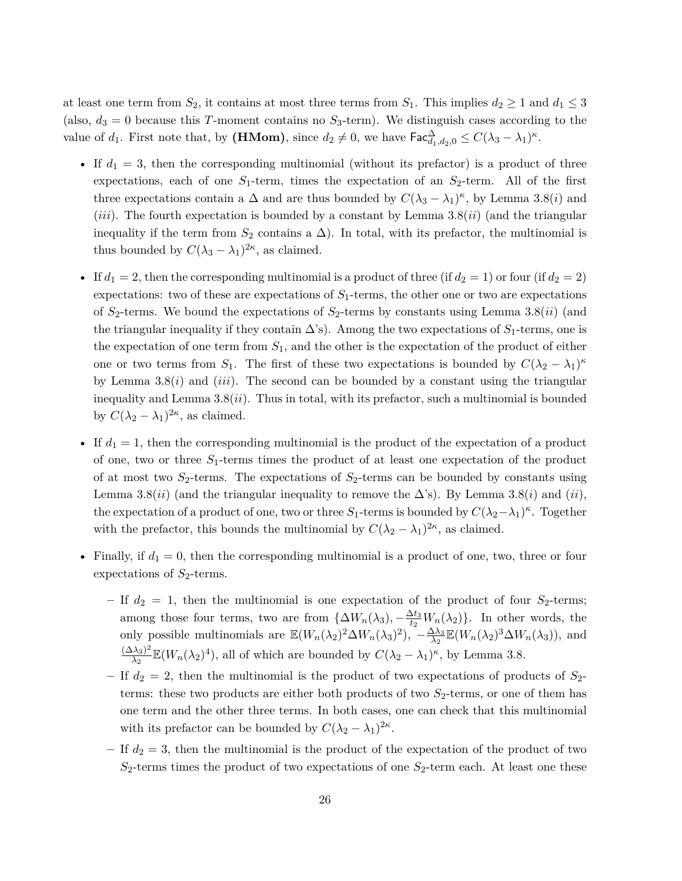at least one term from $S_2$, it contains at most three terms from $S_1$. This implies $d_2 \geq 1$ and $d_1 \leq 3$ (also, $d_3 = 0$ because this $T$-moment contains no $S_3$-term). We distinguish cases according to the value of $d_1$. First note that, by **(HMom)**, since $d_2 \neq 0$, we have $\mathsf{Fac}^{\Delta}_{d_1,d_2,0} \leq C(\lambda_3 - \lambda_1)^\kappa$.

- If $d_1 = 3$, then the corresponding multinomial (without its prefactor) is a product of three expectations, each of one $S_1$-term, times the expectation of an $S_2$-term. All of the first three expectations contain a $\Delta$ and are thus bounded by $C(\lambda_3 - \lambda_1)^\kappa$, by Lemma 3.8(*i*) and (*iii*). The fourth expectation is bounded by a constant by Lemma 3.8(*ii*) (and the triangular inequality if the term from $S_2$ contains a $\Delta$). In total, with its prefactor, the multinomial is thus bounded by $C(\lambda_3 - \lambda_1)^{2\kappa}$, as claimed.

- If $d_1 = 2$, then the corresponding multinomial is a product of three (if $d_2 = 1$) or four (if $d_2 = 2$) expectations: two of these are expectations of $S_1$-terms, the other one or two are expectations of $S_2$-terms. We bound the expectations of $S_2$-terms by constants using Lemma 3.8(*ii*) (and the triangular inequality if they contain $\Delta$'s). Among the two expectations of $S_1$-terms, one is the expectation of one term from $S_1$, and the other is the expectation of the product of either one or two terms from $S_1$. The first of these two expectations is bounded by $C(\lambda_2 - \lambda_1)^\kappa$ by Lemma 3.8(*i*) and (*iii*). The second can be bounded by a constant using the triangular inequality and Lemma 3.8(*ii*). Thus in total, with its prefactor, such a multinomial is bounded by $C(\lambda_2 - \lambda_1)^{2\kappa}$, as claimed.

- If $d_1 = 1$, then the corresponding multinomial is the product of the expectation of a product of one, two or three $S_1$-terms times the product of at least one expectation of the product of at most two $S_2$-terms. The expectations of $S_2$-terms can be bounded by constants using Lemma 3.8(*ii*) (and the triangular inequality to remove the $\Delta$'s). By Lemma 3.8(*i*) and (*ii*), the expectation of a product of one, two or three $S_1$-terms is bounded by $C(\lambda_2 - \lambda_1)^\kappa$. Together with the prefactor, this bounds the multinomial by $C(\lambda_2 - \lambda_1)^{2\kappa}$, as claimed.

- Finally, if $d_1 = 0$, then the corresponding multinomial is a product of one, two, three or four expectations of $S_2$-terms.
  - If $d_2 = 1$, then the multinomial is one expectation of the product of four $S_2$-terms; among those four terms, two are from $\{\Delta W_n(\lambda_3), -\frac{\Delta t_3}{t_2} W_n(\lambda_2)\}$. In other words, the only possible multinomials are $\mathbb{E}(W_n(\lambda_2)^2 \Delta W_n(\lambda_3)^2)$, $-\frac{\Delta\lambda_3}{\lambda_2}\mathbb{E}(W_n(\lambda_2)^3 \Delta W_n(\lambda_3))$, and $\frac{(\Delta\lambda_3)^2}{\lambda_2}\mathbb{E}(W_n(\lambda_2)^4)$, all of which are bounded by $C(\lambda_2 - \lambda_1)^\kappa$, by Lemma 3.8.
  - If $d_2 = 2$, then the multinomial is the product of two expectations of products of $S_2$-terms: these two products are either both products of two $S_2$-terms, or one of them has one term and the other three terms. In both cases, one can check that this multinomial with its prefactor can be bounded by $C(\lambda_2 - \lambda_1)^{2\kappa}$.
  - If $d_2 = 3$, then the multinomial is the product of the expectation of the product of two $S_2$-terms times the product of two expectations of one $S_2$-term each. At least one these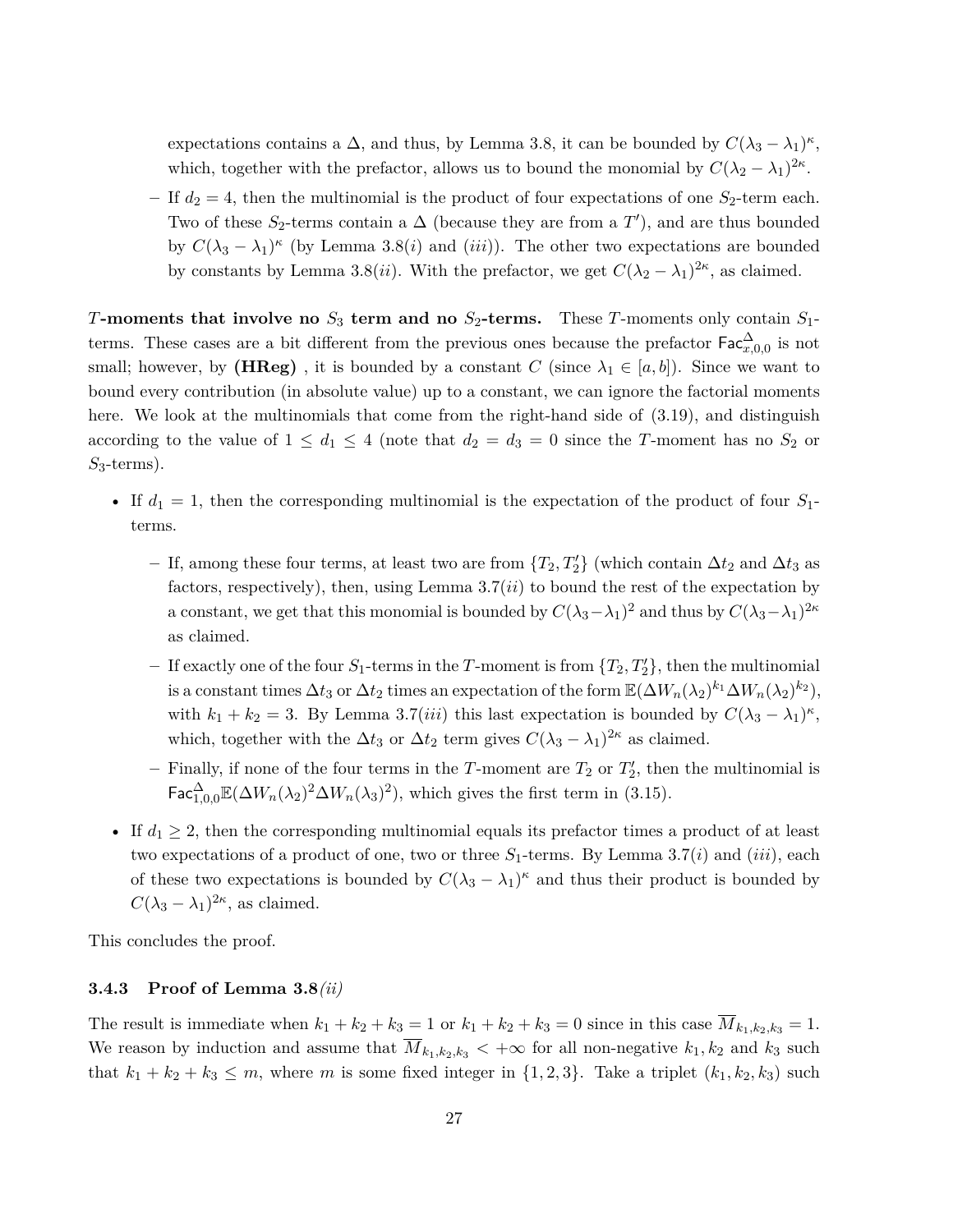expectations contains a $\Delta$, and thus, by Lemma 3.8, it can be bounded by $C(\lambda_3 - \lambda_1)^\kappa$, which, together with the prefactor, allows us to bound the monomial by $C(\lambda_2 - \lambda_1)^{2\kappa}$.

  - If $d_2 = 4$, then the multinomial is the product of four expectations of one $S_2$-term each. Two of these $S_2$-terms contain a $\Delta$ (because they are from a $T'$), and are thus bounded by $C(\lambda_3 - \lambda_1)^\kappa$ (by Lemma 3.8$(i)$ and $(iii)$). The other two expectations are bounded by constants by Lemma 3.8$(ii)$. With the prefactor, we get $C(\lambda_2 - \lambda_1)^{2\kappa}$, as claimed.

**$T$-moments that involve no $S_3$ term and no $S_2$-terms.** These $T$-moments only contain $S_1$-terms. These cases are a bit different from the previous ones because the prefactor $\mathsf{Fac}^{\Delta}_{x,0,0}$ is not small; however, by **(HReg)** , it is bounded by a constant $C$ (since $\lambda_1 \in [a, b]$). Since we want to bound every contribution (in absolute value) up to a constant, we can ignore the factorial moments here. We look at the multinomials that come from the right-hand side of (3.19), and distinguish according to the value of $1 \leq d_1 \leq 4$ (note that $d_2 = d_3 = 0$ since the $T$-moment has no $S_2$ or $S_3$-terms).

- If $d_1 = 1$, then the corresponding multinomial is the expectation of the product of four $S_1$-terms.
  - If, among these four terms, at least two are from $\{T_2, T_2'\}$ (which contain $\Delta t_2$ and $\Delta t_3$ as factors, respectively), then, using Lemma 3.7$(ii)$ to bound the rest of the expectation by a constant, we get that this monomial is bounded by $C(\lambda_3 - \lambda_1)^2$ and thus by $C(\lambda_3 - \lambda_1)^{2\kappa}$ as claimed.
  - If exactly one of the four $S_1$-terms in the $T$-moment is from $\{T_2, T_2'\}$, then the multinomial is a constant times $\Delta t_3$ or $\Delta t_2$ times an expectation of the form $\mathbb{E}(\Delta W_n(\lambda_2)^{k_1} \Delta W_n(\lambda_2)^{k_2})$, with $k_1 + k_2 = 3$. By Lemma 3.7$(iii)$ this last expectation is bounded by $C(\lambda_3 - \lambda_1)^\kappa$, which, together with the $\Delta t_3$ or $\Delta t_2$ term gives $C(\lambda_3 - \lambda_1)^{2\kappa}$ as claimed.
  - Finally, if none of the four terms in the $T$-moment are $T_2$ or $T_2'$, then the multinomial is $\mathsf{Fac}^{\Delta}_{1,0,0} \mathbb{E}(\Delta W_n(\lambda_2)^2 \Delta W_n(\lambda_3)^2)$, which gives the first term in (3.15).
- If $d_1 \geq 2$, then the corresponding multinomial equals its prefactor times a product of at least two expectations of a product of one, two or three $S_1$-terms. By Lemma 3.7$(i)$ and $(iii)$, each of these two expectations is bounded by $C(\lambda_3 - \lambda_1)^\kappa$ and thus their product is bounded by $C(\lambda_3 - \lambda_1)^{2\kappa}$, as claimed.

This concludes the proof.

### 3.4.3 Proof of Lemma 3.8*(ii)*

The result is immediate when $k_1 + k_2 + k_3 = 1$ or $k_1 + k_2 + k_3 = 0$ since in this case $\overline{M}_{k_1,k_2,k_3} = 1$. We reason by induction and assume that $\overline{M}_{k_1,k_2,k_3} < +\infty$ for all non-negative $k_1, k_2$ and $k_3$ such that $k_1 + k_2 + k_3 \leq m$, where $m$ is some fixed integer in $\{1, 2, 3\}$. Take a triplet $(k_1, k_2, k_3)$ such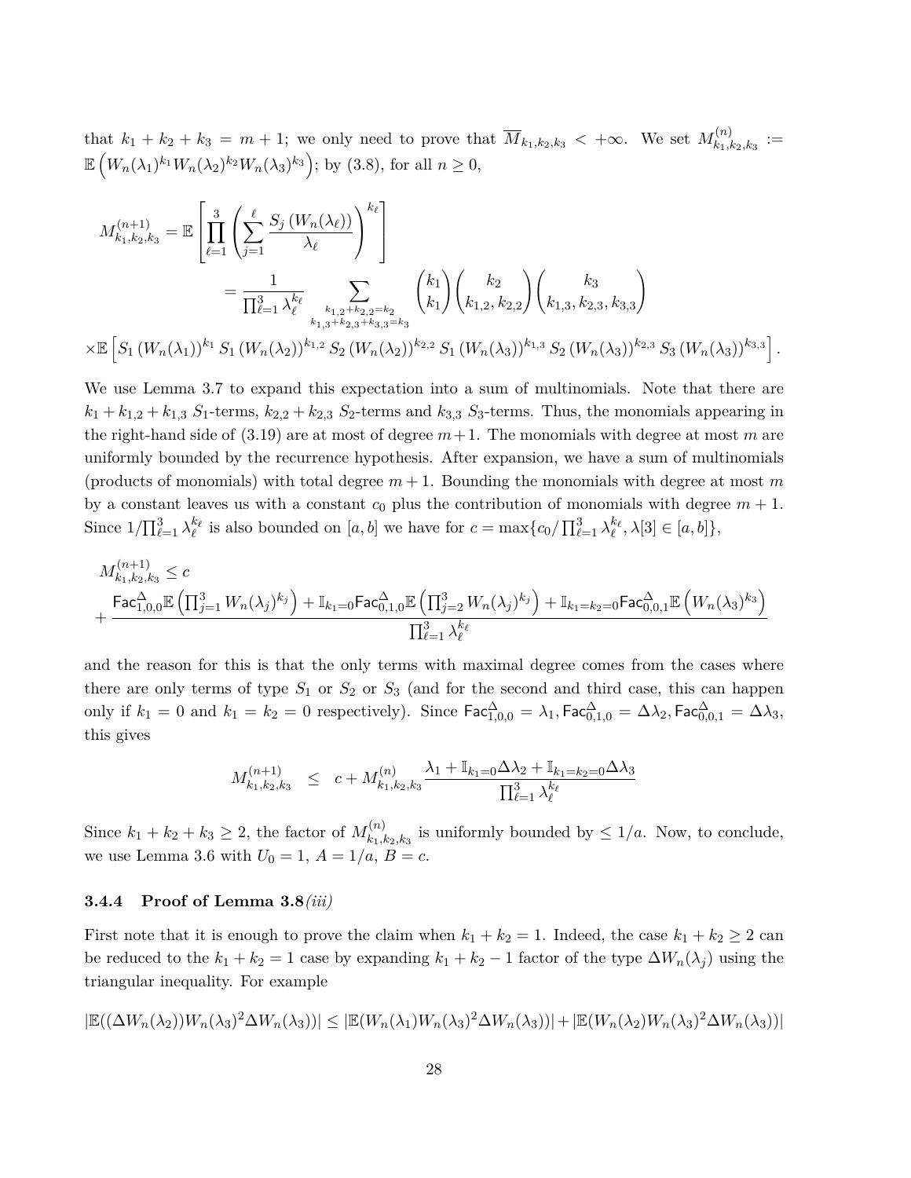that $k_1 + k_2 + k_3 = m + 1$; we only need to prove that $\overline{M}_{k_1,k_2,k_3} < +\infty$. We set $M^{(n)}_{k_1,k_2,k_3} := \mathbb{E}\left(W_n(\lambda_1)^{k_1} W_n(\lambda_2)^{k_2} W_n(\lambda_3)^{k_3}\right)$; by (3.8), for all $n \geq 0$,

$$
\begin{aligned}
M^{(n+1)}_{k_1,k_2,k_3} &= \mathbb{E}\left[\prod_{\ell=1}^{3}\left(\sum_{j=1}^{\ell} \frac{S_j\left(W_n(\lambda_\ell)\right)}{\lambda_\ell}\right)^{k_\ell}\right] \\
&= \frac{1}{\prod_{\ell=1}^{3} \lambda_\ell^{k_\ell}} \sum_{\substack{k_{1,2}+k_{2,2}=k_2 \\ k_{1,3}+k_{2,3}+k_{3,3}=k_3}} \binom{k_1}{k_1}\binom{k_2}{k_{1,2},k_{2,2}}\binom{k_3}{k_{1,3},k_{2,3},k_{3,3}}
\end{aligned}
$$

$$
\times \mathbb{E}\left[S_1\left(W_n(\lambda_1)\right)^{k_1} S_1\left(W_n(\lambda_2)\right)^{k_{1,2}} S_2\left(W_n(\lambda_2)\right)^{k_{2,2}} S_1\left(W_n(\lambda_3)\right)^{k_{1,3}} S_2\left(W_n(\lambda_3)\right)^{k_{2,3}} S_3\left(W_n(\lambda_3)\right)^{k_{3,3}}\right].
$$

We use Lemma 3.7 to expand this expectation into a sum of multinomials. Note that there are $k_1 + k_{1,2} + k_{1,3}$ $S_1$-terms, $k_{2,2} + k_{2,3}$ $S_2$-terms and $k_{3,3}$ $S_3$-terms. Thus, the monomials appearing in the right-hand side of (3.19) are at most of degree $m+1$. The monomials with degree at most $m$ are uniformly bounded by the recurrence hypothesis. After expansion, we have a sum of multinomials (products of monomials) with total degree $m+1$. Bounding the monomials with degree at most $m$ by a constant leaves us with a constant $c_0$ plus the contribution of monomials with degree $m+1$. Since $1/\prod_{\ell=1}^{3}\lambda_\ell^{k_\ell}$ is also bounded on $[a,b]$ we have for $c = \max\{c_0/\prod_{\ell=1}^{3}\lambda_\ell^{k_\ell}, \lambda[3] \in [a,b]\}$,

$$
\begin{aligned}
&M^{(n+1)}_{k_1,k_2,k_3} \leq c \\
&+ \frac{\mathsf{Fac}^{\Delta}_{1,0,0}\mathbb{E}\left(\prod_{j=1}^{3} W_n(\lambda_j)^{k_j}\right) + \mathbb{I}_{k_1=0}\mathsf{Fac}^{\Delta}_{0,1,0}\mathbb{E}\left(\prod_{j=2}^{3} W_n(\lambda_j)^{k_j}\right) + \mathbb{I}_{k_1=k_2=0}\mathsf{Fac}^{\Delta}_{0,0,1}\mathbb{E}\left(W_n(\lambda_3)^{k_3}\right)}{\prod_{\ell=1}^{3}\lambda_\ell^{k_\ell}}
\end{aligned}
$$

and the reason for this is that the only terms with maximal degree comes from the cases where there are only terms of type $S_1$ or $S_2$ or $S_3$ (and for the second and third case, this can happen only if $k_1 = 0$ and $k_1 = k_2 = 0$ respectively). Since $\mathsf{Fac}^{\Delta}_{1,0,0} = \lambda_1, \mathsf{Fac}^{\Delta}_{0,1,0} = \Delta\lambda_2, \mathsf{Fac}^{\Delta}_{0,0,1} = \Delta\lambda_3$, this gives

$$
M^{(n+1)}_{k_1,k_2,k_3} \quad \leq \quad c + M^{(n)}_{k_1,k_2,k_3} \frac{\lambda_1 + \mathbb{I}_{k_1=0}\Delta\lambda_2 + \mathbb{I}_{k_1=k_2=0}\Delta\lambda_3}{\prod_{\ell=1}^{3}\lambda_\ell^{k_\ell}}
$$

Since $k_1 + k_2 + k_3 \geq 2$, the factor of $M^{(n)}_{k_1,k_2,k_3}$ is uniformly bounded by $\leq 1/a$. Now, to conclude, we use Lemma 3.6 with $U_0 = 1$, $A = 1/a$, $B = c$.

### 3.4.4 Proof of Lemma 3.8 *(iii)*

First note that it is enough to prove the claim when $k_1 + k_2 = 1$. Indeed, the case $k_1 + k_2 \geq 2$ can be reduced to the $k_1 + k_2 = 1$ case by expanding $k_1 + k_2 - 1$ factor of the type $\Delta W_n(\lambda_j)$ using the triangular inequality. For example

$$
|\mathbb{E}((\Delta W_n(\lambda_2))W_n(\lambda_3)^2\Delta W_n(\lambda_3))| \leq |\mathbb{E}(W_n(\lambda_1)W_n(\lambda_3)^2\Delta W_n(\lambda_3))| + |\mathbb{E}(W_n(\lambda_2)W_n(\lambda_3)^2\Delta W_n(\lambda_3))|
$$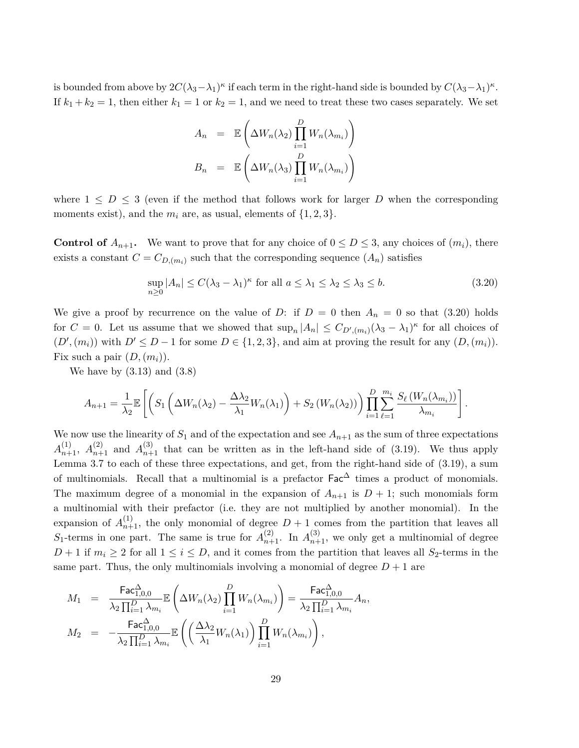is bounded from above by $2C(\lambda_3-\lambda_1)^\kappa$ if each term in the right-hand side is bounded by $C(\lambda_3-\lambda_1)^\kappa$. If $k_1+k_2=1$, then either $k_1=1$ or $k_2=1$, and we need to treat these two cases separately. We set

$$
\begin{aligned}
A_n &= \mathbb{E}\left(\Delta W_n(\lambda_2)\prod_{i=1}^{D} W_n(\lambda_{m_i})\right)\\
B_n &= \mathbb{E}\left(\Delta W_n(\lambda_3)\prod_{i=1}^{D} W_n(\lambda_{m_i})\right)
\end{aligned}
$$

where $1\le D\le 3$ (even if the method that follows work for larger $D$ when the corresponding moments exist), and the $m_i$ are, as usual, elements of $\{1,2,3\}$.

**Control of $A_{n+1}$.** We want to prove that for any choice of $0\le D\le 3$, any choices of $(m_i)$, there exists a constant $C=C_{D,(m_i)}$ such that the corresponding sequence $(A_n)$ satisfies

$$
\sup_{n\ge 0}|A_n|\le C(\lambda_3-\lambda_1)^\kappa \text{ for all } a\le\lambda_1\le\lambda_2\le\lambda_3\le b. \tag{3.20}
$$

We give a proof by recurrence on the value of $D$: if $D=0$ then $A_n=0$ so that (3.20) holds for $C=0$. Let us assume that we showed that $\sup_n|A_n|\le C_{D',(m_i)}(\lambda_3-\lambda_1)^\kappa$ for all choices of $(D',(m_i))$ with $D'\le D-1$ for some $D\in\{1,2,3\}$, and aim at proving the result for any $(D,(m_i))$. Fix such a pair $(D,(m_i))$.

We have by (3.13) and (3.8)

$$
A_{n+1}=\frac{1}{\lambda_2}\mathbb{E}\left[\left(S_1\left(\Delta W_n(\lambda_2)-\frac{\Delta\lambda_2}{\lambda_1}W_n(\lambda_1)\right)+S_2\left(W_n(\lambda_2)\right)\right)\prod_{i=1}^{D}\sum_{\ell=1}^{m_i}\frac{S_\ell\left(W_n(\lambda_{m_i})\right)}{\lambda_{m_i}}\right].
$$

We now use the linearity of $S_1$ and of the expectation and see $A_{n+1}$ as the sum of three expectations $A^{(1)}_{n+1}$, $A^{(2)}_{n+1}$ and $A^{(3)}_{n+1}$ that can be written as in the left-hand side of (3.19). We thus apply Lemma 3.7 to each of these three expectations, and get, from the right-hand side of (3.19), a sum of multinomials. Recall that a multinomial is a prefactor $\mathsf{Fac}^\Delta$ times a product of monomials. The maximum degree of a monomial in the expansion of $A_{n+1}$ is $D+1$; such monomials form a multinomial with their prefactor (i.e. they are not multiplied by another monomial). In the expansion of $A^{(1)}_{n+1}$, the only monomial of degree $D+1$ comes from the partition that leaves all $S_1$-terms in one part. The same is true for $A^{(2)}_{n+1}$. In $A^{(3)}_{n+1}$, we only get a multinomial of degree $D+1$ if $m_i\ge 2$ for all $1\le i\le D$, and it comes from the partition that leaves all $S_2$-terms in the same part. Thus, the only multinomials involving a monomial of degree $D+1$ are

$$
\begin{aligned}
M_1 &= \frac{\mathsf{Fac}^\Delta_{1,0,0}}{\lambda_2\prod_{i=1}^{D}\lambda_{m_i}}\mathbb{E}\left(\Delta W_n(\lambda_2)\prod_{i=1}^{D}W_n(\lambda_{m_i})\right)=\frac{\mathsf{Fac}^\Delta_{1,0,0}}{\lambda_2\prod_{i=1}^{D}\lambda_{m_i}}A_n,\\
M_2 &= -\frac{\mathsf{Fac}^\Delta_{1,0,0}}{\lambda_2\prod_{i=1}^{D}\lambda_{m_i}}\mathbb{E}\left(\left(\frac{\Delta\lambda_2}{\lambda_1}W_n(\lambda_1)\right)\prod_{i=1}^{D}W_n(\lambda_{m_i})\right),
\end{aligned}
$$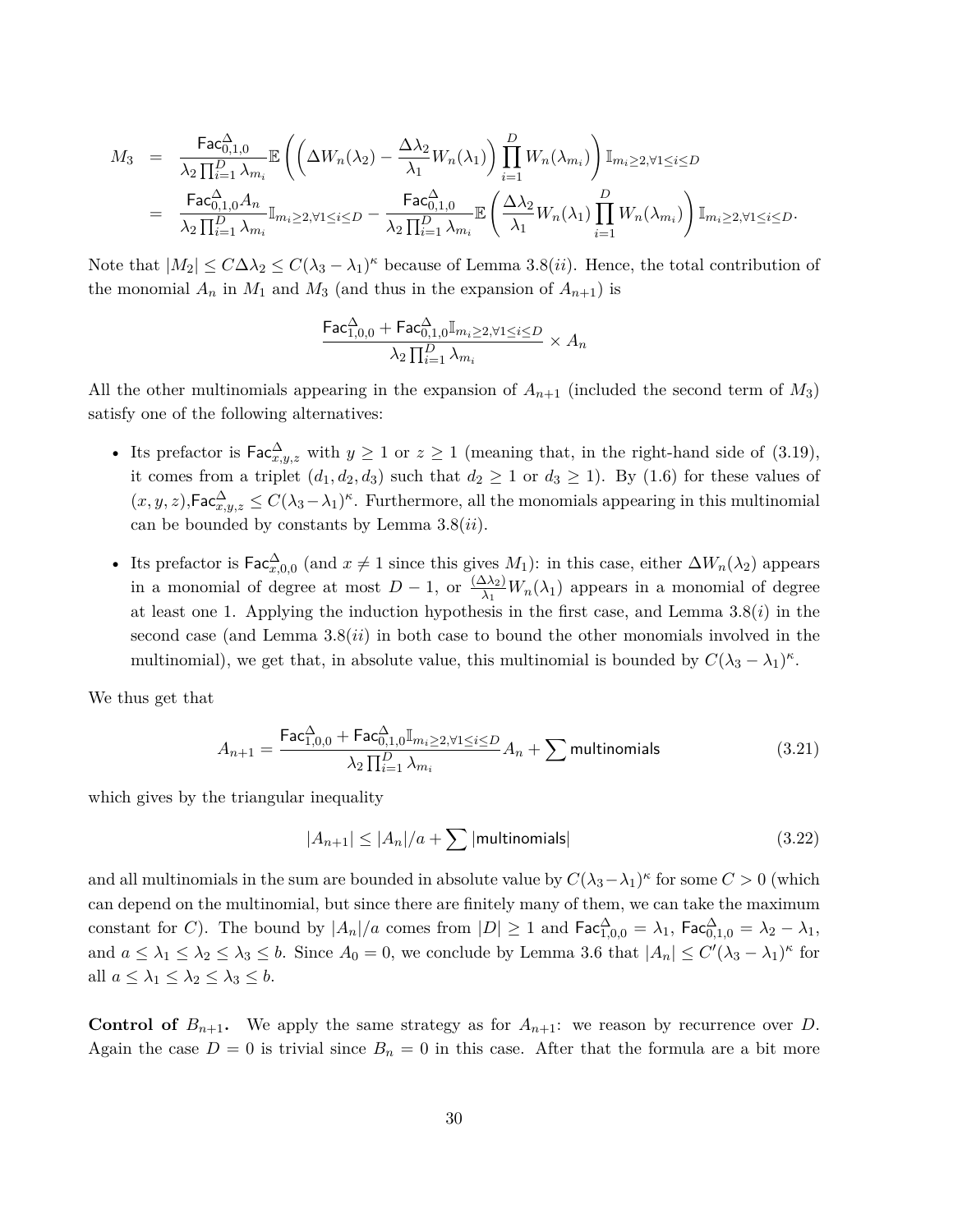$$
\begin{aligned}
M_3 &= \frac{\mathsf{Fac}^{\Delta}_{0,1,0}}{\lambda_2 \prod_{i=1}^{D} \lambda_{m_i}} \mathbb{E}\left( \left( \Delta W_n(\lambda_2) - \frac{\Delta\lambda_2}{\lambda_1} W_n(\lambda_1) \right) \prod_{i=1}^{D} W_n(\lambda_{m_i}) \right) \mathbb{I}_{m_i \geq 2, \forall 1 \leq i \leq D} \\
&= \frac{\mathsf{Fac}^{\Delta}_{0,1,0} A_n}{\lambda_2 \prod_{i=1}^{D} \lambda_{m_i}} \mathbb{I}_{m_i \geq 2, \forall 1 \leq i \leq D} - \frac{\mathsf{Fac}^{\Delta}_{0,1,0}}{\lambda_2 \prod_{i=1}^{D} \lambda_{m_i}} \mathbb{E}\left( \frac{\Delta\lambda_2}{\lambda_1} W_n(\lambda_1) \prod_{i=1}^{D} W_n(\lambda_{m_i}) \right) \mathbb{I}_{m_i \geq 2, \forall 1 \leq i \leq D}.
\end{aligned}
$$

Note that $|M_2| \leq C\Delta\lambda_2 \leq C(\lambda_3 - \lambda_1)^\kappa$ because of Lemma 3.8$(ii)$. Hence, the total contribution of the monomial $A_n$ in $M_1$ and $M_3$ (and thus in the expansion of $A_{n+1}$) is

$$
\frac{\mathsf{Fac}^{\Delta}_{1,0,0} + \mathsf{Fac}^{\Delta}_{0,1,0} \mathbb{I}_{m_i \geq 2, \forall 1 \leq i \leq D}}{\lambda_2 \prod_{i=1}^{D} \lambda_{m_i}} \times A_n
$$

All the other multinomials appearing in the expansion of $A_{n+1}$ (included the second term of $M_3$) satisfy one of the following alternatives:

- Its prefactor is $\mathsf{Fac}^{\Delta}_{x,y,z}$ with $y \geq 1$ or $z \geq 1$ (meaning that, in the right-hand side of (3.19), it comes from a triplet $(d_1, d_2, d_3)$ such that $d_2 \geq 1$ or $d_3 \geq 1$). By (1.6) for these values of $(x, y, z)$,$\mathsf{Fac}^{\Delta}_{x,y,z} \leq C(\lambda_3 - \lambda_1)^\kappa$. Furthermore, all the monomials appearing in this multinomial can be bounded by constants by Lemma 3.8$(ii)$.
- Its prefactor is $\mathsf{Fac}^{\Delta}_{x,0,0}$ (and $x \neq 1$ since this gives $M_1$): in this case, either $\Delta W_n(\lambda_2)$ appears in a monomial of degree at most $D - 1$, or $\frac{(\Delta\lambda_2)}{\lambda_1} W_n(\lambda_1)$ appears in a monomial of degree at least one 1. Applying the induction hypothesis in the first case, and Lemma 3.8$(i)$ in the second case (and Lemma 3.8$(ii)$ in both case to bound the other monomials involved in the multinomial), we get that, in absolute value, this multinomial is bounded by $C(\lambda_3 - \lambda_1)^\kappa$.

We thus get that

$$
A_{n+1} = \frac{\mathsf{Fac}^{\Delta}_{1,0,0} + \mathsf{Fac}^{\Delta}_{0,1,0} \mathbb{I}_{m_i \geq 2, \forall 1 \leq i \leq D}}{\lambda_2 \prod_{i=1}^{D} \lambda_{m_i}} A_n + \sum \mathsf{multinomials} \tag{3.21}
$$

which gives by the triangular inequality

$$
|A_{n+1}| \leq |A_n|/a + \sum |\mathsf{multinomials}| \tag{3.22}
$$

and all multinomials in the sum are bounded in absolute value by $C(\lambda_3 - \lambda_1)^\kappa$ for some $C > 0$ (which can depend on the multinomial, but since there are finitely many of them, we can take the maximum constant for $C$). The bound by $|A_n|/a$ comes from $|D| \geq 1$ and $\mathsf{Fac}^{\Delta}_{1,0,0} = \lambda_1$, $\mathsf{Fac}^{\Delta}_{0,1,0} = \lambda_2 - \lambda_1$, and $a \leq \lambda_1 \leq \lambda_2 \leq \lambda_3 \leq b$. Since $A_0 = 0$, we conclude by Lemma 3.6 that $|A_n| \leq C'(\lambda_3 - \lambda_1)^\kappa$ for all $a \leq \lambda_1 \leq \lambda_2 \leq \lambda_3 \leq b$.

**Control of $B_{n+1}$.** We apply the same strategy as for $A_{n+1}$: we reason by recurrence over $D$. Again the case $D = 0$ is trivial since $B_n = 0$ in this case. After that the formula are a bit more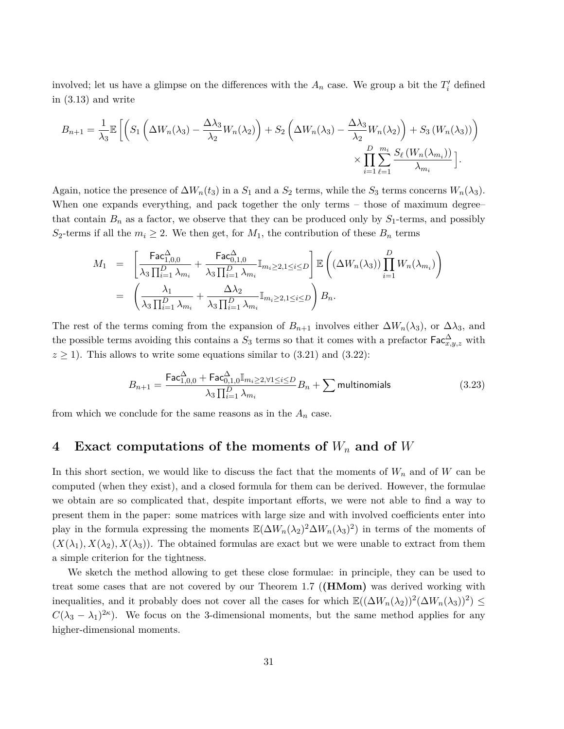involved; let us have a glimpse on the differences with the $A_n$ case. We group a bit the $T_i'$ defined in (3.13) and write

$$B_{n+1} = \frac{1}{\lambda_3}\mathbb{E}\left[\left(S_1\left(\Delta W_n(\lambda_3) - \frac{\Delta\lambda_3}{\lambda_2}W_n(\lambda_2)\right) + S_2\left(\Delta W_n(\lambda_3) - \frac{\Delta\lambda_3}{\lambda_2}W_n(\lambda_2)\right) + S_3\left(W_n(\lambda_3)\right)\right) \times \prod_{i=1}^{D}\sum_{\ell=1}^{m_i}\frac{S_\ell\left(W_n(\lambda_{m_i})\right)}{\lambda_{m_i}}\right].$$

Again, notice the presence of $\Delta W_n(t_3)$ in a $S_1$ and a $S_2$ terms, while the $S_3$ terms concerns $W_n(\lambda_3)$. When one expands everything, and pack together the only terms – those of maximum degree– that contain $B_n$ as a factor, we observe that they can be produced only by $S_1$-terms, and possibly $S_2$-terms if all the $m_i \geq 2$. We then get, for $M_1$, the contribution of these $B_n$ terms

$$\begin{aligned}
M_1 &= \left[\frac{\mathsf{Fac}^{\Delta}_{1,0,0}}{\lambda_3\prod_{i=1}^{D}\lambda_{m_i}} + \frac{\mathsf{Fac}^{\Delta}_{0,1,0}}{\lambda_3\prod_{i=1}^{D}\lambda_{m_i}}\mathbb{I}_{m_i\geq 2, 1\leq i\leq D}\right]\mathbb{E}\left((\Delta W_n(\lambda_3))\prod_{i=1}^{D}W_n(\lambda_{m_i})\right)\\
&= \left(\frac{\lambda_1}{\lambda_3\prod_{i=1}^{D}\lambda_{m_i}} + \frac{\Delta\lambda_2}{\lambda_3\prod_{i=1}^{D}\lambda_{m_i}}\mathbb{I}_{m_i\geq 2, 1\leq i\leq D}\right)B_n.
\end{aligned}$$

The rest of the terms coming from the expansion of $B_{n+1}$ involves either $\Delta W_n(\lambda_3)$, or $\Delta\lambda_3$, and the possible terms avoiding this contains a $S_3$ terms so that it comes with a prefactor $\mathsf{Fac}^{\Delta}_{x,y,z}$ with $z \geq 1$). This allows to write some equations similar to (3.21) and (3.22):

$$B_{n+1} = \frac{\mathsf{Fac}^{\Delta}_{1,0,0} + \mathsf{Fac}^{\Delta}_{0,1,0}\mathbb{I}_{m_i\geq 2, \forall 1\leq i\leq D}}{\lambda_3\prod_{i=1}^{D}\lambda_{m_i}}B_n + \sum \mathsf{multinomials} \tag{3.23}$$

from which we conclude for the same reasons as in the $A_n$ case.

# 4 Exact computations of the moments of $W_n$ and of $W$

In this short section, we would like to discuss the fact that the moments of $W_n$ and of $W$ can be computed (when they exist), and a closed formula for them can be derived. However, the formulae we obtain are so complicated that, despite important efforts, we were not able to find a way to present them in the paper: some matrices with large size and with involved coefficients enter into play in the formula expressing the moments $\mathbb{E}(\Delta W_n(\lambda_2)^2\Delta W_n(\lambda_3)^2)$ in terms of the moments of $(X(\lambda_1), X(\lambda_2), X(\lambda_3))$. The obtained formulas are exact but we were unable to extract from them a simple criterion for the tightness.

We sketch the method allowing to get these close formulae: in principle, they can be used to treat some cases that are not covered by our Theorem 1.7 (**(HMom)** was derived working with inequalities, and it probably does not cover all the cases for which $\mathbb{E}((\Delta W_n(\lambda_2))^2(\Delta W_n(\lambda_3))^2) \leq C(\lambda_3 - \lambda_1)^{2\kappa}$). We focus on the 3-dimensional moments, but the same method applies for any higher-dimensional moments.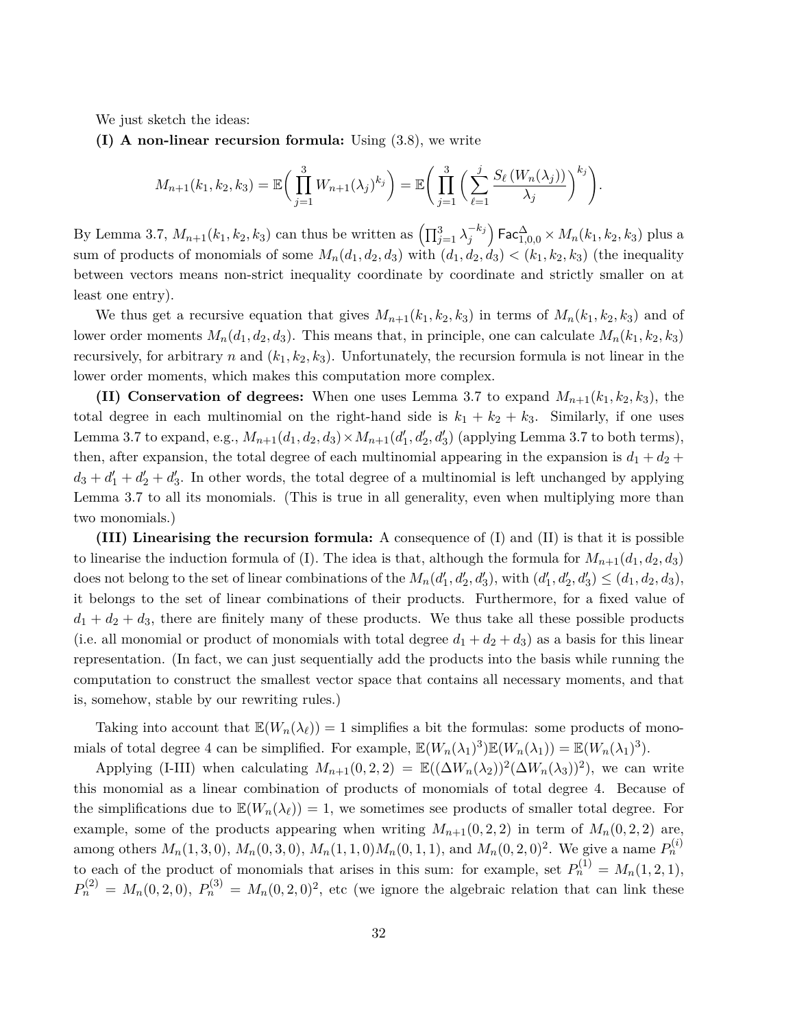We just sketch the ideas:

**(I) A non-linear recursion formula:** Using (3.8), we write

$$M_{n+1}(k_1,k_2,k_3) = \mathbb{E}\bigg(\prod_{j=1}^{3} W_{n+1}(\lambda_j)^{k_j}\bigg) = \mathbb{E}\bigg(\prod_{j=1}^{3}\Big(\sum_{\ell=1}^{j}\frac{S_\ell\left(W_n(\lambda_j)\right)}{\lambda_j}\Big)^{k_j}\bigg).$$

By Lemma 3.7, $M_{n+1}(k_1,k_2,k_3)$ can thus be written as $\left(\prod_{j=1}^{3}\lambda_j^{-k_j}\right)\mathsf{Fac}^{\Delta}_{1,0,0}\times M_n(k_1,k_2,k_3)$ plus a sum of products of monomials of some $M_n(d_1,d_2,d_3)$ with $(d_1,d_2,d_3)<(k_1,k_2,k_3)$ (the inequality between vectors means non-strict inequality coordinate by coordinate and strictly smaller on at least one entry).

We thus get a recursive equation that gives $M_{n+1}(k_1,k_2,k_3)$ in terms of $M_n(k_1,k_2,k_3)$ and of lower order moments $M_n(d_1,d_2,d_3)$. This means that, in principle, one can calculate $M_n(k_1,k_2,k_3)$ recursively, for arbitrary $n$ and $(k_1,k_2,k_3)$. Unfortunately, the recursion formula is not linear in the lower order moments, which makes this computation more complex.

**(II) Conservation of degrees:** When one uses Lemma 3.7 to expand $M_{n+1}(k_1,k_2,k_3)$, the total degree in each multinomial on the right-hand side is $k_1+k_2+k_3$. Similarly, if one uses Lemma 3.7 to expand, e.g., $M_{n+1}(d_1,d_2,d_3)\times M_{n+1}(d_1',d_2',d_3')$ (applying Lemma 3.7 to both terms), then, after expansion, the total degree of each multinomial appearing in the expansion is $d_1+d_2+d_3+d_1'+d_2'+d_3'$. In other words, the total degree of a multinomial is left unchanged by applying Lemma 3.7 to all its monomials. (This is true in all generality, even when multiplying more than two monomials.)

**(III) Linearising the recursion formula:** A consequence of (I) and (II) is that it is possible to linearise the induction formula of (I). The idea is that, although the formula for $M_{n+1}(d_1,d_2,d_3)$ does not belong to the set of linear combinations of the $M_n(d_1',d_2',d_3')$, with $(d_1',d_2',d_3')\le(d_1,d_2,d_3)$, it belongs to the set of linear combinations of their products. Furthermore, for a fixed value of $d_1+d_2+d_3$, there are finitely many of these products. We thus take all these possible products (i.e. all monomial or product of monomials with total degree $d_1+d_2+d_3$) as a basis for this linear representation. (In fact, we can just sequentially add the products into the basis while running the computation to construct the smallest vector space that contains all necessary moments, and that is, somehow, stable by our rewriting rules.)

Taking into account that $\mathbb{E}(W_n(\lambda_\ell))=1$ simplifies a bit the formulas: some products of monomials of total degree 4 can be simplified. For example, $\mathbb{E}(W_n(\lambda_1)^3)\mathbb{E}(W_n(\lambda_1))=\mathbb{E}(W_n(\lambda_1)^3)$.

Applying (I-III) when calculating $M_{n+1}(0,2,2)=\mathbb{E}((\Delta W_n(\lambda_2))^2(\Delta W_n(\lambda_3))^2)$, we can write this monomial as a linear combination of products of monomials of total degree 4. Because of the simplifications due to $\mathbb{E}(W_n(\lambda_\ell))=1$, we sometimes see products of smaller total degree. For example, some of the products appearing when writing $M_{n+1}(0,2,2)$ in term of $M_n(0,2,2)$ are, among others $M_n(1,3,0)$, $M_n(0,3,0)$, $M_n(1,1,0)M_n(0,1,1)$, and $M_n(0,2,0)^2$. We give a name $P_n^{(i)}$ to each of the product of monomials that arises in this sum: for example, set $P_n^{(1)}=M_n(1,2,1)$, $P_n^{(2)}=M_n(0,2,0)$, $P_n^{(3)}=M_n(0,2,0)^2$, etc (we ignore the algebraic relation that can link these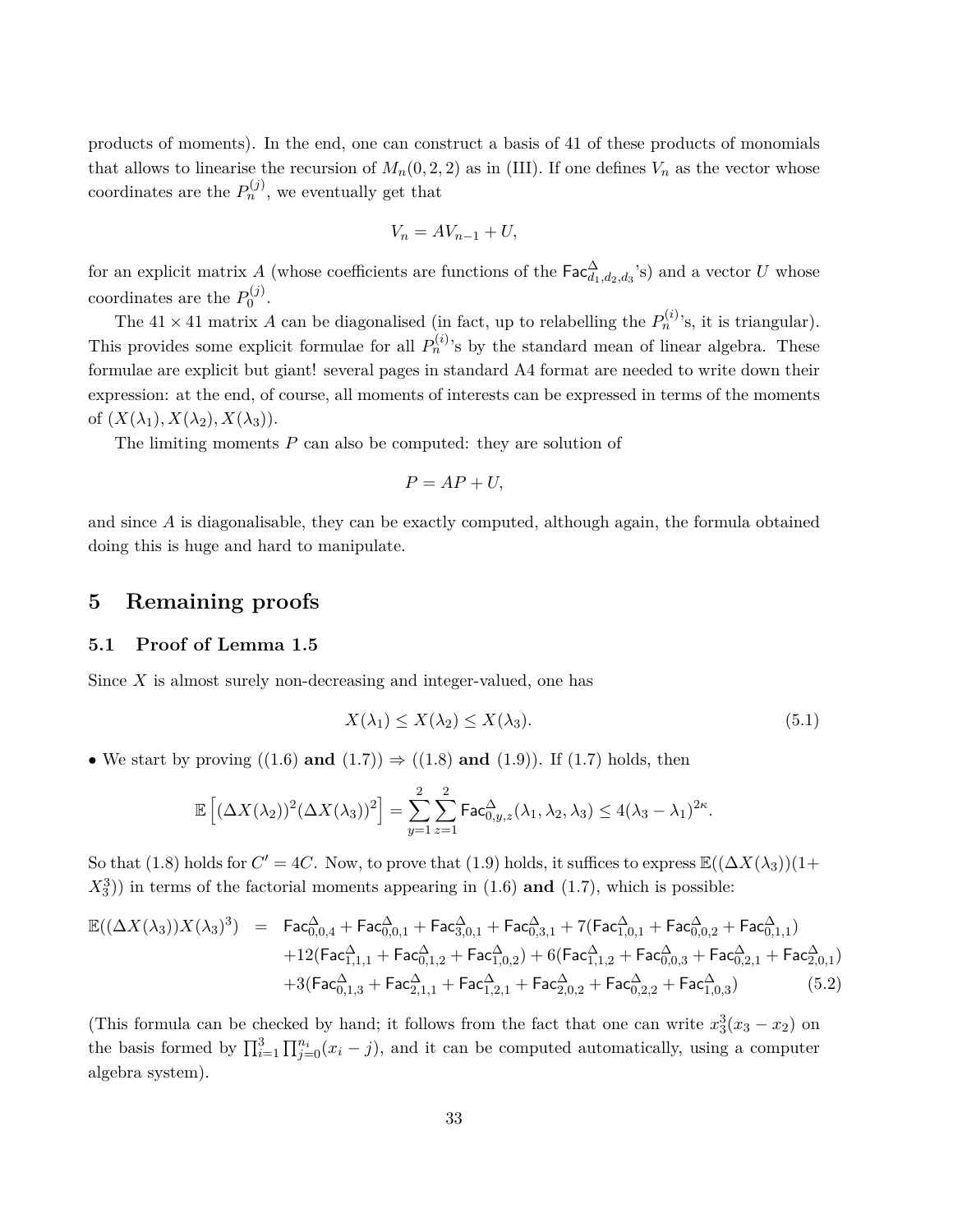products of moments). In the end, one can construct a basis of 41 of these products of monomials that allows to linearise the recursion of $M_n(0,2,2)$ as in (III). If one defines $V_n$ as the vector whose coordinates are the $P_n^{(j)}$, we eventually get that

$$V_n = AV_{n-1} + U,$$

for an explicit matrix $A$ (whose coefficients are functions of the $\mathsf{Fac}^{\Delta}_{d_1,d_2,d_3}$'s) and a vector $U$ whose coordinates are the $P_0^{(j)}$.

The $41 \times 41$ matrix $A$ can be diagonalised (in fact, up to relabelling the $P_n^{(i)}$'s, it is triangular). This provides some explicit formulae for all $P_n^{(i)}$'s by the standard mean of linear algebra. These formulae are explicit but giant! several pages in standard A4 format are needed to write down their expression: at the end, of course, all moments of interests can be expressed in terms of the moments of $(X(\lambda_1), X(\lambda_2), X(\lambda_3))$.

The limiting moments $P$ can also be computed: they are solution of

$$P = AP + U,$$

and since $A$ is diagonalisable, they can be exactly computed, although again, the formula obtained doing this is huge and hard to manipulate.

# 5 Remaining proofs

## 5.1 Proof of Lemma 1.5

Since $X$ is almost surely non-decreasing and integer-valued, one has

$$X(\lambda_1) \le X(\lambda_2) \le X(\lambda_3). \tag{5.1}$$

• We start by proving ((1.6) **and** (1.7)) $\Rightarrow$ ((1.8) **and** (1.9)). If (1.7) holds, then

$$\mathbb{E}\left[(\Delta X(\lambda_2))^2(\Delta X(\lambda_3))^2\right] = \sum_{y=1}^{2}\sum_{z=1}^{2} \mathsf{Fac}^{\Delta}_{0,y,z}(\lambda_1,\lambda_2,\lambda_3) \le 4(\lambda_3-\lambda_1)^{2\kappa}.$$

So that (1.8) holds for $C' = 4C$. Now, to prove that (1.9) holds, it suffices to express $\mathbb{E}((\Delta X(\lambda_3))(1+X_3^3))$ in terms of the factorial moments appearing in (1.6) **and** (1.7), which is possible:

$$\begin{aligned}\mathbb{E}((\Delta X(\lambda_3))X(\lambda_3)^3) \;=\; & \mathsf{Fac}^{\Delta}_{0,0,4} + \mathsf{Fac}^{\Delta}_{0,0,1} + \mathsf{Fac}^{\Delta}_{3,0,1} + \mathsf{Fac}^{\Delta}_{0,3,1} + 7(\mathsf{Fac}^{\Delta}_{1,0,1} + \mathsf{Fac}^{\Delta}_{0,0,2} + \mathsf{Fac}^{\Delta}_{0,1,1}) \\ & + 12(\mathsf{Fac}^{\Delta}_{1,1,1} + \mathsf{Fac}^{\Delta}_{0,1,2} + \mathsf{Fac}^{\Delta}_{1,0,2}) + 6(\mathsf{Fac}^{\Delta}_{1,1,2} + \mathsf{Fac}^{\Delta}_{0,0,3} + \mathsf{Fac}^{\Delta}_{0,2,1} + \mathsf{Fac}^{\Delta}_{2,0,1}) \\ & + 3(\mathsf{Fac}^{\Delta}_{0,1,3} + \mathsf{Fac}^{\Delta}_{2,1,1} + \mathsf{Fac}^{\Delta}_{1,2,1} + \mathsf{Fac}^{\Delta}_{2,0,2} + \mathsf{Fac}^{\Delta}_{0,2,2} + \mathsf{Fac}^{\Delta}_{1,0,3})\end{aligned} \tag{5.2}$$

(This formula can be checked by hand; it follows from the fact that one can write $x_3^3(x_3 - x_2)$ on the basis formed by $\prod_{i=1}^{3}\prod_{j=0}^{n_i}(x_i - j)$, and it can be computed automatically, using a computer algebra system).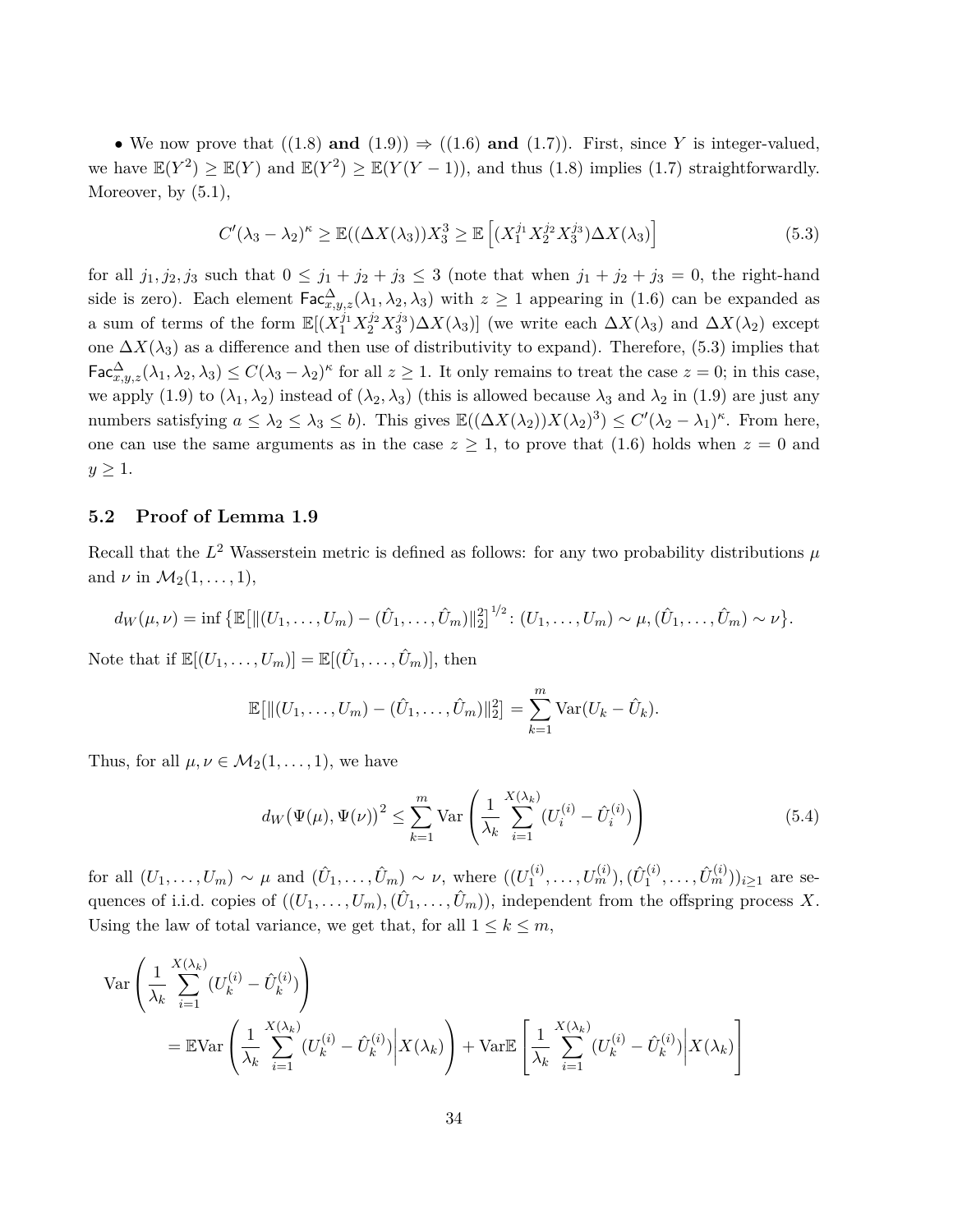• We now prove that ((1.8) **and** (1.9)) ⇒ ((1.6) **and** (1.7)). First, since $Y$ is integer-valued, we have $\mathbb{E}(Y^2) \geq \mathbb{E}(Y)$ and $\mathbb{E}(Y^2) \geq \mathbb{E}(Y(Y-1))$, and thus (1.8) implies (1.7) straightforwardly. Moreover, by (5.1),

$$C'(\lambda_3 - \lambda_2)^\kappa \geq \mathbb{E}((\Delta X(\lambda_3))X_3^3 \geq \mathbb{E}\left[(X_1^{j_1} X_2^{j_2} X_3^{j_3})\Delta X(\lambda_3)\right] \tag{5.3}$$

for all $j_1, j_2, j_3$ such that $0 \leq j_1 + j_2 + j_3 \leq 3$ (note that when $j_1 + j_2 + j_3 = 0$, the right-hand side is zero). Each element $\mathsf{Fac}^\Delta_{x,y,z}(\lambda_1, \lambda_2, \lambda_3)$ with $z \geq 1$ appearing in (1.6) can be expanded as a sum of terms of the form $\mathbb{E}[(X_1^{j_1} X_2^{j_2} X_3^{j_3})\Delta X(\lambda_3)]$ (we write each $\Delta X(\lambda_3)$ and $\Delta X(\lambda_2)$ except one $\Delta X(\lambda_3)$ as a difference and then use of distributivity to expand). Therefore, (5.3) implies that $\mathsf{Fac}^\Delta_{x,y,z}(\lambda_1, \lambda_2, \lambda_3) \leq C(\lambda_3 - \lambda_2)^\kappa$ for all $z \geq 1$. It only remains to treat the case $z = 0$; in this case, we apply (1.9) to $(\lambda_1, \lambda_2)$ instead of $(\lambda_2, \lambda_3)$ (this is allowed because $\lambda_3$ and $\lambda_2$ in (1.9) are just any numbers satisfying $a \leq \lambda_2 \leq \lambda_3 \leq b$). This gives $\mathbb{E}((\Delta X(\lambda_2))X(\lambda_2)^3) \leq C'(\lambda_2 - \lambda_1)^\kappa$. From here, one can use the same arguments as in the case $z \geq 1$, to prove that (1.6) holds when $z = 0$ and $y \geq 1$.

### 5.2 Proof of Lemma 1.9

Recall that the $L^2$ Wasserstein metric is defined as follows: for any two probability distributions $\mu$ and $\nu$ in $\mathcal{M}_2(1, \ldots, 1)$,

$$d_W(\mu, \nu) = \inf\left\{\mathbb{E}\left[\|(U_1, \ldots, U_m) - (\hat{U}_1, \ldots, \hat{U}_m)\|_2^2\right]^{1/2} : (U_1, \ldots, U_m) \sim \mu, (\hat{U}_1, \ldots, \hat{U}_m) \sim \nu\right\}.$$

Note that if $\mathbb{E}[(U_1, \ldots, U_m)] = \mathbb{E}[(\hat{U}_1, \ldots, \hat{U}_m)]$, then

$$\mathbb{E}\left[\|(U_1, \ldots, U_m) - (\hat{U}_1, \ldots, \hat{U}_m)\|_2^2\right] = \sum_{k=1}^m \mathrm{Var}(U_k - \hat{U}_k).$$

Thus, for all $\mu, \nu \in \mathcal{M}_2(1, \ldots, 1)$, we have

$$d_W(\Psi(\mu), \Psi(\nu))^2 \leq \sum_{k=1}^m \mathrm{Var}\left(\frac{1}{\lambda_k}\sum_{i=1}^{X(\lambda_k)} (U_i^{(i)} - \hat{U}_i^{(i)})\right) \tag{5.4}$$

for all $(U_1, \ldots, U_m) \sim \mu$ and $(\hat{U}_1, \ldots, \hat{U}_m) \sim \nu$, where $((U_1^{(i)}, \ldots, U_m^{(i)}), (\hat{U}_1^{(i)}, \ldots, \hat{U}_m^{(i)}))_{i \geq 1}$ are sequences of i.i.d. copies of $((U_1, \ldots, U_m), (\hat{U}_1, \ldots, \hat{U}_m))$, independent from the offspring process $X$. Using the law of total variance, we get that, for all $1 \leq k \leq m$,

$$\begin{aligned}
&\mathrm{Var}\left(\frac{1}{\lambda_k}\sum_{i=1}^{X(\lambda_k)} (U_k^{(i)} - \hat{U}_k^{(i)})\right) \\
&\quad = \mathbb{E}\mathrm{Var}\left(\frac{1}{\lambda_k}\sum_{i=1}^{X(\lambda_k)} (U_k^{(i)} - \hat{U}_k^{(i)})\middle| X(\lambda_k)\right) + \mathrm{Var}\mathbb{E}\left[\frac{1}{\lambda_k}\sum_{i=1}^{X(\lambda_k)} (U_k^{(i)} - \hat{U}_k^{(i)})\middle| X(\lambda_k)\right]
\end{aligned}$$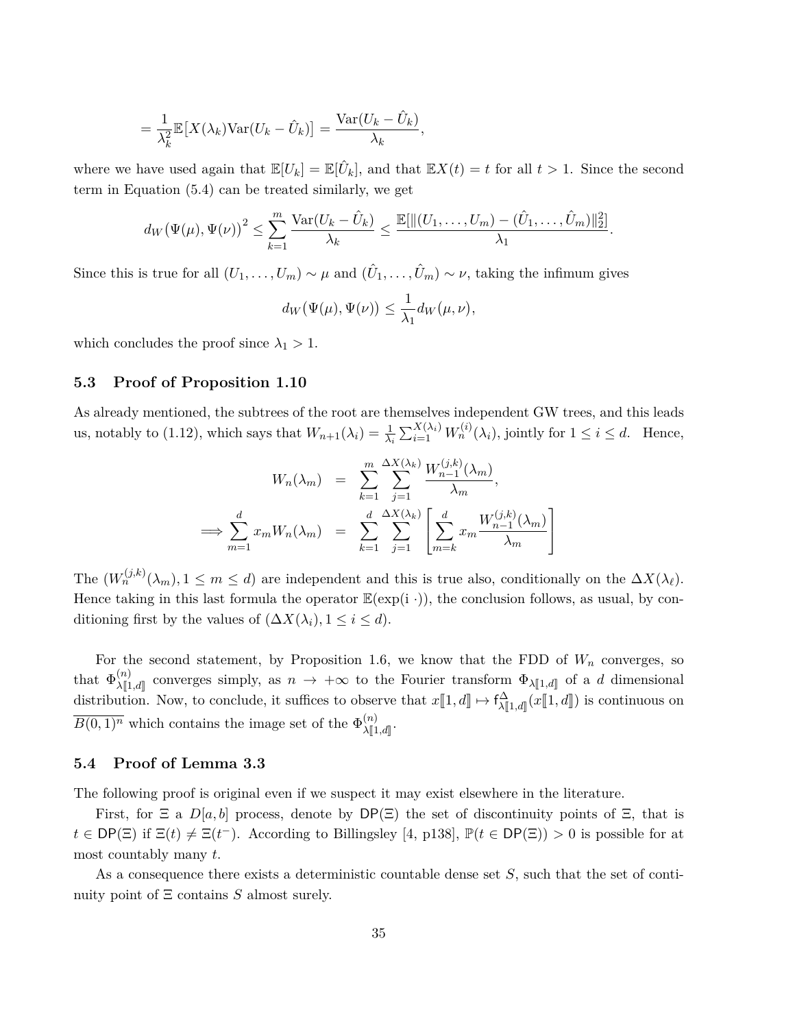$$= \frac{1}{\lambda_k^2}\mathbb{E}\big[X(\lambda_k)\mathrm{Var}(U_k - \hat{U}_k)\big] = \frac{\mathrm{Var}(U_k - \hat{U}_k)}{\lambda_k},$$

where we have used again that $\mathbb{E}[U_k] = \mathbb{E}[\hat{U}_k]$, and that $\mathbb{E}X(t) = t$ for all $t > 1$. Since the second term in Equation (5.4) can be treated similarly, we get

$$d_W\big(\Psi(\mu), \Psi(\nu)\big)^2 \le \sum_{k=1}^{m} \frac{\mathrm{Var}(U_k - \hat{U}_k)}{\lambda_k} \le \frac{\mathbb{E}[\|(U_1, \dots, U_m) - (\hat{U}_1, \dots, \hat{U}_m)\|_2^2]}{\lambda_1}.$$

Since this is true for all $(U_1, \dots, U_m) \sim \mu$ and $(\hat{U}_1, \dots, \hat{U}_m) \sim \nu$, taking the infimum gives

$$d_W\big(\Psi(\mu), \Psi(\nu)\big) \le \frac{1}{\lambda_1} d_W(\mu, \nu),$$

which concludes the proof since $\lambda_1 > 1$.

### 5.3 Proof of Proposition 1.10

As already mentioned, the subtrees of the root are themselves independent GW trees, and this leads us, notably to (1.12), which says that $W_{n+1}(\lambda_i) = \frac{1}{\lambda_i}\sum_{i=1}^{X(\lambda_i)} W_n^{(i)}(\lambda_i)$, jointly for $1 \le i \le d$. Hence,

$$\begin{aligned} W_n(\lambda_m) &= \sum_{k=1}^{m} \sum_{j=1}^{\Delta X(\lambda_k)} \frac{W_{n-1}^{(j,k)}(\lambda_m)}{\lambda_m}, \\ \Longrightarrow \sum_{m=1}^{d} x_m W_n(\lambda_m) &= \sum_{k=1}^{d} \sum_{j=1}^{\Delta X(\lambda_k)} \left[ \sum_{m=k}^{d} x_m \frac{W_{n-1}^{(j,k)}(\lambda_m)}{\lambda_m} \right] \end{aligned}$$

The $(W_n^{(j,k)}(\lambda_m), 1 \le m \le d)$ are independent and this is true also, conditionally on the $\Delta X(\lambda_\ell)$. Hence taking in this last formula the operator $\mathbb{E}(\exp(\mathrm{i}\,\cdot))$, the conclusion follows, as usual, by conditioning first by the values of $(\Delta X(\lambda_i), 1 \le i \le d)$.

For the second statement, by Proposition 1.6, we know that the FDD of $W_n$ converges, so that $\Phi^{(n)}_{\lambda[\![1,d]\!]}$ converges simply, as $n \to +\infty$ to the Fourier transform $\Phi_{\lambda[\![1,d]\!]}$ of a $d$ dimensional distribution. Now, to conclude, it suffices to observe that $x[\![1,d]\!] \mapsto \mathsf{f}^{\Delta}_{\lambda[\![1,d]\!]}(x[\![1,d]\!])$ is continuous on $\overline{B(0,1)^n}$ which contains the image set of the $\Phi^{(n)}_{\lambda[\![1,d]\!]}$.

### 5.4 Proof of Lemma 3.3

The following proof is original even if we suspect it may exist elsewhere in the literature.

First, for $\Xi$ a $D[a,b]$ process, denote by $\mathsf{DP}(\Xi)$ the set of discontinuity points of $\Xi$, that is $t \in \mathsf{DP}(\Xi)$ if $\Xi(t) \neq \Xi(t^-)$. According to Billingsley [4, p138], $\mathbb{P}(t \in \mathsf{DP}(\Xi)) > 0$ is possible for at most countably many $t$.

As a consequence there exists a deterministic countable dense set $S$, such that the set of continuity point of $\Xi$ contains $S$ almost surely.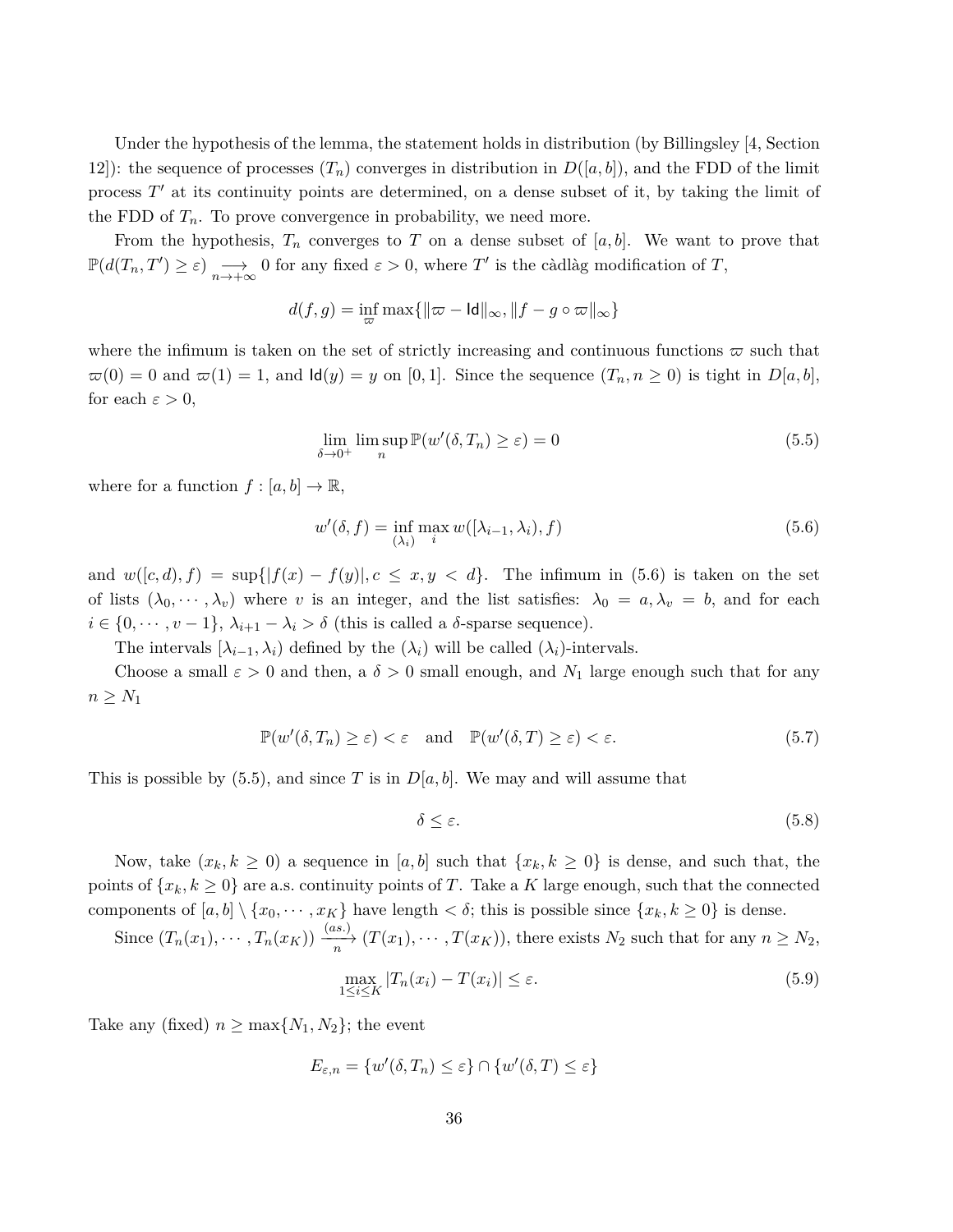Under the hypothesis of the lemma, the statement holds in distribution (by Billingsley [4, Section 12]): the sequence of processes $(T_n)$ converges in distribution in $D([a,b])$, and the FDD of the limit process $T'$ at its continuity points are determined, on a dense subset of it, by taking the limit of the FDD of $T_n$. To prove convergence in probability, we need more.

From the hypothesis, $T_n$ converges to $T$ on a dense subset of $[a,b]$. We want to prove that $\mathbb{P}(d(T_n, T') \geq \varepsilon) \underset{n\to+\infty}{\longrightarrow} 0$ for any fixed $\varepsilon > 0$, where $T'$ is the càdlàg modification of $T$,

$$d(f,g) = \inf_{\varpi} \max\{\|\varpi - \mathsf{Id}\|_\infty, \|f - g \circ \varpi\|_\infty\}$$

where the infimum is taken on the set of strictly increasing and continuous functions $\varpi$ such that $\varpi(0) = 0$ and $\varpi(1) = 1$, and $\mathsf{Id}(y) = y$ on $[0,1]$. Since the sequence $(T_n, n \geq 0)$ is tight in $D[a,b]$, for each $\varepsilon > 0$,

$$\lim_{\delta \to 0^+} \limsup_n \mathbb{P}(w'(\delta, T_n) \geq \varepsilon) = 0 \tag{5.5}$$

where for a function $f : [a,b] \to \mathbb{R}$,

$$w'(\delta, f) = \inf_{(\lambda_i)} \max_i w([\lambda_{i-1}, \lambda_i), f) \tag{5.6}$$

and $w([c,d), f) = \sup\{|f(x) - f(y)|, c \leq x, y < d\}$. The infimum in (5.6) is taken on the set of lists $(\lambda_0, \cdots, \lambda_v)$ where $v$ is an integer, and the list satisfies: $\lambda_0 = a, \lambda_v = b$, and for each $i \in \{0, \cdots, v-1\}$, $\lambda_{i+1} - \lambda_i > \delta$ (this is called a $\delta$-sparse sequence).

The intervals $[\lambda_{i-1}, \lambda_i)$ defined by the $(\lambda_i)$ will be called $(\lambda_i)$-intervals.

Choose a small $\varepsilon > 0$ and then, a $\delta > 0$ small enough, and $N_1$ large enough such that for any $n \geq N_1$

$$\mathbb{P}(w'(\delta, T_n) \geq \varepsilon) < \varepsilon \quad \text{and} \quad \mathbb{P}(w'(\delta, T) \geq \varepsilon) < \varepsilon. \tag{5.7}$$

This is possible by (5.5), and since $T$ is in $D[a,b]$. We may and will assume that

$$\delta \leq \varepsilon. \tag{5.8}$$

Now, take $(x_k, k \geq 0)$ a sequence in $[a,b]$ such that $\{x_k, k \geq 0\}$ is dense, and such that, the points of $\{x_k, k \geq 0\}$ are a.s. continuity points of $T$. Take a $K$ large enough, such that the connected components of $[a,b] \setminus \{x_0, \cdots, x_K\}$ have length $< \delta$; this is possible since $\{x_k, k \geq 0\}$ is dense.

Since $(T_n(x_1), \cdots, T_n(x_K)) \xrightarrow[n]{(as.)} (T(x_1), \cdots, T(x_K))$, there exists $N_2$ such that for any $n \geq N_2$,

$$\max_{1 \leq i \leq K} |T_n(x_i) - T(x_i)| \leq \varepsilon. \tag{5.9}$$

Take any (fixed) $n \geq \max\{N_1, N_2\}$; the event

$$E_{\varepsilon,n} = \{w'(\delta, T_n) \leq \varepsilon\} \cap \{w'(\delta, T) \leq \varepsilon\}$$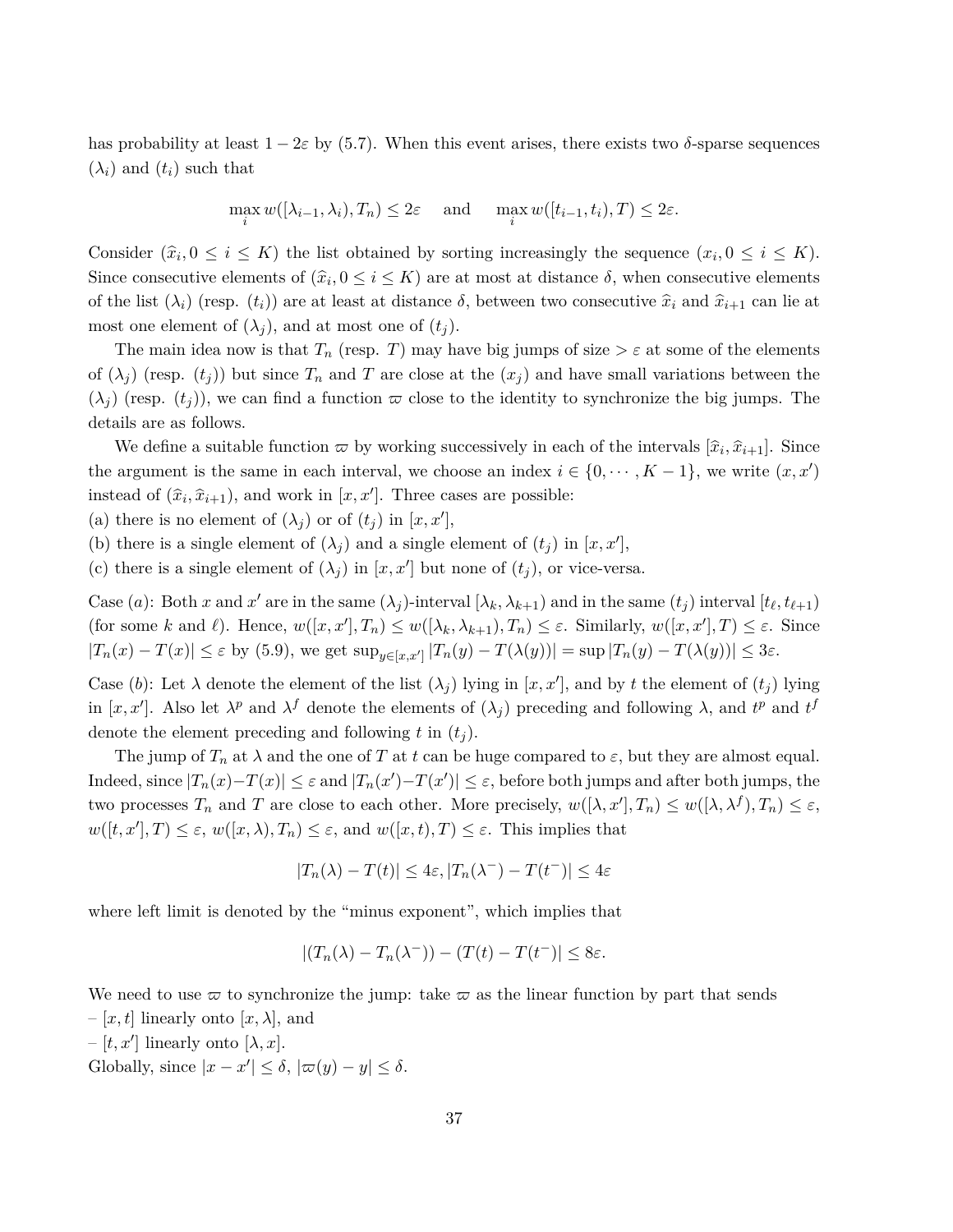has probability at least $1-2\varepsilon$ by (5.7). When this event arises, there exists two $\delta$-sparse sequences $(\lambda_i)$ and $(t_i)$ such that

$$\max_i w([\lambda_{i-1},\lambda_i),T_n) \le 2\varepsilon \quad \text{ and } \quad \max_i w([t_{i-1},t_i),T) \le 2\varepsilon.$$

Consider $(\widehat{x}_i, 0 \le i \le K)$ the list obtained by sorting increasingly the sequence $(x_i, 0 \le i \le K)$. Since consecutive elements of $(\widehat{x}_i, 0 \le i \le K)$ are at most at distance $\delta$, when consecutive elements of the list $(\lambda_i)$ (resp. $(t_i)$) are at least at distance $\delta$, between two consecutive $\widehat{x}_i$ and $\widehat{x}_{i+1}$ can lie at most one element of $(\lambda_j)$, and at most one of $(t_j)$.

The main idea now is that $T_n$ (resp. $T$) may have big jumps of size $> \varepsilon$ at some of the elements of $(\lambda_j)$ (resp. $(t_j)$) but since $T_n$ and $T$ are close at the $(x_j)$ and have small variations between the $(\lambda_j)$ (resp. $(t_j)$), we can find a function $\varpi$ close to the identity to synchronize the big jumps. The details are as follows.

We define a suitable function $\varpi$ by working successively in each of the intervals $[\widehat{x}_i, \widehat{x}_{i+1}]$. Since the argument is the same in each interval, we choose an index $i \in \{0, \cdots, K-1\}$, we write $(x, x')$ instead of $(\widehat{x}_i, \widehat{x}_{i+1})$, and work in $[x, x']$. Three cases are possible:
(a) there is no element of $(\lambda_j)$ or of $(t_j)$ in $[x, x']$,
(b) there is a single element of $(\lambda_j)$ and a single element of $(t_j)$ in $[x, x']$,
(c) there is a single element of $(\lambda_j)$ in $[x, x']$ but none of $(t_j)$, or vice-versa.

Case $(a)$: Both $x$ and $x'$ are in the same $(\lambda_j)$-interval $[\lambda_k, \lambda_{k+1})$ and in the same $(t_j)$ interval $[t_\ell, t_{\ell+1})$ (for some $k$ and $\ell$). Hence, $w([x,x'],T_n) \le w([\lambda_k,\lambda_{k+1}),T_n) \le \varepsilon$. Similarly, $w([x,x'],T) \le \varepsilon$. Since $|T_n(x) - T(x)| \le \varepsilon$ by (5.9), we get $\sup_{y\in[x,x']} |T_n(y) - T(\lambda(y))| = \sup |T_n(y) - T(\lambda(y))| \le 3\varepsilon$.

Case $(b)$: Let $\lambda$ denote the element of the list $(\lambda_j)$ lying in $[x, x']$, and by $t$ the element of $(t_j)$ lying in $[x, x']$. Also let $\lambda^p$ and $\lambda^f$ denote the elements of $(\lambda_j)$ preceding and following $\lambda$, and $t^p$ and $t^f$ denote the element preceding and following $t$ in $(t_j)$.

The jump of $T_n$ at $\lambda$ and the one of $T$ at $t$ can be huge compared to $\varepsilon$, but they are almost equal. Indeed, since $|T_n(x) - T(x)| \le \varepsilon$ and $|T_n(x') - T(x')| \le \varepsilon$, before both jumps and after both jumps, the two processes $T_n$ and $T$ are close to each other. More precisely, $w([\lambda, x'], T_n) \le w([\lambda, \lambda^f), T_n) \le \varepsilon$, $w([t, x'], T) \le \varepsilon$, $w([x, \lambda), T_n) \le \varepsilon$, and $w([x, t), T) \le \varepsilon$. This implies that

$$|T_n(\lambda) - T(t)| \le 4\varepsilon, |T_n(\lambda^-) - T(t^-)| \le 4\varepsilon$$

where left limit is denoted by the "minus exponent", which implies that

$$|(T_n(\lambda) - T_n(\lambda^-)) - (T(t) - T(t^-)| \le 8\varepsilon.$$

We need to use $\varpi$ to synchronize the jump: take $\varpi$ as the linear function by part that sends
– $[x, t]$ linearly onto $[x, \lambda]$, and
– $[t, x']$ linearly onto $[\lambda, x]$.
Globally, since $|x - x'| \le \delta$, $|\varpi(y) - y| \le \delta$.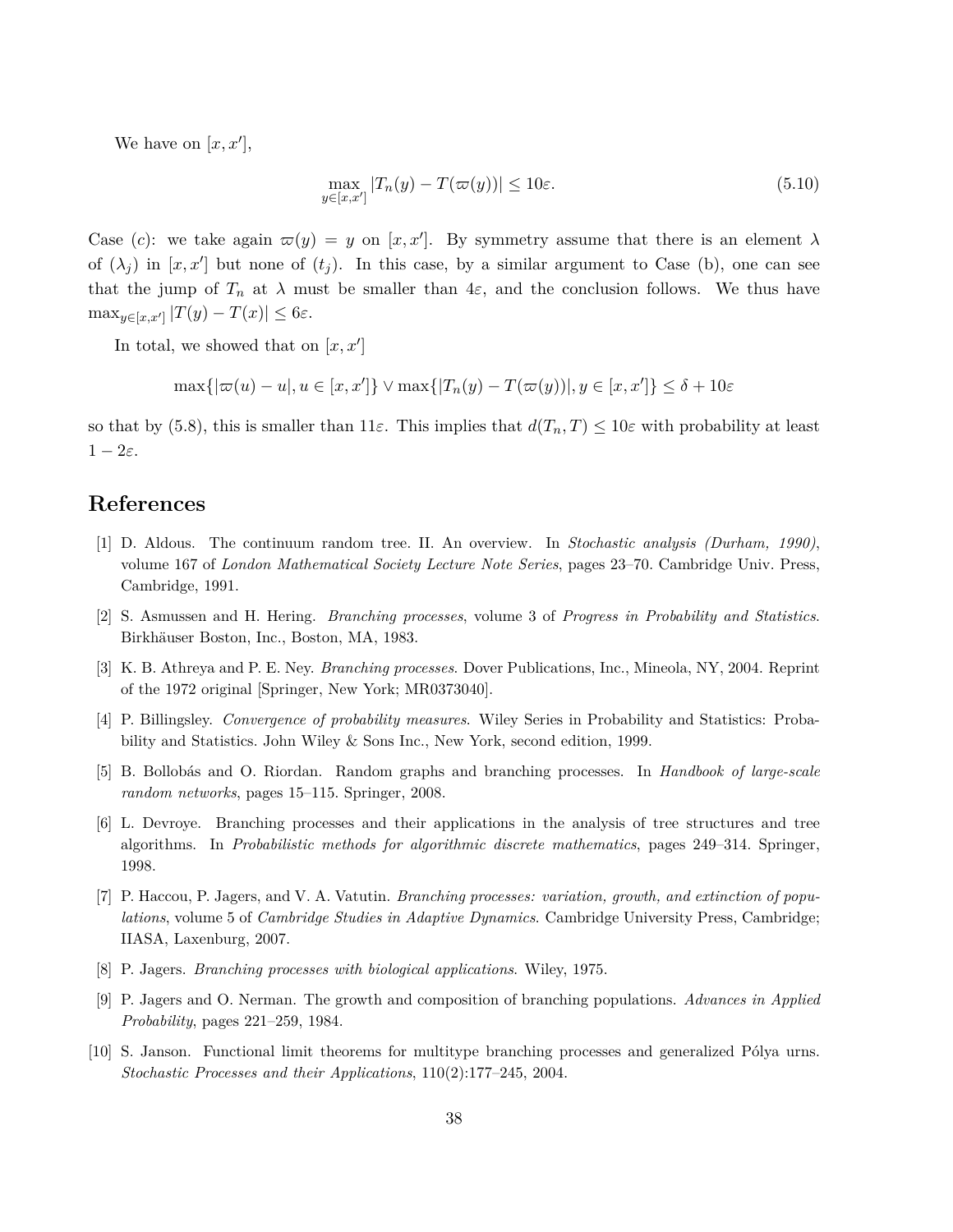We have on $[x, x']$,

$$\max_{y \in [x,x']} |T_n(y) - T(\varpi(y))| \leq 10\varepsilon. \tag{5.10}$$

Case $(c)$: we take again $\varpi(y) = y$ on $[x, x']$. By symmetry assume that there is an element $\lambda$ of $(\lambda_j)$ in $[x, x']$ but none of $(t_j)$. In this case, by a similar argument to Case (b), one can see that the jump of $T_n$ at $\lambda$ must be smaller than $4\varepsilon$, and the conclusion follows. We thus have $\max_{y \in [x,x']} |T(y) - T(x)| \leq 6\varepsilon$.

In total, we showed that on $[x, x']$

$$\max\{|\varpi(u) - u|, u \in [x, x']\} \vee \max\{|T_n(y) - T(\varpi(y))|, y \in [x, x']\} \leq \delta + 10\varepsilon$$

so that by (5.8), this is smaller than $11\varepsilon$. This implies that $d(T_n, T) \leq 10\varepsilon$ with probability at least $1 - 2\varepsilon$.

## References

[1] D. Aldous. The continuum random tree. II. An overview. In *Stochastic analysis (Durham, 1990)*, volume 167 of *London Mathematical Society Lecture Note Series*, pages 23–70. Cambridge Univ. Press, Cambridge, 1991.

[2] S. Asmussen and H. Hering. *Branching processes*, volume 3 of *Progress in Probability and Statistics*. Birkhäuser Boston, Inc., Boston, MA, 1983.

[3] K. B. Athreya and P. E. Ney. *Branching processes*. Dover Publications, Inc., Mineola, NY, 2004. Reprint of the 1972 original [Springer, New York; MR0373040].

[4] P. Billingsley. *Convergence of probability measures*. Wiley Series in Probability and Statistics: Probability and Statistics. John Wiley & Sons Inc., New York, second edition, 1999.

[5] B. Bollobás and O. Riordan. Random graphs and branching processes. In *Handbook of large-scale random networks*, pages 15–115. Springer, 2008.

[6] L. Devroye. Branching processes and their applications in the analysis of tree structures and tree algorithms. In *Probabilistic methods for algorithmic discrete mathematics*, pages 249–314. Springer, 1998.

[7] P. Haccou, P. Jagers, and V. A. Vatutin. *Branching processes: variation, growth, and extinction of populations*, volume 5 of *Cambridge Studies in Adaptive Dynamics*. Cambridge University Press, Cambridge; IIASA, Laxenburg, 2007.

[8] P. Jagers. *Branching processes with biological applications*. Wiley, 1975.

[9] P. Jagers and O. Nerman. The growth and composition of branching populations. *Advances in Applied Probability*, pages 221–259, 1984.

[10] S. Janson. Functional limit theorems for multitype branching processes and generalized Pólya urns. *Stochastic Processes and their Applications*, 110(2):177–245, 2004.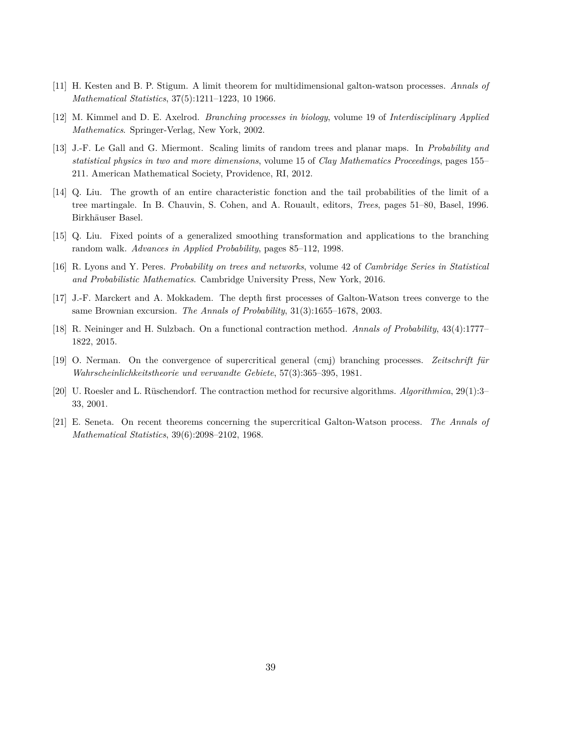[11] H. Kesten and B. P. Stigum. A limit theorem for multidimensional galton-watson processes. *Annals of Mathematical Statistics*, 37(5):1211–1223, 10 1966.

[12] M. Kimmel and D. E. Axelrod. *Branching processes in biology*, volume 19 of *Interdisciplinary Applied Mathematics*. Springer-Verlag, New York, 2002.

[13] J.-F. Le Gall and G. Miermont. Scaling limits of random trees and planar maps. In *Probability and statistical physics in two and more dimensions*, volume 15 of *Clay Mathematics Proceedings*, pages 155–211. American Mathematical Society, Providence, RI, 2012.

[14] Q. Liu. The growth of an entire characteristic fonction and the tail probabilities of the limit of a tree martingale. In B. Chauvin, S. Cohen, and A. Rouault, editors, *Trees*, pages 51–80, Basel, 1996. Birkhäuser Basel.

[15] Q. Liu. Fixed points of a generalized smoothing transformation and applications to the branching random walk. *Advances in Applied Probability*, pages 85–112, 1998.

[16] R. Lyons and Y. Peres. *Probability on trees and networks*, volume 42 of *Cambridge Series in Statistical and Probabilistic Mathematics*. Cambridge University Press, New York, 2016.

[17] J.-F. Marckert and A. Mokkadem. The depth first processes of Galton-Watson trees converge to the same Brownian excursion. *The Annals of Probability*, 31(3):1655–1678, 2003.

[18] R. Neininger and H. Sulzbach. On a functional contraction method. *Annals of Probability*, 43(4):1777–1822, 2015.

[19] O. Nerman. On the convergence of supercritical general (cmj) branching processes. *Zeitschrift für Wahrscheinlichkeitstheorie und verwandte Gebiete*, 57(3):365–395, 1981.

[20] U. Roesler and L. Rüschendorf. The contraction method for recursive algorithms. *Algorithmica*, 29(1):3–33, 2001.

[21] E. Seneta. On recent theorems concerning the supercritical Galton-Watson process. *The Annals of Mathematical Statistics*, 39(6):2098–2102, 1968.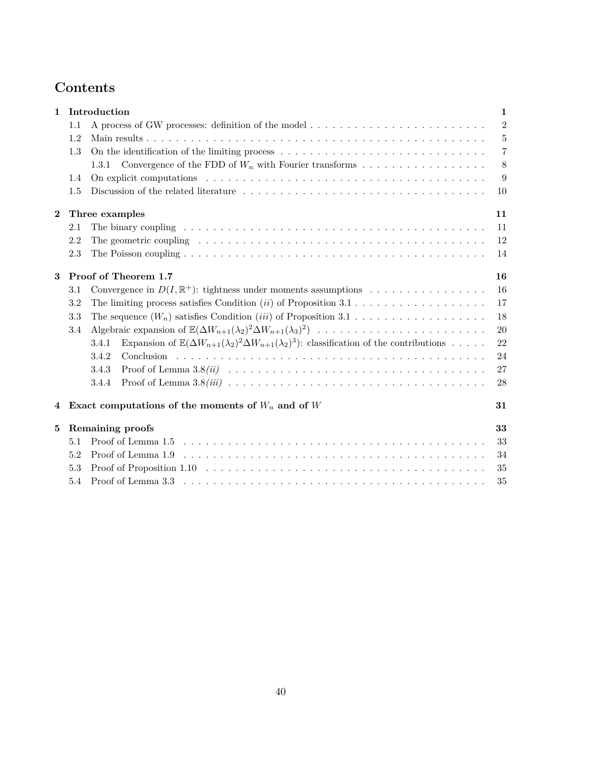# Contents

- **1 Introduction** — **1**
  - 1.1 A process of GW processes: definition of the model — 2
  - 1.2 Main results — 5
  - 1.3 On the identification of the limiting process — 7
    - 1.3.1 Convergence of the FDD of $W_n$ with Fourier transforms — 8
  - 1.4 On explicit computations — 9
  - 1.5 Discussion of the related literature — 10
- **2 Three examples** — **11**
  - 2.1 The binary coupling — 11
  - 2.2 The geometric coupling — 12
  - 2.3 The Poisson coupling — 14
- **3 Proof of Theorem 1.7** — **16**
  - 3.1 Convergence in $D(I, \mathbb{R}^+)$: tightness under moments assumptions — 16
  - 3.2 The limiting process satisfies Condition *(ii)* of Proposition 3.1 — 17
  - 3.3 The sequence $(W_n)$ satisfies Condition *(iii)* of Proposition 3.1 — 18
  - 3.4 Algebraic expansion of $\mathbb{E}(\Delta W_{n+1}(\lambda_2)^2 \Delta W_{n+1}(\lambda_3)^2)$ — 20
    - 3.4.1 Expansion of $\mathbb{E}(\Delta W_{n+1}(\lambda_2)^2 \Delta W_{n+1}(\lambda_2)^3)$: classification of the contributions — 22
    - 3.4.2 Conclusion — 24
    - 3.4.3 Proof of Lemma 3.8*(ii)* — 27
    - 3.4.4 Proof of Lemma 3.8*(iii)* — 28
- **4 Exact computations of the moments of $W_n$ and of $W$** — **31**
- **5 Remaining proofs** — **33**
  - 5.1 Proof of Lemma 1.5 — 33
  - 5.2 Proof of Lemma 1.9 — 34
  - 5.3 Proof of Proposition 1.10 — 35
  - 5.4 Proof of Lemma 3.3 — 35